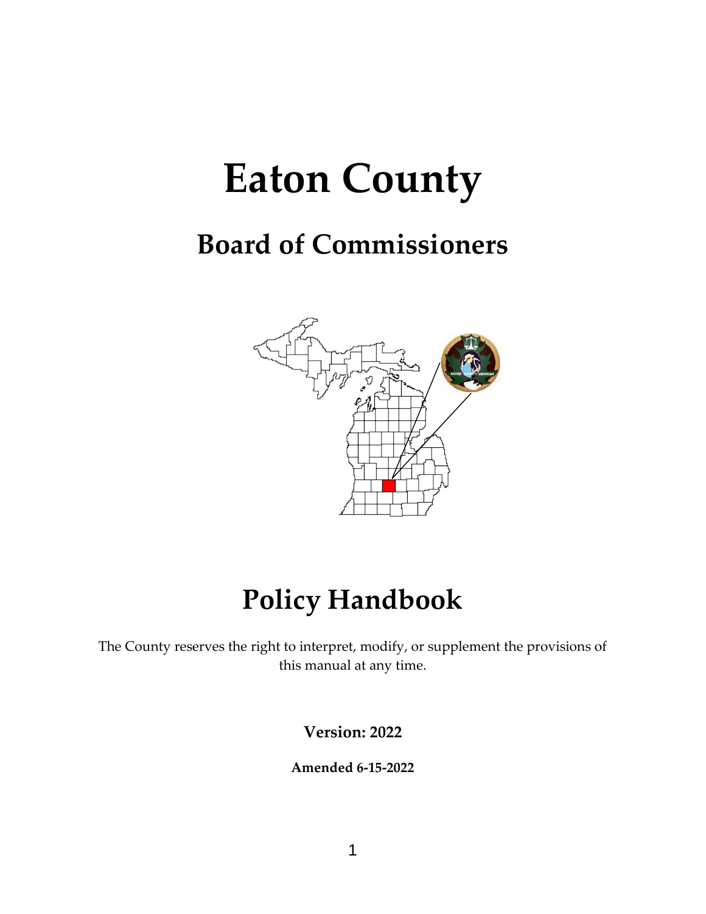# Eaton County

## Board of Commissioners

# Policy Handbook

The County reserves the right to interpret, modify, or supplement the provisions of this manual at any time.

**Version: 2022**

**Amended 6-15-2022**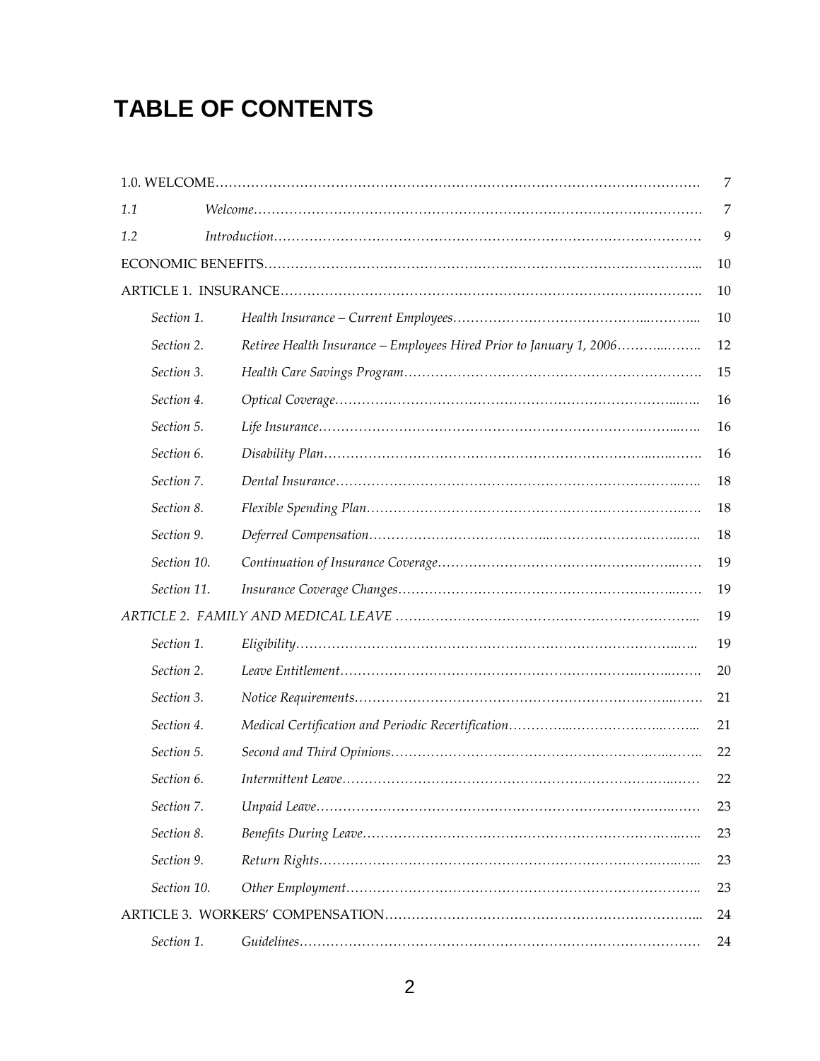# TABLE OF CONTENTS

| | | |
|---|---|---|
| 1.0. WELCOME | | 7 |
| *1.1* | *Welcome* | 7 |
| *1.2* | *Introduction* | 9 |
| ECONOMIC BENEFITS | | 10 |
| ARTICLE 1. INSURANCE | | 10 |
| *Section 1.* | *Health Insurance – Current Employees* | 10 |
| *Section 2.* | *Retiree Health Insurance – Employees Hired Prior to January 1, 2006* | 12 |
| *Section 3.* | *Health Care Savings Program* | 15 |
| *Section 4.* | *Optical Coverage* | 16 |
| *Section 5.* | *Life Insurance* | 16 |
| *Section 6.* | *Disability Plan* | 16 |
| *Section 7.* | *Dental Insurance* | 18 |
| *Section 8.* | *Flexible Spending Plan* | 18 |
| *Section 9.* | *Deferred Compensation* | 18 |
| *Section 10.* | *Continuation of Insurance Coverage* | 19 |
| *Section 11.* | *Insurance Coverage Changes* | 19 |
| *ARTICLE 2. FAMILY AND MEDICAL LEAVE* | | 19 |
| *Section 1.* | *Eligibility* | 19 |
| *Section 2.* | *Leave Entitlement* | 20 |
| *Section 3.* | *Notice Requirements* | 21 |
| *Section 4.* | *Medical Certification and Periodic Recertification* | 21 |
| *Section 5.* | *Second and Third Opinions* | 22 |
| *Section 6.* | *Intermittent Leave* | 22 |
| *Section 7.* | *Unpaid Leave* | 23 |
| *Section 8.* | *Benefits During Leave* | 23 |
| *Section 9.* | *Return Rights* | 23 |
| *Section 10.* | *Other Employment* | 23 |
| ARTICLE 3. WORKERS' COMPENSATION | | 24 |
| *Section 1.* | *Guidelines* | 24 |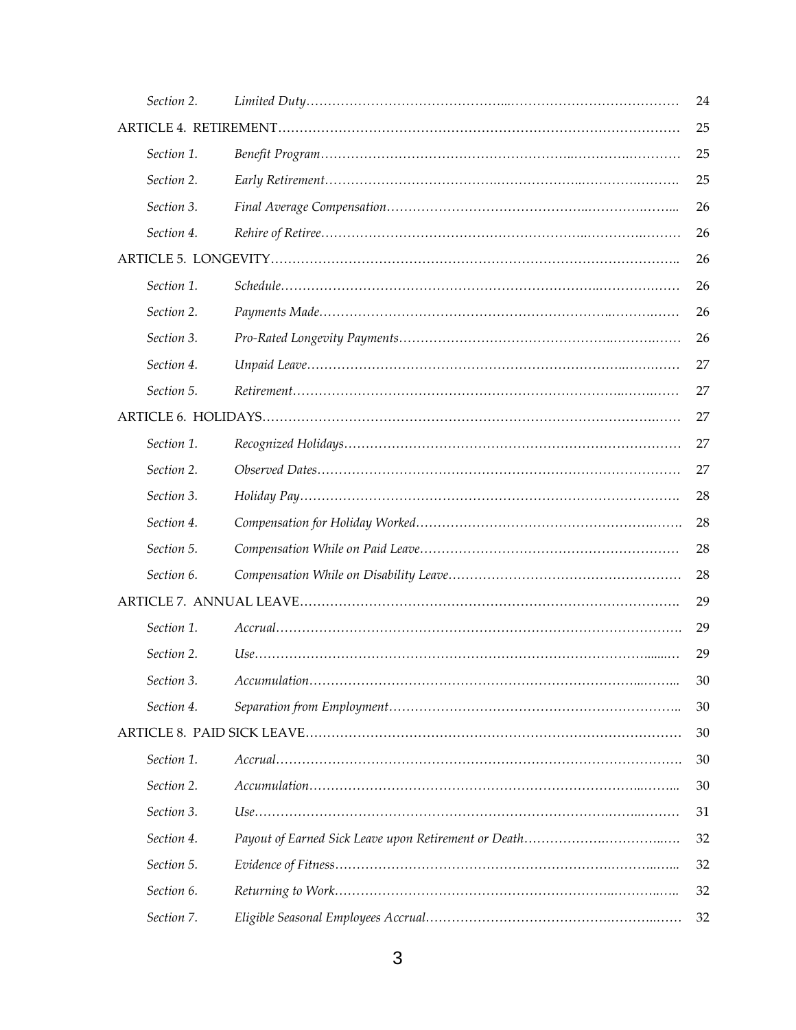| | | |
|---|---|---|
| *Section 2.* | *Limited Duty* | 24 |
| ARTICLE 4. RETIREMENT | | 25 |
| *Section 1.* | *Benefit Program* | 25 |
| *Section 2.* | *Early Retirement* | 25 |
| *Section 3.* | *Final Average Compensation* | 26 |
| *Section 4.* | *Rehire of Retiree* | 26 |
| ARTICLE 5. LONGEVITY | | 26 |
| *Section 1.* | *Schedule* | 26 |
| *Section 2.* | *Payments Made* | 26 |
| *Section 3.* | *Pro-Rated Longevity Payments* | 26 |
| *Section 4.* | *Unpaid Leave* | 27 |
| *Section 5.* | *Retirement* | 27 |
| ARTICLE 6. HOLIDAYS | | 27 |
| *Section 1.* | *Recognized Holidays* | 27 |
| *Section 2.* | *Observed Dates* | 27 |
| *Section 3.* | *Holiday Pay* | 28 |
| *Section 4.* | *Compensation for Holiday Worked* | 28 |
| *Section 5.* | *Compensation While on Paid Leave* | 28 |
| *Section 6.* | *Compensation While on Disability Leave* | 28 |
| ARTICLE 7. ANNUAL LEAVE | | 29 |
| *Section 1.* | *Accrual* | 29 |
| *Section 2.* | *Use* | 29 |
| *Section 3.* | *Accumulation* | 30 |
| *Section 4.* | *Separation from Employment* | 30 |
| ARTICLE 8. PAID SICK LEAVE | | 30 |
| *Section 1.* | *Accrual* | 30 |
| *Section 2.* | *Accumulation* | 30 |
| *Section 3.* | *Use* | 31 |
| *Section 4.* | *Payout of Earned Sick Leave upon Retirement or Death* | 32 |
| *Section 5.* | *Evidence of Fitness* | 32 |
| *Section 6.* | *Returning to Work* | 32 |
| *Section 7.* | *Eligible Seasonal Employees Accrual* | 32 |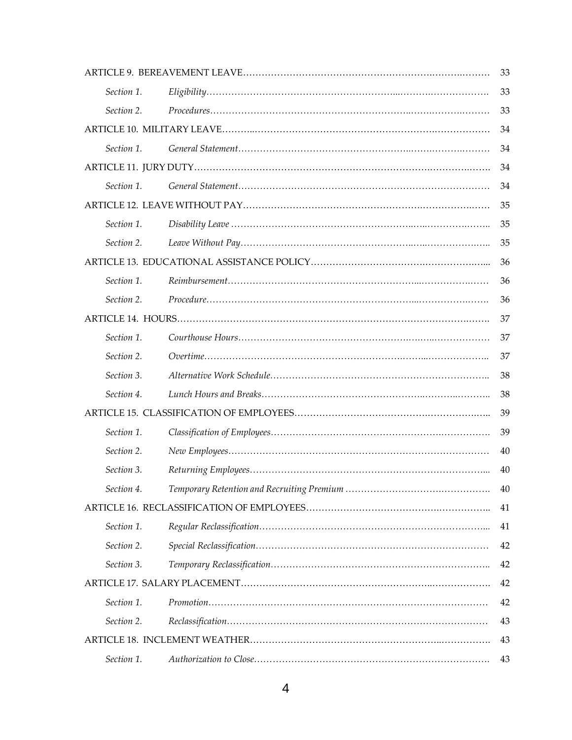| | | |
|---|---|---|
| ARTICLE 9. BEREAVEMENT LEAVE | | 33 |
| *Section 1.* | *Eligibility* | 33 |
| *Section 2.* | *Procedures* | 33 |
| ARTICLE 10. MILITARY LEAVE | | 34 |
| *Section 1.* | *General Statement* | 34 |
| ARTICLE 11. JURY DUTY | | 34 |
| *Section 1.* | *General Statement* | 34 |
| ARTICLE 12. LEAVE WITHOUT PAY | | 35 |
| *Section 1.* | *Disability Leave* | 35 |
| *Section 2.* | *Leave Without Pay* | 35 |
| ARTICLE 13. EDUCATIONAL ASSISTANCE POLICY | | 36 |
| *Section 1.* | *Reimbursement* | 36 |
| *Section 2.* | *Procedure* | 36 |
| ARTICLE 14. HOURS | | 37 |
| *Section 1.* | *Courthouse Hours* | 37 |
| *Section 2.* | *Overtime* | 37 |
| *Section 3.* | *Alternative Work Schedule* | 38 |
| *Section 4.* | *Lunch Hours and Breaks* | 38 |
| ARTICLE 15. CLASSIFICATION OF EMPLOYEES | | 39 |
| *Section 1.* | *Classification of Employees* | 39 |
| *Section 2.* | *New Employees* | 40 |
| *Section 3.* | *Returning Employees* | 40 |
| *Section 4.* | *Temporary Retention and Recruiting Premium* | 40 |
| ARTICLE 16. RECLASSIFICATION OF EMPLOYEES | | 41 |
| *Section 1.* | *Regular Reclassification* | 41 |
| *Section 2.* | *Special Reclassification* | 42 |
| *Section 3.* | *Temporary Reclassification* | 42 |
| ARTICLE 17. SALARY PLACEMENT | | 42 |
| *Section 1.* | *Promotion* | 42 |
| *Section 2.* | *Reclassification* | 43 |
| ARTICLE 18. INCLEMENT WEATHER | | 43 |
| *Section 1.* | *Authorization to Close* | 43 |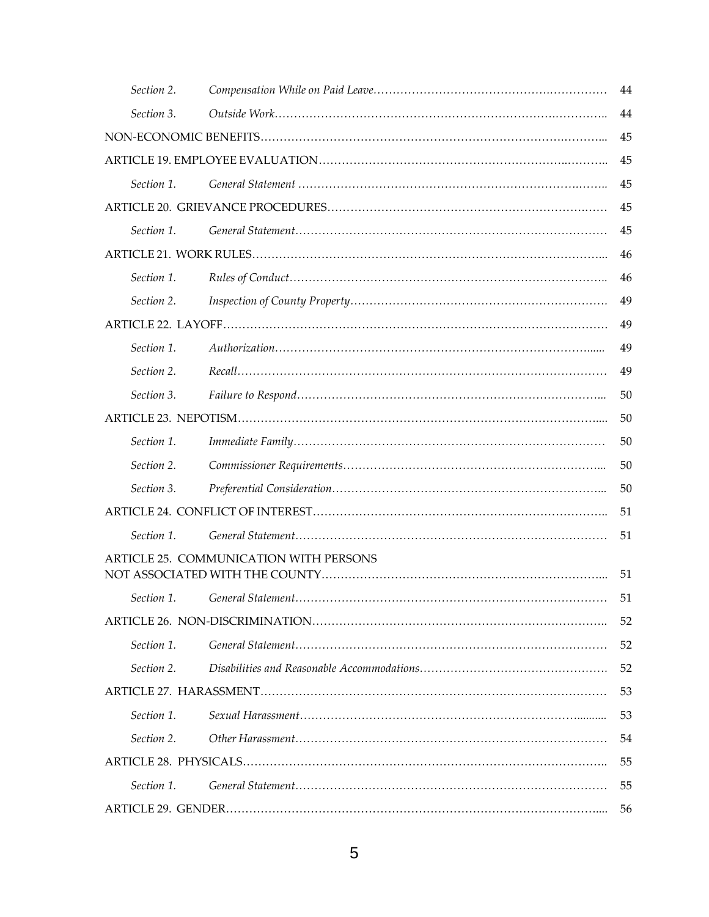| | | |
|---|---|---|
| *Section 2.* | *Compensation While on Paid Leave* | 44 |
| *Section 3.* | *Outside Work* | 44 |
| NON-ECONOMIC BENEFITS | | 45 |
| ARTICLE 19. EMPLOYEE EVALUATION | | 45 |
| *Section 1.* | *General Statement* | 45 |
| ARTICLE 20. GRIEVANCE PROCEDURES | | 45 |
| *Section 1.* | *General Statement* | 45 |
| ARTICLE 21. WORK RULES | | 46 |
| *Section 1.* | *Rules of Conduct* | 46 |
| *Section 2.* | *Inspection of County Property* | 49 |
| ARTICLE 22. LAYOFF | | 49 |
| *Section 1.* | *Authorization* | 49 |
| *Section 2.* | *Recall* | 49 |
| *Section 3.* | *Failure to Respond* | 50 |
| ARTICLE 23. NEPOTISM | | 50 |
| *Section 1.* | *Immediate Family* | 50 |
| *Section 2.* | *Commissioner Requirements* | 50 |
| *Section 3.* | *Preferential Consideration* | 50 |
| ARTICLE 24. CONFLICT OF INTEREST | | 51 |
| *Section 1.* | *General Statement* | 51 |
| ARTICLE 25. COMMUNICATION WITH PERSONS NOT ASSOCIATED WITH THE COUNTY | | 51 |
| *Section 1.* | *General Statement* | 51 |
| ARTICLE 26. NON-DISCRIMINATION | | 52 |
| *Section 1.* | *General Statement* | 52 |
| *Section 2.* | *Disabilities and Reasonable Accommodations* | 52 |
| ARTICLE 27. HARASSMENT | | 53 |
| *Section 1.* | *Sexual Harassment* | 53 |
| *Section 2.* | *Other Harassment* | 54 |
| ARTICLE 28. PHYSICALS | | 55 |
| *Section 1.* | *General Statement* | 55 |
| ARTICLE 29. GENDER | | 56 |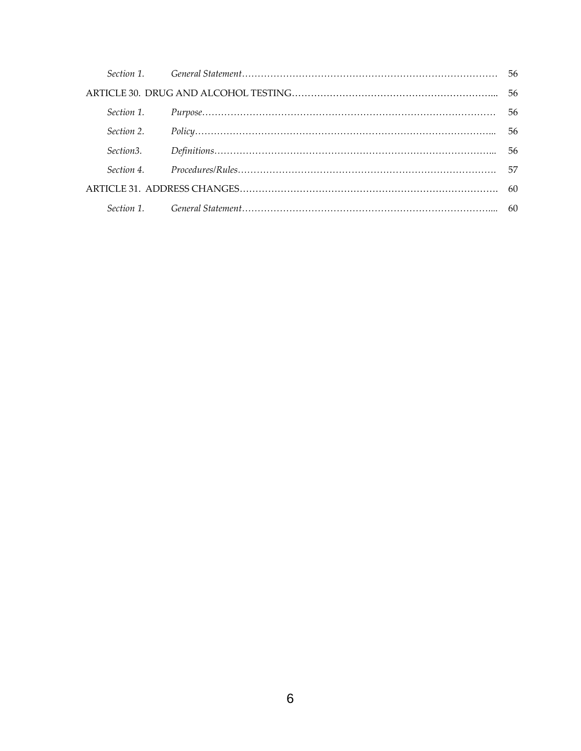| | | |
|---|---|---|
| *Section 1.* | *General Statement*……………………………………………………………………… | 56 |
| ARTICLE 30. DRUG AND ALCOHOL TESTING………………………………………………………... | | 56 |
| *Section 1.* | *Purpose*………………………………………………………………………………… | 56 |
| *Section 2.* | *Policy*……………………………………………………………………………………... | 56 |
| *Section3.* | *Definitions*……………………………………………………………………………... | 56 |
| *Section 4.* | *Procedures/Rules*……………………………………………………………………… | 57 |
| ARTICLE 31. ADDRESS CHANGES………………………………………………………………………. | | 60 |
| *Section 1.* | *General Statement*…………………………………………………………………….... | 60 |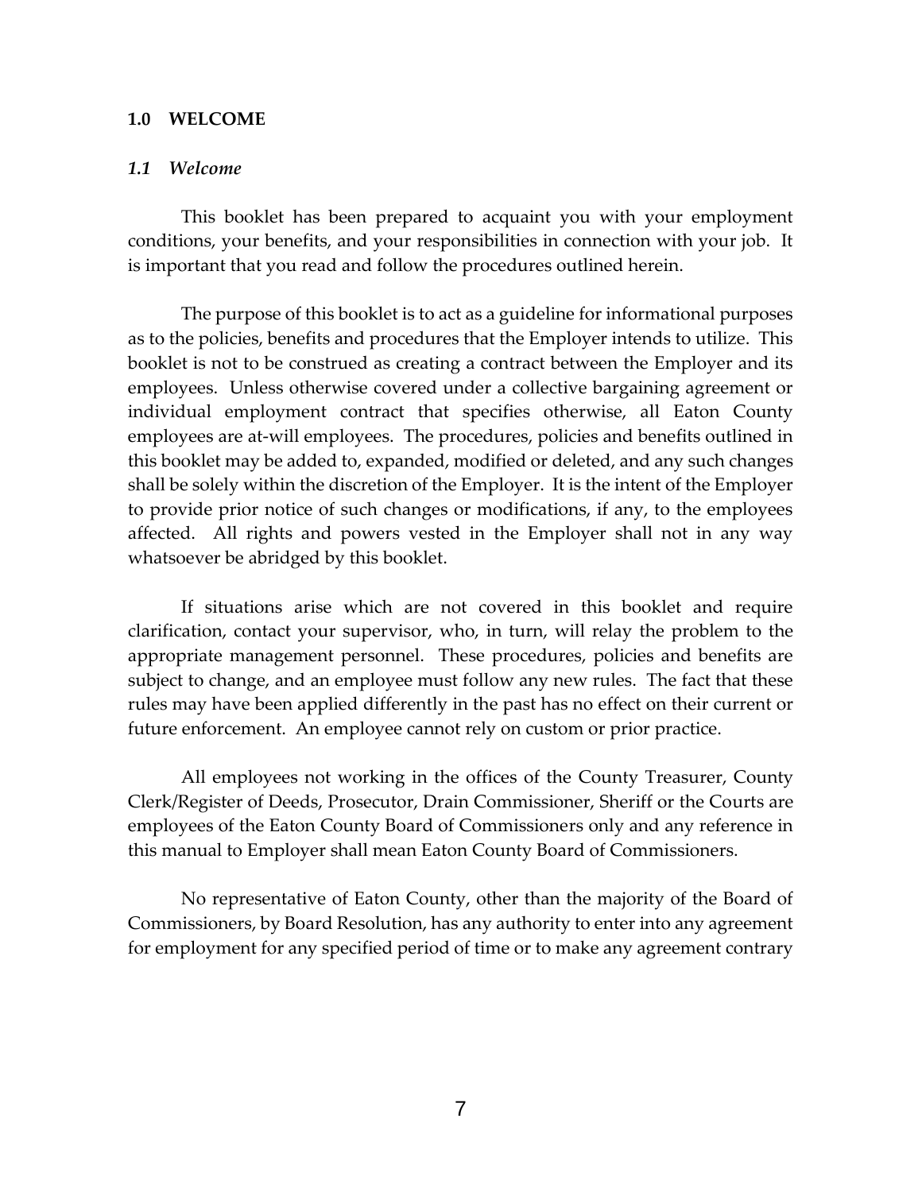## 1.0 WELCOME

### *1.1 Welcome*

This booklet has been prepared to acquaint you with your employment conditions, your benefits, and your responsibilities in connection with your job. It is important that you read and follow the procedures outlined herein.

The purpose of this booklet is to act as a guideline for informational purposes as to the policies, benefits and procedures that the Employer intends to utilize. This booklet is not to be construed as creating a contract between the Employer and its employees. Unless otherwise covered under a collective bargaining agreement or individual employment contract that specifies otherwise, all Eaton County employees are at-will employees. The procedures, policies and benefits outlined in this booklet may be added to, expanded, modified or deleted, and any such changes shall be solely within the discretion of the Employer. It is the intent of the Employer to provide prior notice of such changes or modifications, if any, to the employees affected. All rights and powers vested in the Employer shall not in any way whatsoever be abridged by this booklet.

If situations arise which are not covered in this booklet and require clarification, contact your supervisor, who, in turn, will relay the problem to the appropriate management personnel. These procedures, policies and benefits are subject to change, and an employee must follow any new rules. The fact that these rules may have been applied differently in the past has no effect on their current or future enforcement. An employee cannot rely on custom or prior practice.

All employees not working in the offices of the County Treasurer, County Clerk/Register of Deeds, Prosecutor, Drain Commissioner, Sheriff or the Courts are employees of the Eaton County Board of Commissioners only and any reference in this manual to Employer shall mean Eaton County Board of Commissioners.

No representative of Eaton County, other than the majority of the Board of Commissioners, by Board Resolution, has any authority to enter into any agreement for employment for any specified period of time or to make any agreement contrary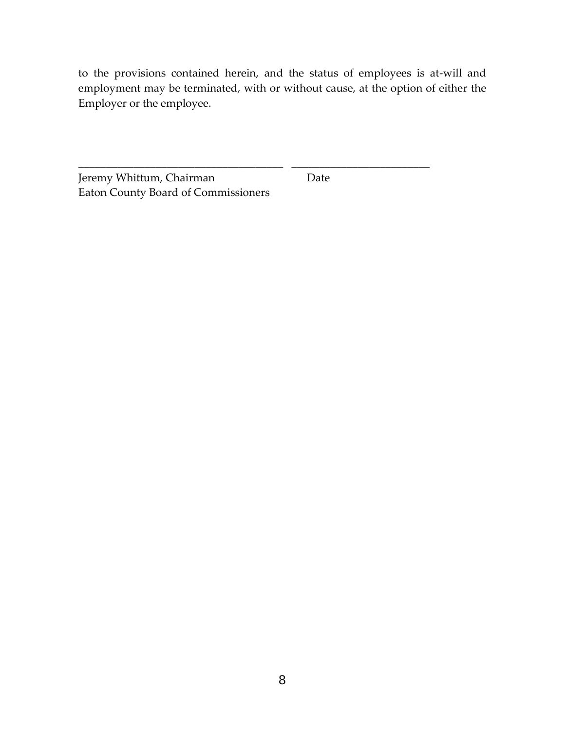to the provisions contained herein, and the status of employees is at-will and employment may be terminated, with or without cause, at the option of either the Employer or the employee.

______________________________________ _________________________

Jeremy Whittum, Chairman Date
Eaton County Board of Commissioners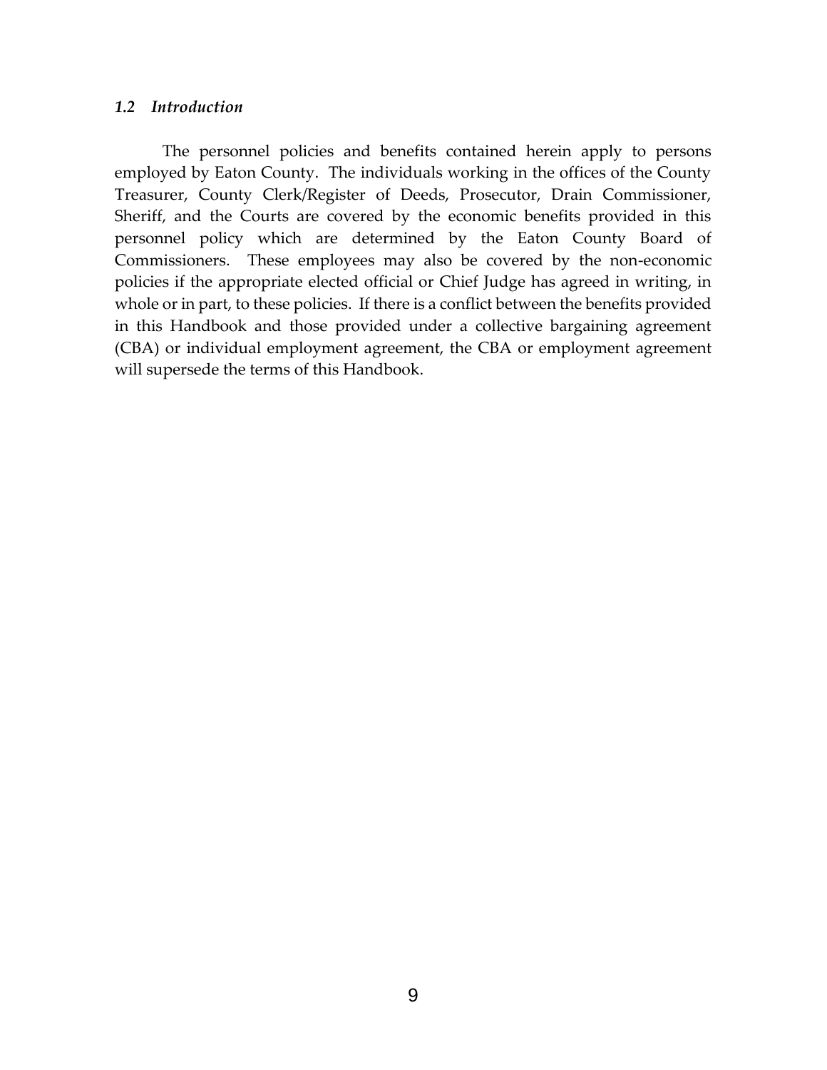### *1.2 Introduction*

The personnel policies and benefits contained herein apply to persons employed by Eaton County. The individuals working in the offices of the County Treasurer, County Clerk/Register of Deeds, Prosecutor, Drain Commissioner, Sheriff, and the Courts are covered by the economic benefits provided in this personnel policy which are determined by the Eaton County Board of Commissioners. These employees may also be covered by the non-economic policies if the appropriate elected official or Chief Judge has agreed in writing, in whole or in part, to these policies. If there is a conflict between the benefits provided in this Handbook and those provided under a collective bargaining agreement (CBA) or individual employment agreement, the CBA or employment agreement will supersede the terms of this Handbook.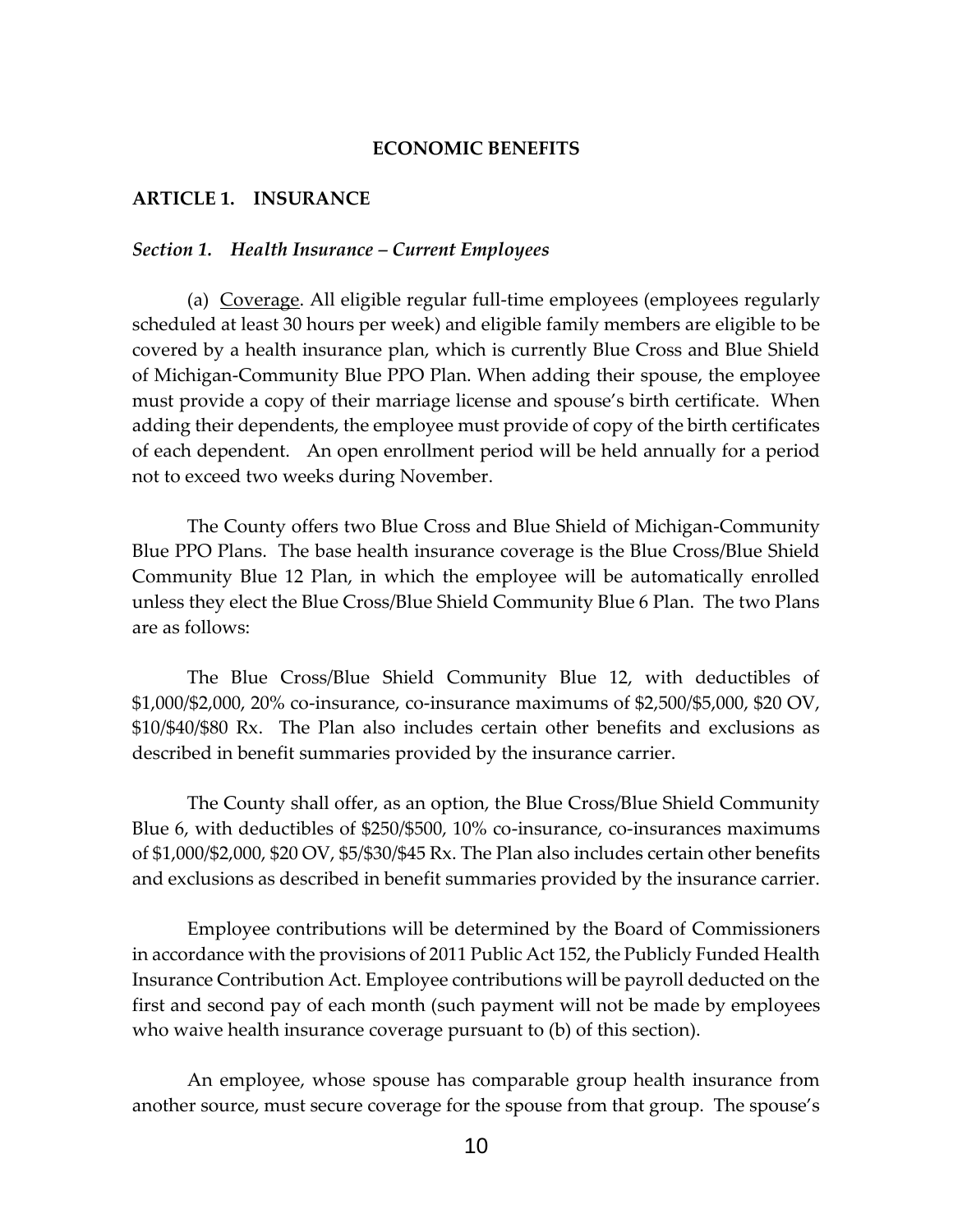## ECONOMIC BENEFITS

### ARTICLE 1. INSURANCE

#### *Section 1. Health Insurance – Current Employees*

(a) Coverage. All eligible regular full-time employees (employees regularly scheduled at least 30 hours per week) and eligible family members are eligible to be covered by a health insurance plan, which is currently Blue Cross and Blue Shield of Michigan-Community Blue PPO Plan. When adding their spouse, the employee must provide a copy of their marriage license and spouse's birth certificate. When adding their dependents, the employee must provide of copy of the birth certificates of each dependent. An open enrollment period will be held annually for a period not to exceed two weeks during November.

The County offers two Blue Cross and Blue Shield of Michigan-Community Blue PPO Plans. The base health insurance coverage is the Blue Cross/Blue Shield Community Blue 12 Plan, in which the employee will be automatically enrolled unless they elect the Blue Cross/Blue Shield Community Blue 6 Plan. The two Plans are as follows:

The Blue Cross/Blue Shield Community Blue 12, with deductibles of $1,000/$2,000, 20% co-insurance, co-insurance maximums of $2,500/$5,000, $20 OV, $10/$40/$80 Rx. The Plan also includes certain other benefits and exclusions as described in benefit summaries provided by the insurance carrier.

The County shall offer, as an option, the Blue Cross/Blue Shield Community Blue 6, with deductibles of $250/$500, 10% co-insurance, co-insurances maximums of $1,000/$2,000, $20 OV, $5/$30/$45 Rx. The Plan also includes certain other benefits and exclusions as described in benefit summaries provided by the insurance carrier.

Employee contributions will be determined by the Board of Commissioners in accordance with the provisions of 2011 Public Act 152, the Publicly Funded Health Insurance Contribution Act. Employee contributions will be payroll deducted on the first and second pay of each month (such payment will not be made by employees who waive health insurance coverage pursuant to (b) of this section).

An employee, whose spouse has comparable group health insurance from another source, must secure coverage for the spouse from that group. The spouse's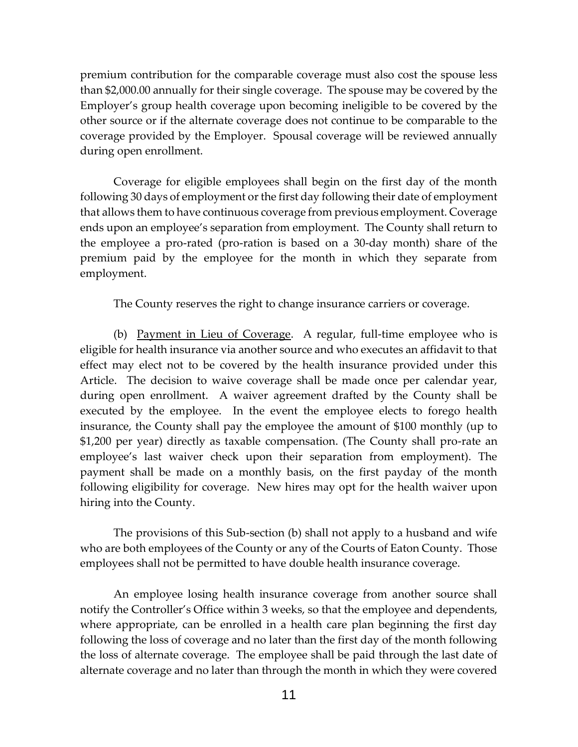premium contribution for the comparable coverage must also cost the spouse less than $2,000.00 annually for their single coverage. The spouse may be covered by the Employer's group health coverage upon becoming ineligible to be covered by the other source or if the alternate coverage does not continue to be comparable to the coverage provided by the Employer. Spousal coverage will be reviewed annually during open enrollment.

Coverage for eligible employees shall begin on the first day of the month following 30 days of employment or the first day following their date of employment that allows them to have continuous coverage from previous employment. Coverage ends upon an employee's separation from employment. The County shall return to the employee a pro-rated (pro-ration is based on a 30-day month) share of the premium paid by the employee for the month in which they separate from employment.

The County reserves the right to change insurance carriers or coverage.

(b) <u>Payment in Lieu of Coverage</u>. A regular, full-time employee who is eligible for health insurance via another source and who executes an affidavit to that effect may elect not to be covered by the health insurance provided under this Article. The decision to waive coverage shall be made once per calendar year, during open enrollment. A waiver agreement drafted by the County shall be executed by the employee. In the event the employee elects to forego health insurance, the County shall pay the employee the amount of $100 monthly (up to $1,200 per year) directly as taxable compensation. (The County shall pro-rate an employee's last waiver check upon their separation from employment). The payment shall be made on a monthly basis, on the first payday of the month following eligibility for coverage. New hires may opt for the health waiver upon hiring into the County.

The provisions of this Sub-section (b) shall not apply to a husband and wife who are both employees of the County or any of the Courts of Eaton County. Those employees shall not be permitted to have double health insurance coverage.

An employee losing health insurance coverage from another source shall notify the Controller's Office within 3 weeks, so that the employee and dependents, where appropriate, can be enrolled in a health care plan beginning the first day following the loss of coverage and no later than the first day of the month following the loss of alternate coverage. The employee shall be paid through the last date of alternate coverage and no later than through the month in which they were covered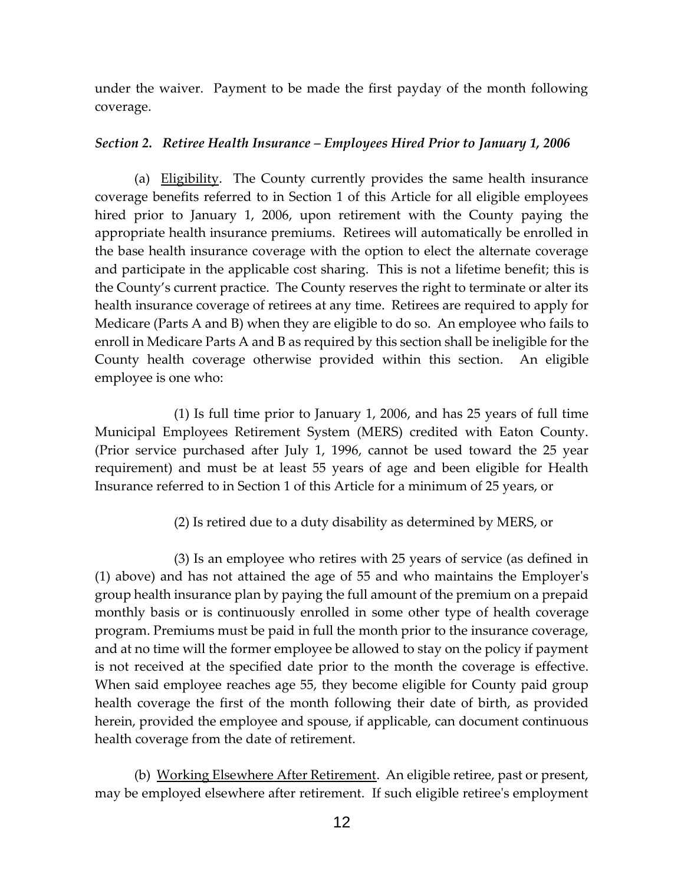under the waiver. Payment to be made the first payday of the month following coverage.

### *Section 2. Retiree Health Insurance – Employees Hired Prior to January 1, 2006*

(a) <u>Eligibility</u>. The County currently provides the same health insurance coverage benefits referred to in Section 1 of this Article for all eligible employees hired prior to January 1, 2006, upon retirement with the County paying the appropriate health insurance premiums. Retirees will automatically be enrolled in the base health insurance coverage with the option to elect the alternate coverage and participate in the applicable cost sharing. This is not a lifetime benefit; this is the County's current practice. The County reserves the right to terminate or alter its health insurance coverage of retirees at any time. Retirees are required to apply for Medicare (Parts A and B) when they are eligible to do so. An employee who fails to enroll in Medicare Parts A and B as required by this section shall be ineligible for the County health coverage otherwise provided within this section. An eligible employee is one who:

(1) Is full time prior to January 1, 2006, and has 25 years of full time Municipal Employees Retirement System (MERS) credited with Eaton County. (Prior service purchased after July 1, 1996, cannot be used toward the 25 year requirement) and must be at least 55 years of age and been eligible for Health Insurance referred to in Section 1 of this Article for a minimum of 25 years, or

(2) Is retired due to a duty disability as determined by MERS, or

(3) Is an employee who retires with 25 years of service (as defined in (1) above) and has not attained the age of 55 and who maintains the Employer's group health insurance plan by paying the full amount of the premium on a prepaid monthly basis or is continuously enrolled in some other type of health coverage program. Premiums must be paid in full the month prior to the insurance coverage, and at no time will the former employee be allowed to stay on the policy if payment is not received at the specified date prior to the month the coverage is effective. When said employee reaches age 55, they become eligible for County paid group health coverage the first of the month following their date of birth, as provided herein, provided the employee and spouse, if applicable, can document continuous health coverage from the date of retirement.

(b) <u>Working Elsewhere After Retirement</u>. An eligible retiree, past or present, may be employed elsewhere after retirement. If such eligible retiree's employment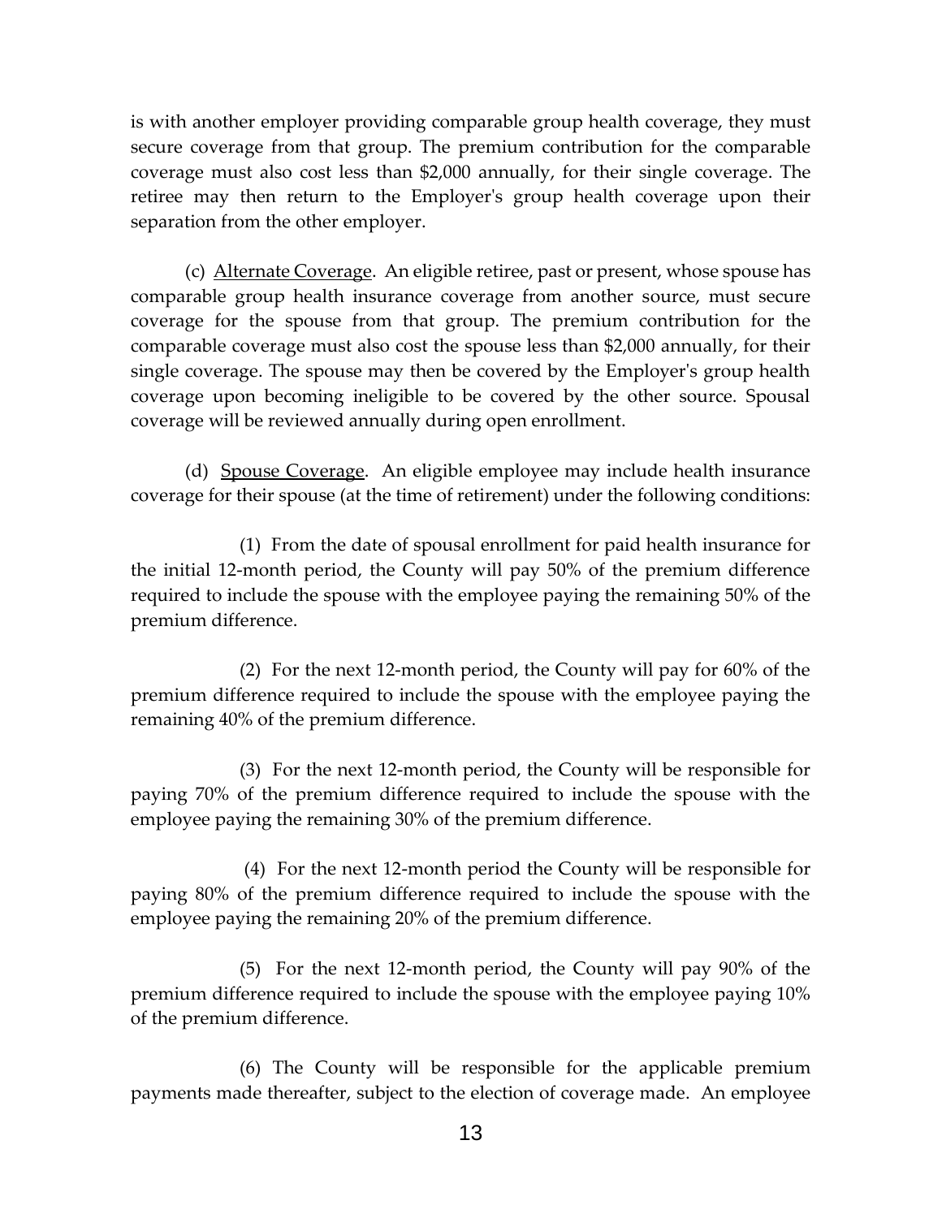is with another employer providing comparable group health coverage, they must secure coverage from that group. The premium contribution for the comparable coverage must also cost less than $2,000 annually, for their single coverage. The retiree may then return to the Employer's group health coverage upon their separation from the other employer.

(c) <u>Alternate Coverage</u>. An eligible retiree, past or present, whose spouse has comparable group health insurance coverage from another source, must secure coverage for the spouse from that group. The premium contribution for the comparable coverage must also cost the spouse less than $2,000 annually, for their single coverage. The spouse may then be covered by the Employer's group health coverage upon becoming ineligible to be covered by the other source. Spousal coverage will be reviewed annually during open enrollment.

(d) <u>Spouse Coverage</u>. An eligible employee may include health insurance coverage for their spouse (at the time of retirement) under the following conditions:

(1) From the date of spousal enrollment for paid health insurance for the initial 12-month period, the County will pay 50% of the premium difference required to include the spouse with the employee paying the remaining 50% of the premium difference.

(2) For the next 12-month period, the County will pay for 60% of the premium difference required to include the spouse with the employee paying the remaining 40% of the premium difference.

(3) For the next 12-month period, the County will be responsible for paying 70% of the premium difference required to include the spouse with the employee paying the remaining 30% of the premium difference.

(4) For the next 12-month period the County will be responsible for paying 80% of the premium difference required to include the spouse with the employee paying the remaining 20% of the premium difference.

(5) For the next 12-month period, the County will pay 90% of the premium difference required to include the spouse with the employee paying 10% of the premium difference.

(6) The County will be responsible for the applicable premium payments made thereafter, subject to the election of coverage made. An employee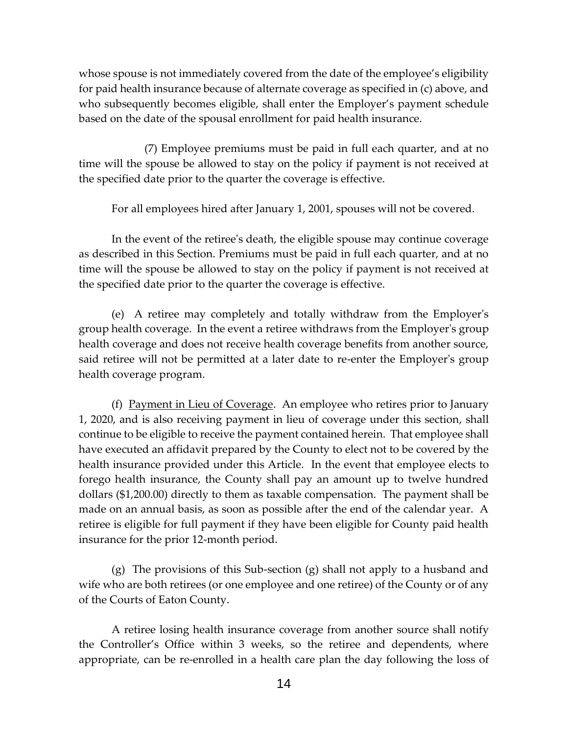whose spouse is not immediately covered from the date of the employee's eligibility for paid health insurance because of alternate coverage as specified in (c) above, and who subsequently becomes eligible, shall enter the Employer's payment schedule based on the date of the spousal enrollment for paid health insurance.

(7) Employee premiums must be paid in full each quarter, and at no time will the spouse be allowed to stay on the policy if payment is not received at the specified date prior to the quarter the coverage is effective.

For all employees hired after January 1, 2001, spouses will not be covered.

In the event of the retiree's death, the eligible spouse may continue coverage as described in this Section. Premiums must be paid in full each quarter, and at no time will the spouse be allowed to stay on the policy if payment is not received at the specified date prior to the quarter the coverage is effective.

(e) A retiree may completely and totally withdraw from the Employer's group health coverage. In the event a retiree withdraws from the Employer's group health coverage and does not receive health coverage benefits from another source, said retiree will not be permitted at a later date to re-enter the Employer's group health coverage program.

(f) Payment in Lieu of Coverage. An employee who retires prior to January 1, 2020, and is also receiving payment in lieu of coverage under this section, shall continue to be eligible to receive the payment contained herein. That employee shall have executed an affidavit prepared by the County to elect not to be covered by the health insurance provided under this Article. In the event that employee elects to forego health insurance, the County shall pay an amount up to twelve hundred dollars ($1,200.00) directly to them as taxable compensation. The payment shall be made on an annual basis, as soon as possible after the end of the calendar year. A retiree is eligible for full payment if they have been eligible for County paid health insurance for the prior 12-month period.

(g) The provisions of this Sub-section (g) shall not apply to a husband and wife who are both retirees (or one employee and one retiree) of the County or of any of the Courts of Eaton County.

A retiree losing health insurance coverage from another source shall notify the Controller's Office within 3 weeks, so the retiree and dependents, where appropriate, can be re-enrolled in a health care plan the day following the loss of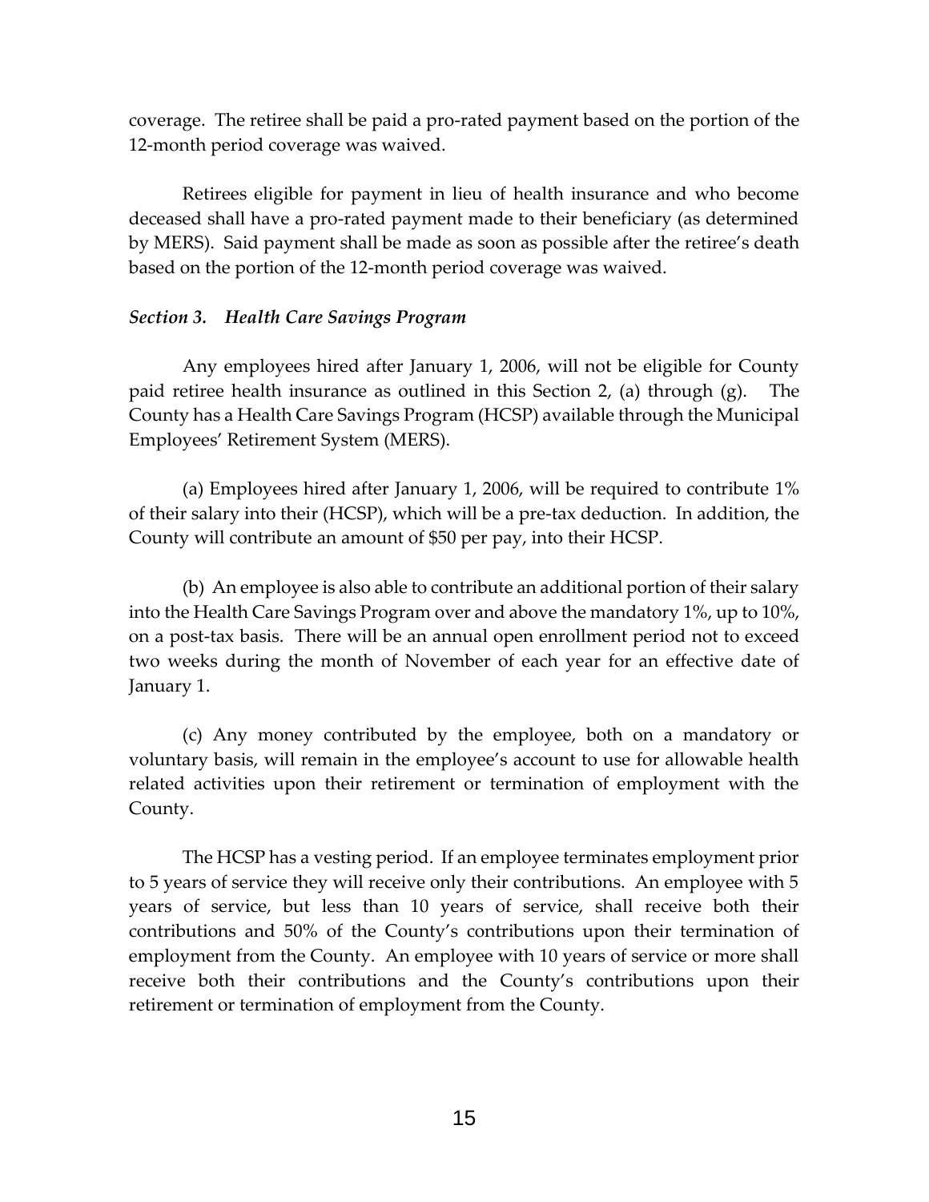coverage. The retiree shall be paid a pro-rated payment based on the portion of the 12-month period coverage was waived.

Retirees eligible for payment in lieu of health insurance and who become deceased shall have a pro-rated payment made to their beneficiary (as determined by MERS). Said payment shall be made as soon as possible after the retiree's death based on the portion of the 12-month period coverage was waived.

***Section 3. Health Care Savings Program***

Any employees hired after January 1, 2006, will not be eligible for County paid retiree health insurance as outlined in this Section 2, (a) through (g). The County has a Health Care Savings Program (HCSP) available through the Municipal Employees' Retirement System (MERS).

(a) Employees hired after January 1, 2006, will be required to contribute 1% of their salary into their (HCSP), which will be a pre-tax deduction. In addition, the County will contribute an amount of $50 per pay, into their HCSP.

(b) An employee is also able to contribute an additional portion of their salary into the Health Care Savings Program over and above the mandatory 1%, up to 10%, on a post-tax basis. There will be an annual open enrollment period not to exceed two weeks during the month of November of each year for an effective date of January 1.

(c) Any money contributed by the employee, both on a mandatory or voluntary basis, will remain in the employee's account to use for allowable health related activities upon their retirement or termination of employment with the County.

The HCSP has a vesting period. If an employee terminates employment prior to 5 years of service they will receive only their contributions. An employee with 5 years of service, but less than 10 years of service, shall receive both their contributions and 50% of the County's contributions upon their termination of employment from the County. An employee with 10 years of service or more shall receive both their contributions and the County's contributions upon their retirement or termination of employment from the County.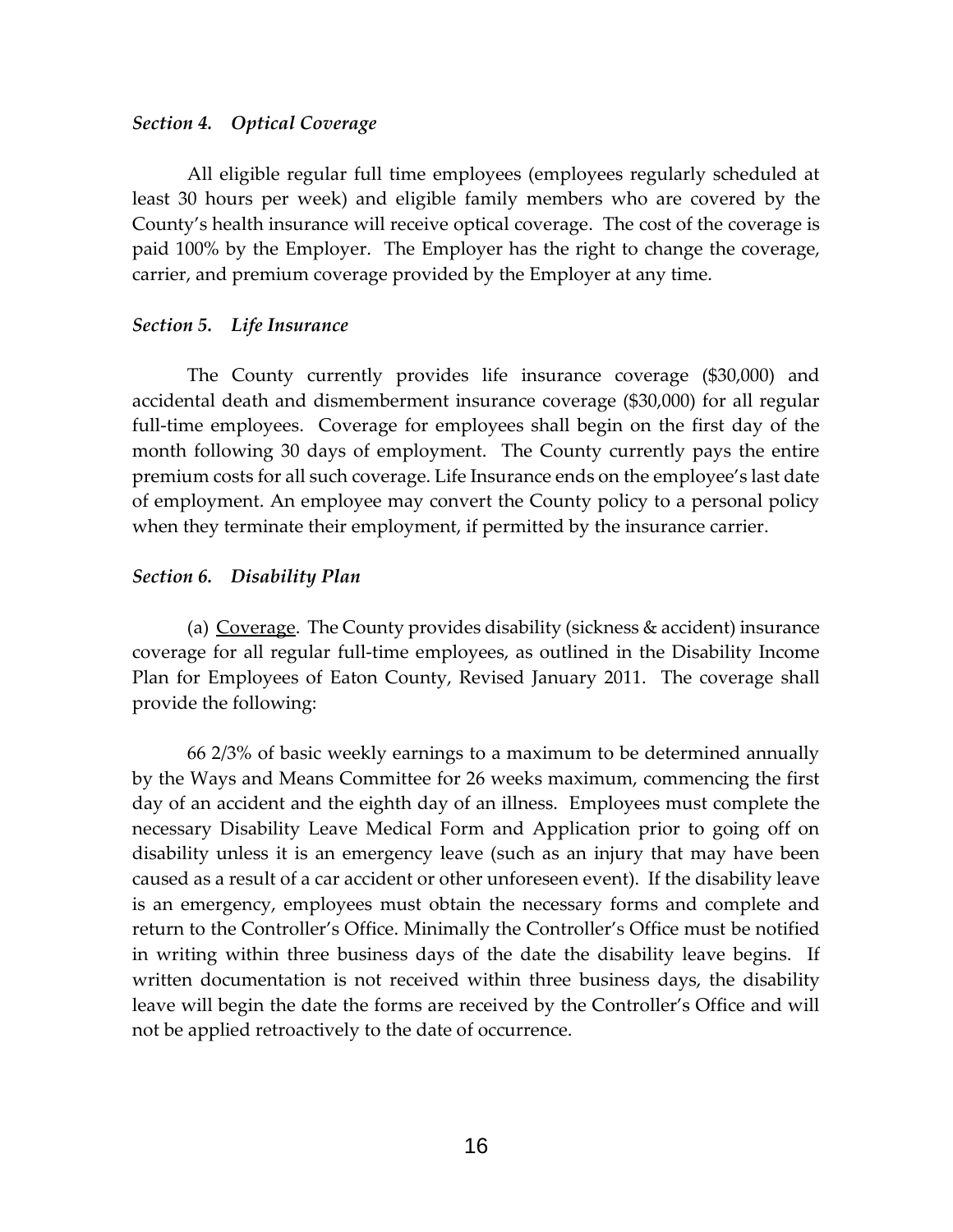*Section 4. Optical Coverage*

All eligible regular full time employees (employees regularly scheduled at least 30 hours per week) and eligible family members who are covered by the County's health insurance will receive optical coverage. The cost of the coverage is paid 100% by the Employer. The Employer has the right to change the coverage, carrier, and premium coverage provided by the Employer at any time.

*Section 5. Life Insurance*

The County currently provides life insurance coverage ($30,000) and accidental death and dismemberment insurance coverage ($30,000) for all regular full-time employees. Coverage for employees shall begin on the first day of the month following 30 days of employment. The County currently pays the entire premium costs for all such coverage. Life Insurance ends on the employee's last date of employment. An employee may convert the County policy to a personal policy when they terminate their employment, if permitted by the insurance carrier.

*Section 6. Disability Plan*

(a) <u>Coverage</u>. The County provides disability (sickness & accident) insurance coverage for all regular full-time employees, as outlined in the Disability Income Plan for Employees of Eaton County, Revised January 2011. The coverage shall provide the following:

66 2/3% of basic weekly earnings to a maximum to be determined annually by the Ways and Means Committee for 26 weeks maximum, commencing the first day of an accident and the eighth day of an illness. Employees must complete the necessary Disability Leave Medical Form and Application prior to going off on disability unless it is an emergency leave (such as an injury that may have been caused as a result of a car accident or other unforeseen event). If the disability leave is an emergency, employees must obtain the necessary forms and complete and return to the Controller's Office. Minimally the Controller's Office must be notified in writing within three business days of the date the disability leave begins. If written documentation is not received within three business days, the disability leave will begin the date the forms are received by the Controller's Office and will not be applied retroactively to the date of occurrence.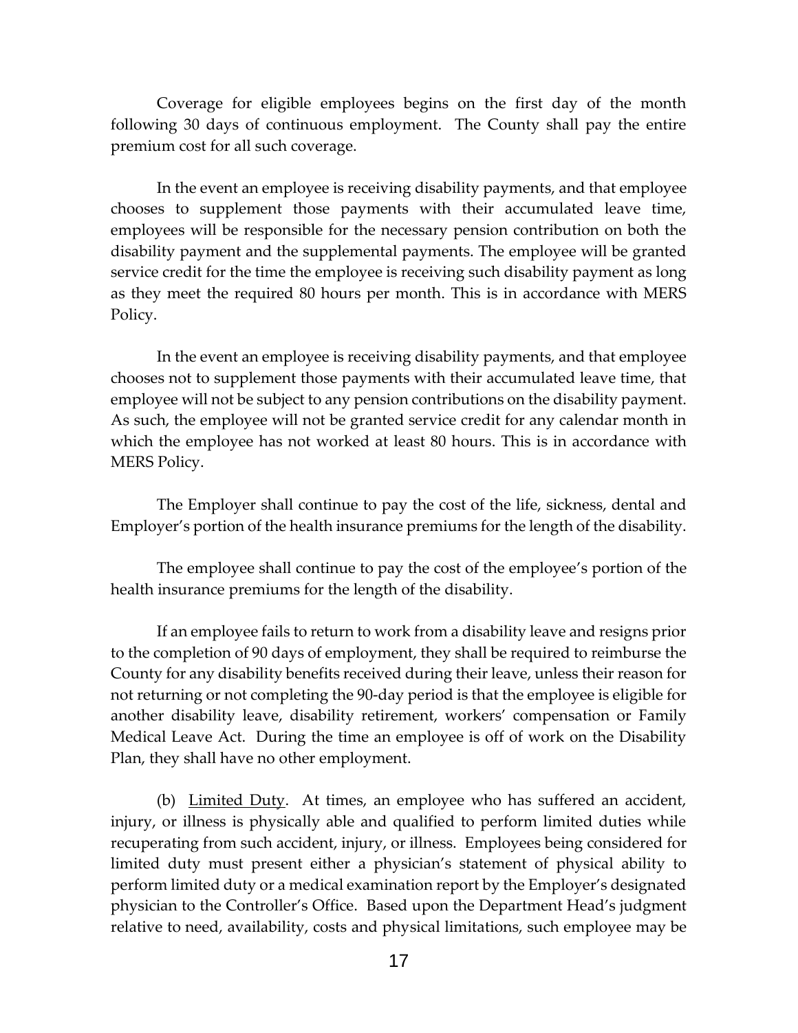Coverage for eligible employees begins on the first day of the month following 30 days of continuous employment. The County shall pay the entire premium cost for all such coverage.

In the event an employee is receiving disability payments, and that employee chooses to supplement those payments with their accumulated leave time, employees will be responsible for the necessary pension contribution on both the disability payment and the supplemental payments. The employee will be granted service credit for the time the employee is receiving such disability payment as long as they meet the required 80 hours per month. This is in accordance with MERS Policy.

In the event an employee is receiving disability payments, and that employee chooses not to supplement those payments with their accumulated leave time, that employee will not be subject to any pension contributions on the disability payment. As such, the employee will not be granted service credit for any calendar month in which the employee has not worked at least 80 hours. This is in accordance with MERS Policy.

The Employer shall continue to pay the cost of the life, sickness, dental and Employer's portion of the health insurance premiums for the length of the disability.

The employee shall continue to pay the cost of the employee's portion of the health insurance premiums for the length of the disability.

If an employee fails to return to work from a disability leave and resigns prior to the completion of 90 days of employment, they shall be required to reimburse the County for any disability benefits received during their leave, unless their reason for not returning or not completing the 90-day period is that the employee is eligible for another disability leave, disability retirement, workers' compensation or Family Medical Leave Act. During the time an employee is off of work on the Disability Plan, they shall have no other employment.

(b) Limited Duty. At times, an employee who has suffered an accident, injury, or illness is physically able and qualified to perform limited duties while recuperating from such accident, injury, or illness. Employees being considered for limited duty must present either a physician's statement of physical ability to perform limited duty or a medical examination report by the Employer's designated physician to the Controller's Office. Based upon the Department Head's judgment relative to need, availability, costs and physical limitations, such employee may be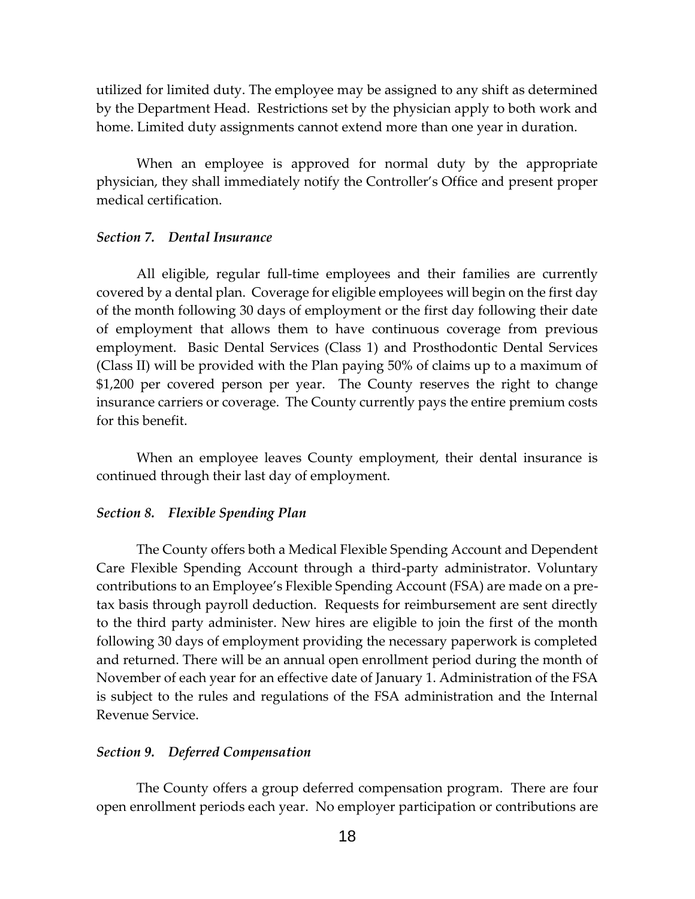utilized for limited duty. The employee may be assigned to any shift as determined by the Department Head. Restrictions set by the physician apply to both work and home. Limited duty assignments cannot extend more than one year in duration.

When an employee is approved for normal duty by the appropriate physician, they shall immediately notify the Controller's Office and present proper medical certification.

### *Section 7. Dental Insurance*

All eligible, regular full-time employees and their families are currently covered by a dental plan. Coverage for eligible employees will begin on the first day of the month following 30 days of employment or the first day following their date of employment that allows them to have continuous coverage from previous employment. Basic Dental Services (Class 1) and Prosthodontic Dental Services (Class II) will be provided with the Plan paying 50% of claims up to a maximum of $1,200 per covered person per year. The County reserves the right to change insurance carriers or coverage. The County currently pays the entire premium costs for this benefit.

When an employee leaves County employment, their dental insurance is continued through their last day of employment.

### *Section 8. Flexible Spending Plan*

The County offers both a Medical Flexible Spending Account and Dependent Care Flexible Spending Account through a third-party administrator. Voluntary contributions to an Employee's Flexible Spending Account (FSA) are made on a pre-tax basis through payroll deduction. Requests for reimbursement are sent directly to the third party administer. New hires are eligible to join the first of the month following 30 days of employment providing the necessary paperwork is completed and returned. There will be an annual open enrollment period during the month of November of each year for an effective date of January 1. Administration of the FSA is subject to the rules and regulations of the FSA administration and the Internal Revenue Service.

### *Section 9. Deferred Compensation*

The County offers a group deferred compensation program. There are four open enrollment periods each year. No employer participation or contributions are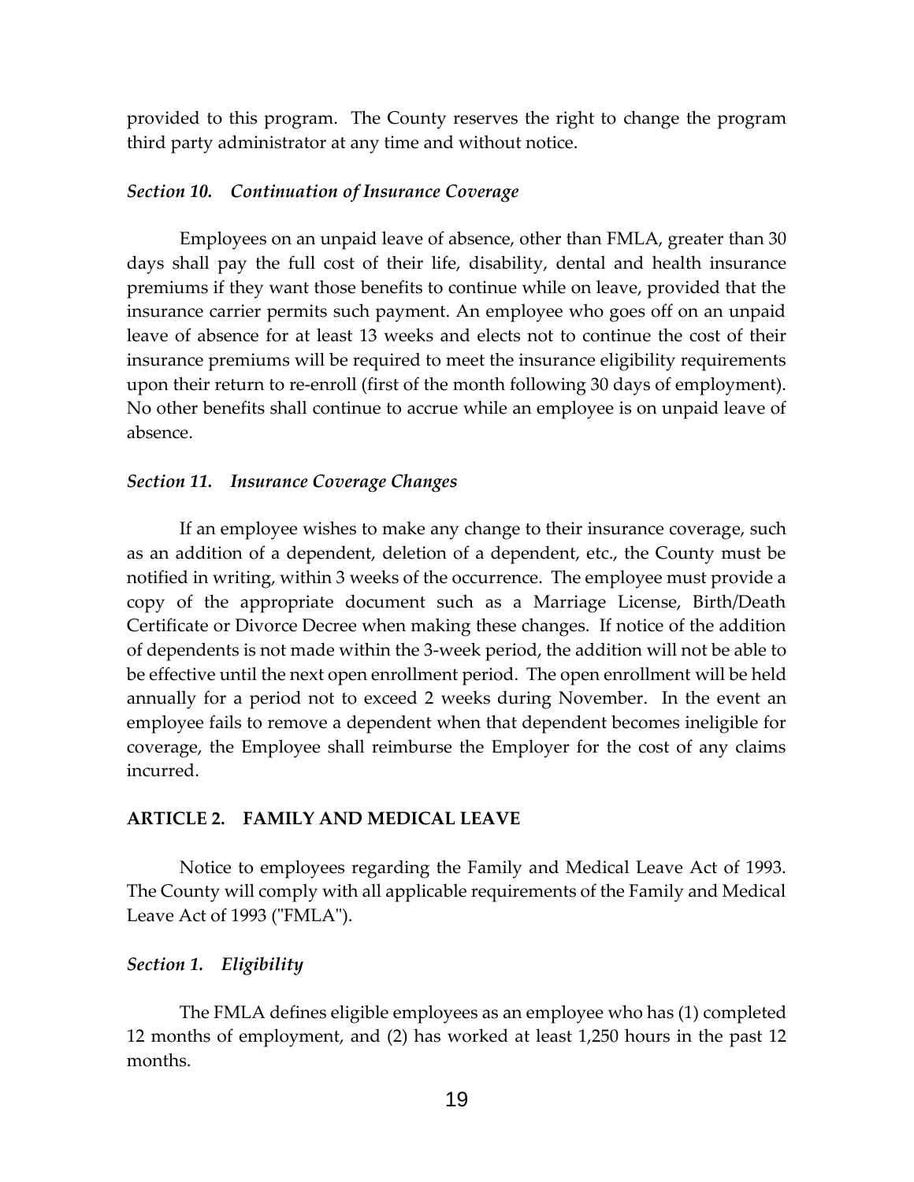provided to this program. The County reserves the right to change the program third party administrator at any time and without notice.

*Section 10. Continuation of Insurance Coverage*

Employees on an unpaid leave of absence, other than FMLA, greater than 30 days shall pay the full cost of their life, disability, dental and health insurance premiums if they want those benefits to continue while on leave, provided that the insurance carrier permits such payment. An employee who goes off on an unpaid leave of absence for at least 13 weeks and elects not to continue the cost of their insurance premiums will be required to meet the insurance eligibility requirements upon their return to re-enroll (first of the month following 30 days of employment). No other benefits shall continue to accrue while an employee is on unpaid leave of absence.

*Section 11. Insurance Coverage Changes*

If an employee wishes to make any change to their insurance coverage, such as an addition of a dependent, deletion of a dependent, etc., the County must be notified in writing, within 3 weeks of the occurrence. The employee must provide a copy of the appropriate document such as a Marriage License, Birth/Death Certificate or Divorce Decree when making these changes. If notice of the addition of dependents is not made within the 3-week period, the addition will not be able to be effective until the next open enrollment period. The open enrollment will be held annually for a period not to exceed 2 weeks during November. In the event an employee fails to remove a dependent when that dependent becomes ineligible for coverage, the Employee shall reimburse the Employer for the cost of any claims incurred.

**ARTICLE 2. FAMILY AND MEDICAL LEAVE**

Notice to employees regarding the Family and Medical Leave Act of 1993. The County will comply with all applicable requirements of the Family and Medical Leave Act of 1993 ("FMLA").

*Section 1. Eligibility*

The FMLA defines eligible employees as an employee who has (1) completed 12 months of employment, and (2) has worked at least 1,250 hours in the past 12 months.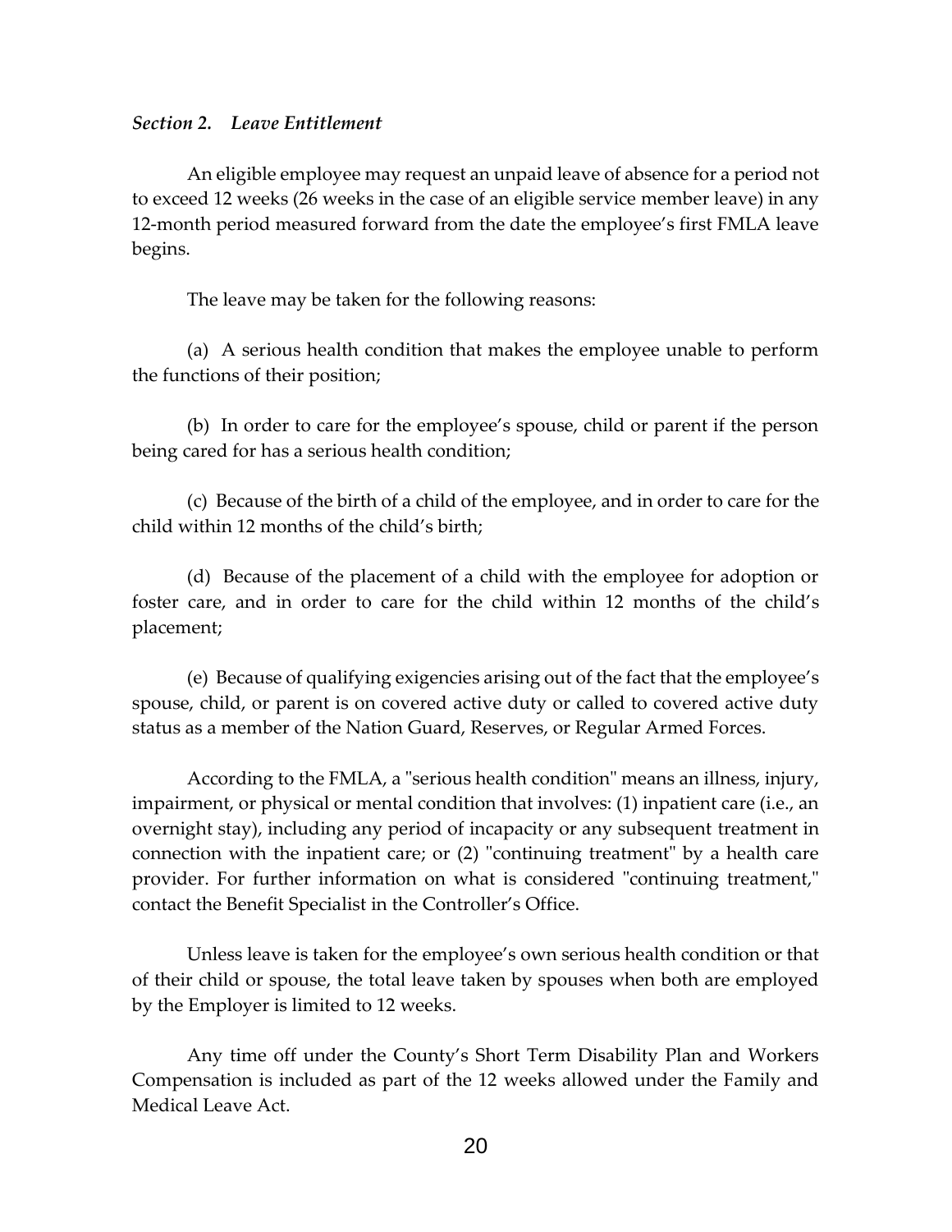*Section 2. Leave Entitlement*

An eligible employee may request an unpaid leave of absence for a period not to exceed 12 weeks (26 weeks in the case of an eligible service member leave) in any 12-month period measured forward from the date the employee's first FMLA leave begins.

The leave may be taken for the following reasons:

(a) A serious health condition that makes the employee unable to perform the functions of their position;

(b) In order to care for the employee's spouse, child or parent if the person being cared for has a serious health condition;

(c) Because of the birth of a child of the employee, and in order to care for the child within 12 months of the child's birth;

(d) Because of the placement of a child with the employee for adoption or foster care, and in order to care for the child within 12 months of the child's placement;

(e) Because of qualifying exigencies arising out of the fact that the employee's spouse, child, or parent is on covered active duty or called to covered active duty status as a member of the Nation Guard, Reserves, or Regular Armed Forces.

According to the FMLA, a "serious health condition" means an illness, injury, impairment, or physical or mental condition that involves: (1) inpatient care (i.e., an overnight stay), including any period of incapacity or any subsequent treatment in connection with the inpatient care; or (2) "continuing treatment" by a health care provider. For further information on what is considered "continuing treatment," contact the Benefit Specialist in the Controller's Office.

Unless leave is taken for the employee's own serious health condition or that of their child or spouse, the total leave taken by spouses when both are employed by the Employer is limited to 12 weeks.

Any time off under the County's Short Term Disability Plan and Workers Compensation is included as part of the 12 weeks allowed under the Family and Medical Leave Act.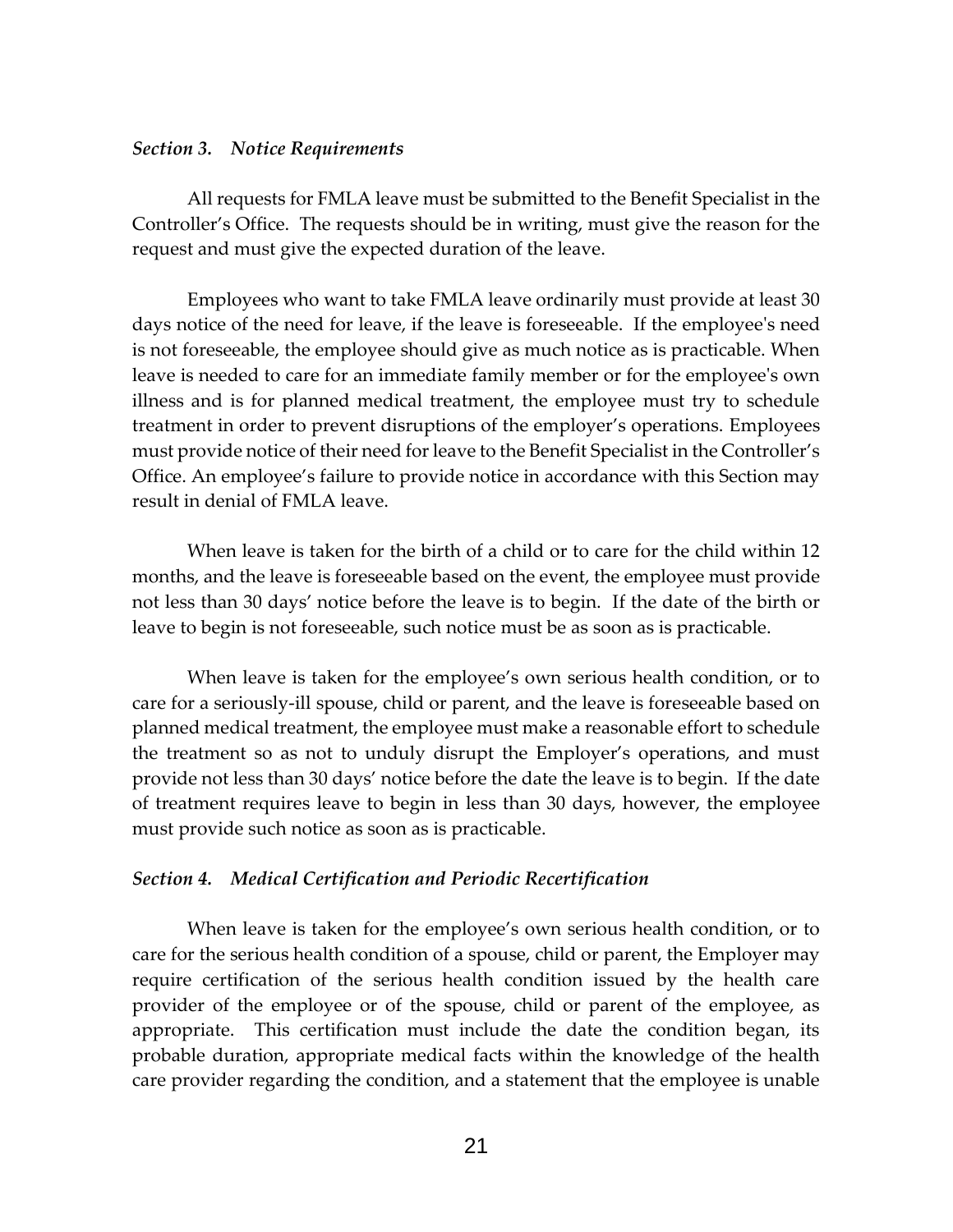*Section 3. Notice Requirements*

All requests for FMLA leave must be submitted to the Benefit Specialist in the Controller's Office. The requests should be in writing, must give the reason for the request and must give the expected duration of the leave.

Employees who want to take FMLA leave ordinarily must provide at least 30 days notice of the need for leave, if the leave is foreseeable. If the employee's need is not foreseeable, the employee should give as much notice as is practicable. When leave is needed to care for an immediate family member or for the employee's own illness and is for planned medical treatment, the employee must try to schedule treatment in order to prevent disruptions of the employer's operations. Employees must provide notice of their need for leave to the Benefit Specialist in the Controller's Office. An employee's failure to provide notice in accordance with this Section may result in denial of FMLA leave.

When leave is taken for the birth of a child or to care for the child within 12 months, and the leave is foreseeable based on the event, the employee must provide not less than 30 days' notice before the leave is to begin. If the date of the birth or leave to begin is not foreseeable, such notice must be as soon as is practicable.

When leave is taken for the employee's own serious health condition, or to care for a seriously-ill spouse, child or parent, and the leave is foreseeable based on planned medical treatment, the employee must make a reasonable effort to schedule the treatment so as not to unduly disrupt the Employer's operations, and must provide not less than 30 days' notice before the date the leave is to begin. If the date of treatment requires leave to begin in less than 30 days, however, the employee must provide such notice as soon as is practicable.

*Section 4. Medical Certification and Periodic Recertification*

When leave is taken for the employee's own serious health condition, or to care for the serious health condition of a spouse, child or parent, the Employer may require certification of the serious health condition issued by the health care provider of the employee or of the spouse, child or parent of the employee, as appropriate. This certification must include the date the condition began, its probable duration, appropriate medical facts within the knowledge of the health care provider regarding the condition, and a statement that the employee is unable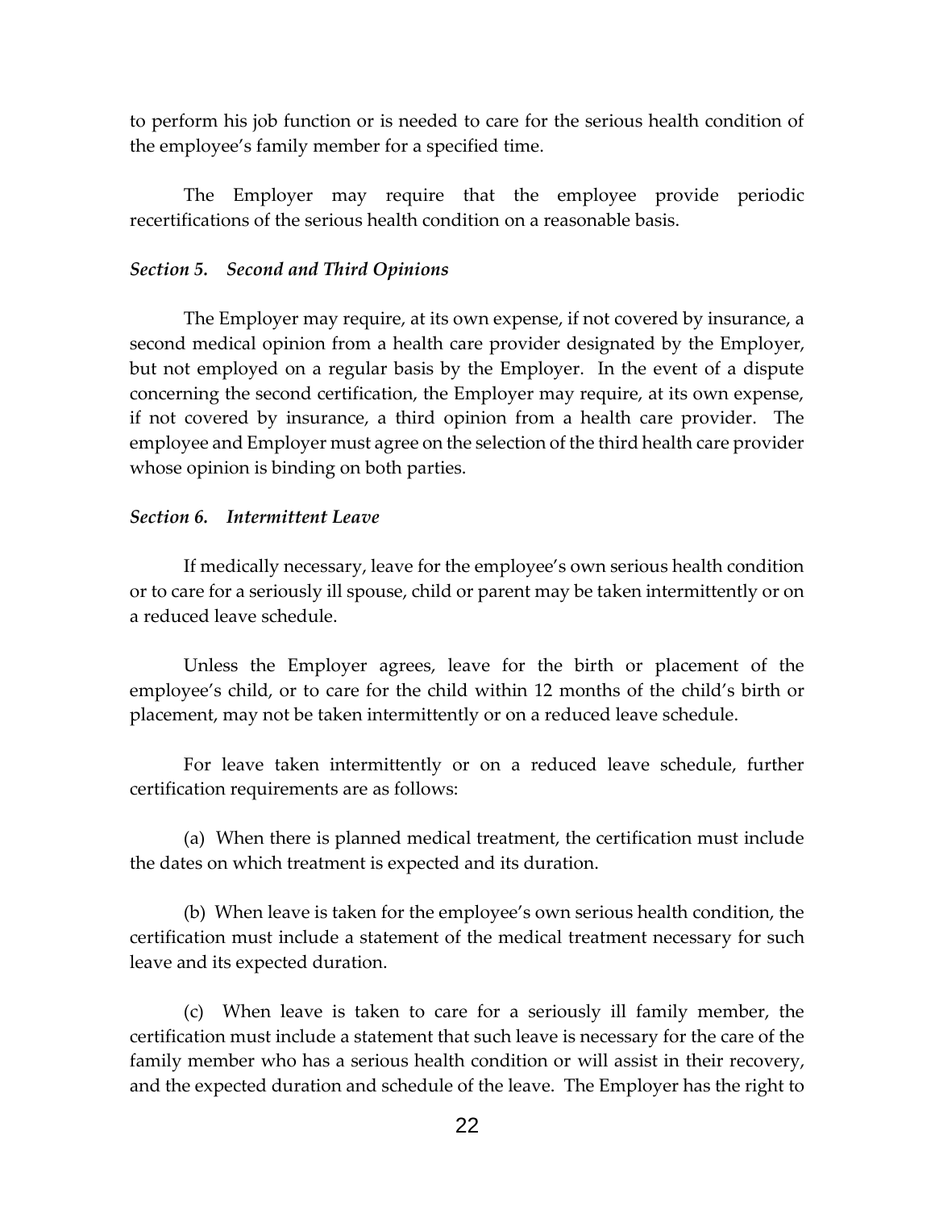to perform his job function or is needed to care for the serious health condition of the employee's family member for a specified time.

The Employer may require that the employee provide periodic recertifications of the serious health condition on a reasonable basis.

### *Section 5. Second and Third Opinions*

The Employer may require, at its own expense, if not covered by insurance, a second medical opinion from a health care provider designated by the Employer, but not employed on a regular basis by the Employer. In the event of a dispute concerning the second certification, the Employer may require, at its own expense, if not covered by insurance, a third opinion from a health care provider. The employee and Employer must agree on the selection of the third health care provider whose opinion is binding on both parties.

### *Section 6. Intermittent Leave*

If medically necessary, leave for the employee's own serious health condition or to care for a seriously ill spouse, child or parent may be taken intermittently or on a reduced leave schedule.

Unless the Employer agrees, leave for the birth or placement of the employee's child, or to care for the child within 12 months of the child's birth or placement, may not be taken intermittently or on a reduced leave schedule.

For leave taken intermittently or on a reduced leave schedule, further certification requirements are as follows:

(a) When there is planned medical treatment, the certification must include the dates on which treatment is expected and its duration.

(b) When leave is taken for the employee's own serious health condition, the certification must include a statement of the medical treatment necessary for such leave and its expected duration.

(c) When leave is taken to care for a seriously ill family member, the certification must include a statement that such leave is necessary for the care of the family member who has a serious health condition or will assist in their recovery, and the expected duration and schedule of the leave. The Employer has the right to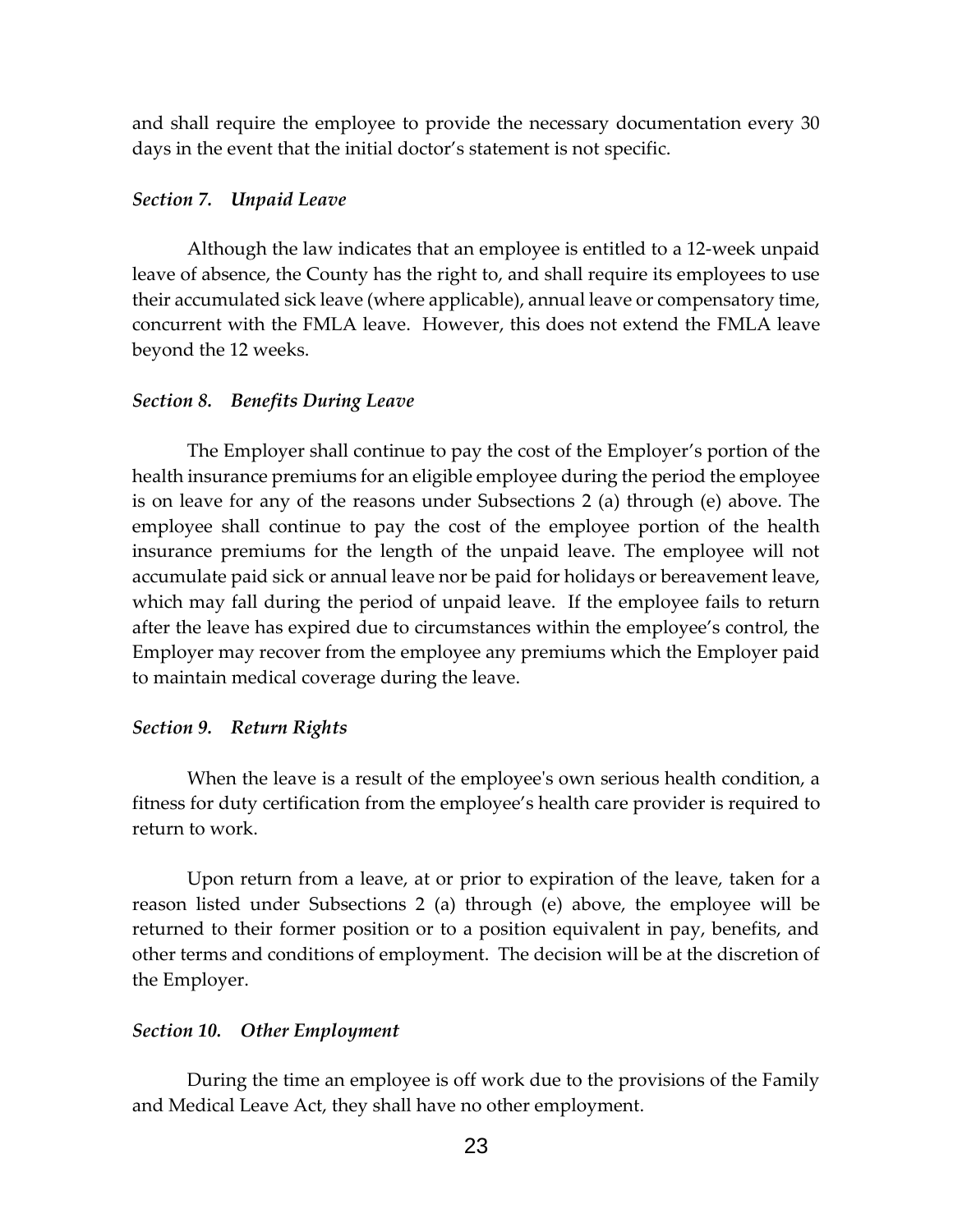and shall require the employee to provide the necessary documentation every 30 days in the event that the initial doctor's statement is not specific.

### *Section 7. Unpaid Leave*

Although the law indicates that an employee is entitled to a 12-week unpaid leave of absence, the County has the right to, and shall require its employees to use their accumulated sick leave (where applicable), annual leave or compensatory time, concurrent with the FMLA leave. However, this does not extend the FMLA leave beyond the 12 weeks.

### *Section 8. Benefits During Leave*

The Employer shall continue to pay the cost of the Employer's portion of the health insurance premiums for an eligible employee during the period the employee is on leave for any of the reasons under Subsections 2 (a) through (e) above. The employee shall continue to pay the cost of the employee portion of the health insurance premiums for the length of the unpaid leave. The employee will not accumulate paid sick or annual leave nor be paid for holidays or bereavement leave, which may fall during the period of unpaid leave. If the employee fails to return after the leave has expired due to circumstances within the employee's control, the Employer may recover from the employee any premiums which the Employer paid to maintain medical coverage during the leave.

### *Section 9. Return Rights*

When the leave is a result of the employee's own serious health condition, a fitness for duty certification from the employee's health care provider is required to return to work.

Upon return from a leave, at or prior to expiration of the leave, taken for a reason listed under Subsections 2 (a) through (e) above, the employee will be returned to their former position or to a position equivalent in pay, benefits, and other terms and conditions of employment. The decision will be at the discretion of the Employer.

### *Section 10. Other Employment*

During the time an employee is off work due to the provisions of the Family and Medical Leave Act, they shall have no other employment.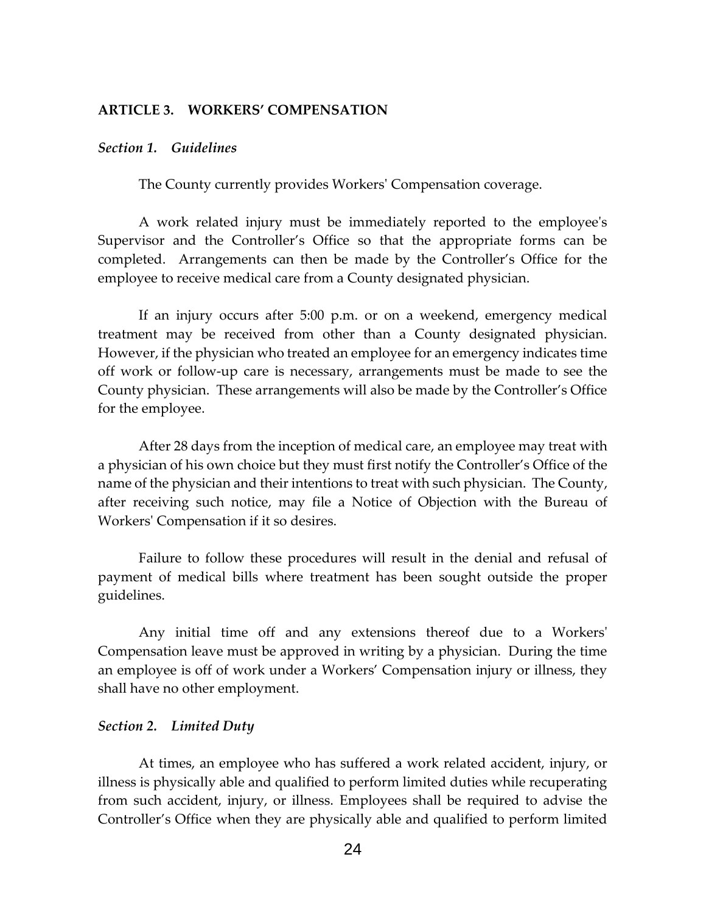## ARTICLE 3. WORKERS' COMPENSATION

### *Section 1. Guidelines*

The County currently provides Workers' Compensation coverage.

A work related injury must be immediately reported to the employee's Supervisor and the Controller's Office so that the appropriate forms can be completed. Arrangements can then be made by the Controller's Office for the employee to receive medical care from a County designated physician.

If an injury occurs after 5:00 p.m. or on a weekend, emergency medical treatment may be received from other than a County designated physician. However, if the physician who treated an employee for an emergency indicates time off work or follow-up care is necessary, arrangements must be made to see the County physician. These arrangements will also be made by the Controller's Office for the employee.

After 28 days from the inception of medical care, an employee may treat with a physician of his own choice but they must first notify the Controller's Office of the name of the physician and their intentions to treat with such physician. The County, after receiving such notice, may file a Notice of Objection with the Bureau of Workers' Compensation if it so desires.

Failure to follow these procedures will result in the denial and refusal of payment of medical bills where treatment has been sought outside the proper guidelines.

Any initial time off and any extensions thereof due to a Workers' Compensation leave must be approved in writing by a physician. During the time an employee is off of work under a Workers' Compensation injury or illness, they shall have no other employment.

### *Section 2. Limited Duty*

At times, an employee who has suffered a work related accident, injury, or illness is physically able and qualified to perform limited duties while recuperating from such accident, injury, or illness. Employees shall be required to advise the Controller's Office when they are physically able and qualified to perform limited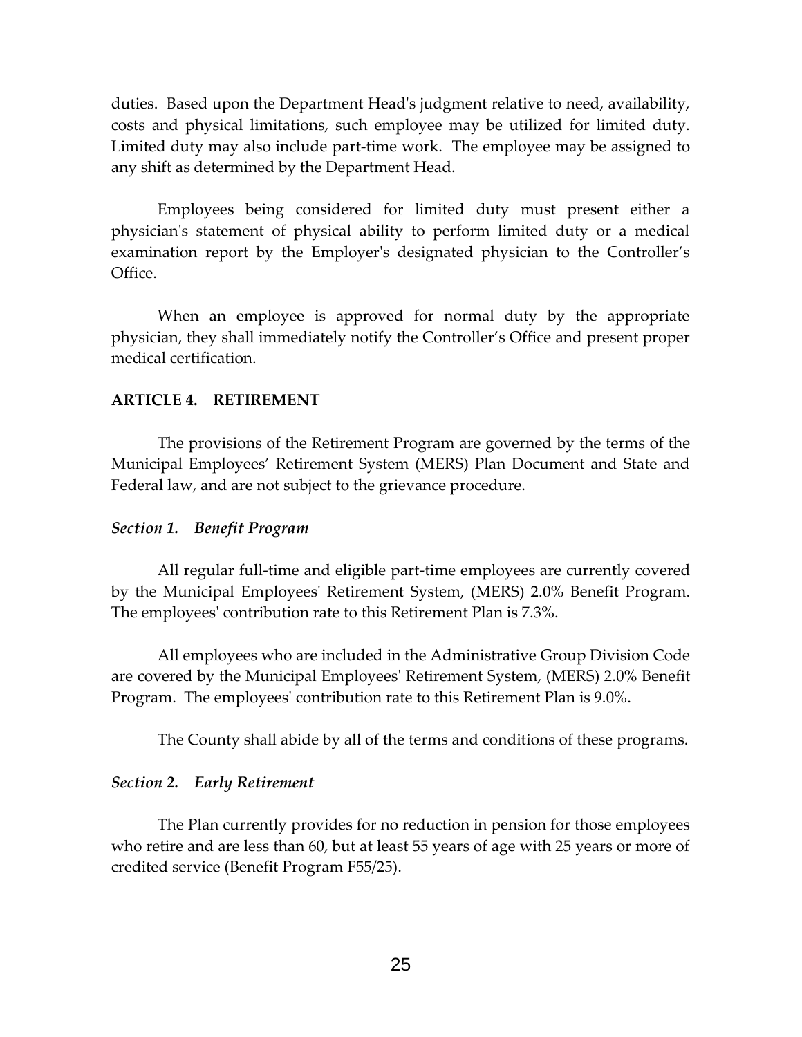duties. Based upon the Department Head's judgment relative to need, availability, costs and physical limitations, such employee may be utilized for limited duty. Limited duty may also include part-time work. The employee may be assigned to any shift as determined by the Department Head.

Employees being considered for limited duty must present either a physician's statement of physical ability to perform limited duty or a medical examination report by the Employer's designated physician to the Controller's Office.

When an employee is approved for normal duty by the appropriate physician, they shall immediately notify the Controller's Office and present proper medical certification.

## ARTICLE 4. RETIREMENT

The provisions of the Retirement Program are governed by the terms of the Municipal Employees' Retirement System (MERS) Plan Document and State and Federal law, and are not subject to the grievance procedure.

### *Section 1. Benefit Program*

All regular full-time and eligible part-time employees are currently covered by the Municipal Employees' Retirement System, (MERS) 2.0% Benefit Program. The employees' contribution rate to this Retirement Plan is 7.3%.

All employees who are included in the Administrative Group Division Code are covered by the Municipal Employees' Retirement System, (MERS) 2.0% Benefit Program. The employees' contribution rate to this Retirement Plan is 9.0%.

The County shall abide by all of the terms and conditions of these programs.

### *Section 2. Early Retirement*

The Plan currently provides for no reduction in pension for those employees who retire and are less than 60, but at least 55 years of age with 25 years or more of credited service (Benefit Program F55/25).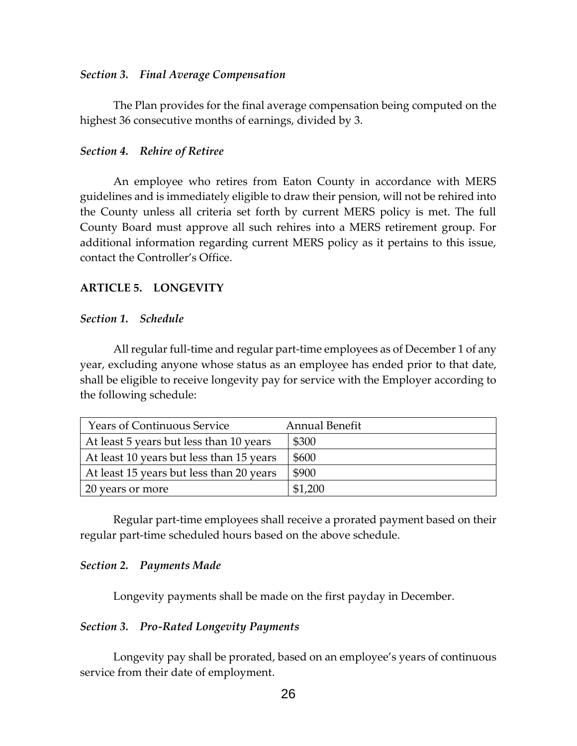*Section 3. Final Average Compensation*

The Plan provides for the final average compensation being computed on the highest 36 consecutive months of earnings, divided by 3.

*Section 4. Rehire of Retiree*

An employee who retires from Eaton County in accordance with MERS guidelines and is immediately eligible to draw their pension, will not be rehired into the County unless all criteria set forth by current MERS policy is met. The full County Board must approve all such rehires into a MERS retirement group. For additional information regarding current MERS policy as it pertains to this issue, contact the Controller's Office.

## ARTICLE 5. LONGEVITY

*Section 1. Schedule*

All regular full-time and regular part-time employees as of December 1 of any year, excluding anyone whose status as an employee has ended prior to that date, shall be eligible to receive longevity pay for service with the Employer according to the following schedule:

| Years of Continuous Service | Annual Benefit |
|---|---|
| At least 5 years but less than 10 years | $300 |
| At least 10 years but less than 15 years | $600 |
| At least 15 years but less than 20 years | $900 |
| 20 years or more | $1,200 |

Regular part-time employees shall receive a prorated payment based on their regular part-time scheduled hours based on the above schedule.

*Section 2. Payments Made*

Longevity payments shall be made on the first payday in December.

*Section 3. Pro-Rated Longevity Payments*

Longevity pay shall be prorated, based on an employee's years of continuous service from their date of employment.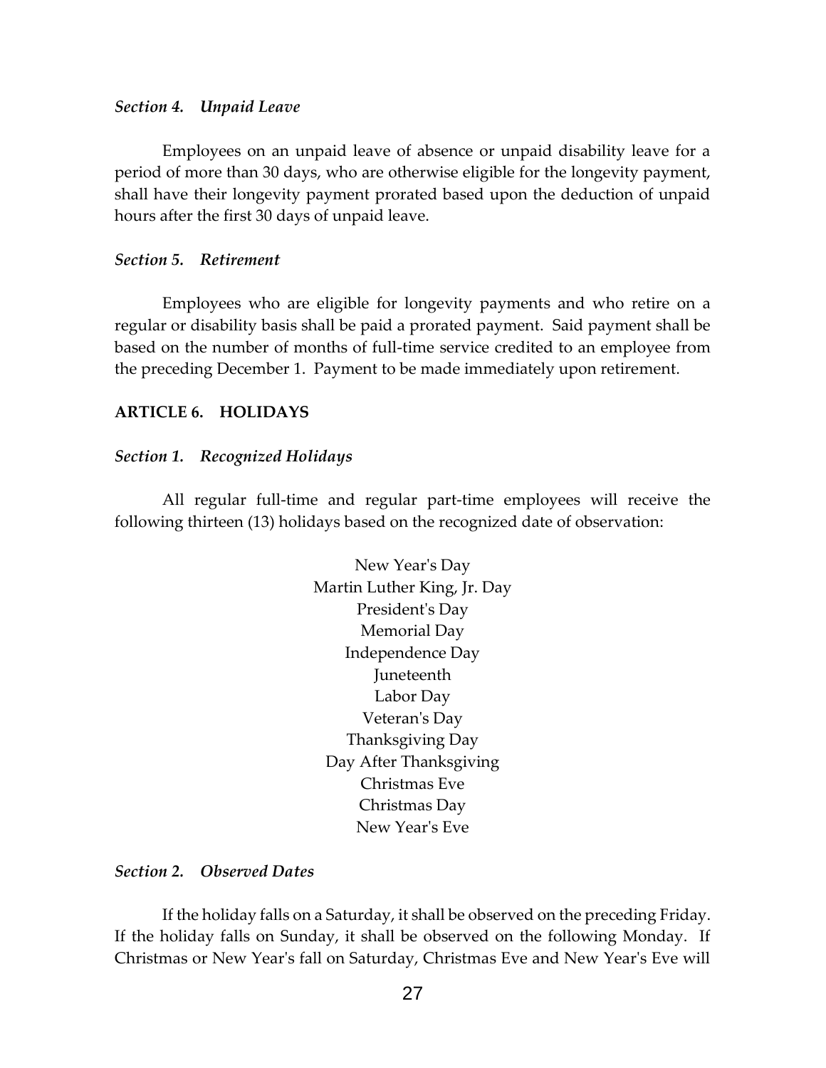*Section 4. Unpaid Leave*

Employees on an unpaid leave of absence or unpaid disability leave for a period of more than 30 days, who are otherwise eligible for the longevity payment, shall have their longevity payment prorated based upon the deduction of unpaid hours after the first 30 days of unpaid leave.

*Section 5. Retirement*

Employees who are eligible for longevity payments and who retire on a regular or disability basis shall be paid a prorated payment. Said payment shall be based on the number of months of full-time service credited to an employee from the preceding December 1. Payment to be made immediately upon retirement.

## ARTICLE 6. HOLIDAYS

*Section 1. Recognized Holidays*

All regular full-time and regular part-time employees will receive the following thirteen (13) holidays based on the recognized date of observation:

New Year's Day
Martin Luther King, Jr. Day
President's Day
Memorial Day
Independence Day
Juneteenth
Labor Day
Veteran's Day
Thanksgiving Day
Day After Thanksgiving
Christmas Eve
Christmas Day
New Year's Eve

*Section 2. Observed Dates*

If the holiday falls on a Saturday, it shall be observed on the preceding Friday. If the holiday falls on Sunday, it shall be observed on the following Monday. If Christmas or New Year's fall on Saturday, Christmas Eve and New Year's Eve will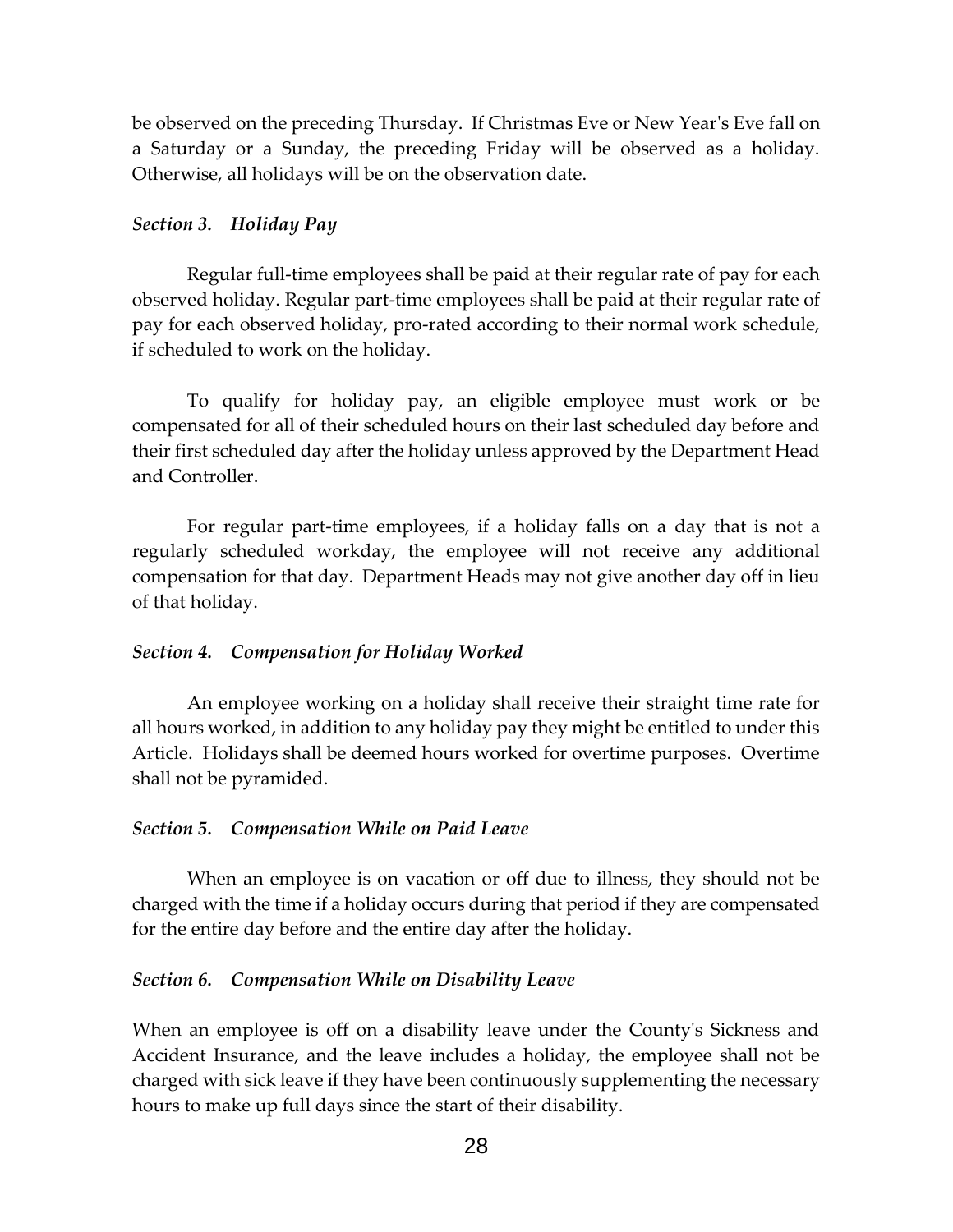be observed on the preceding Thursday. If Christmas Eve or New Year's Eve fall on a Saturday or a Sunday, the preceding Friday will be observed as a holiday. Otherwise, all holidays will be on the observation date.

### *Section 3. Holiday Pay*

Regular full-time employees shall be paid at their regular rate of pay for each observed holiday. Regular part-time employees shall be paid at their regular rate of pay for each observed holiday, pro-rated according to their normal work schedule, if scheduled to work on the holiday.

To qualify for holiday pay, an eligible employee must work or be compensated for all of their scheduled hours on their last scheduled day before and their first scheduled day after the holiday unless approved by the Department Head and Controller.

For regular part-time employees, if a holiday falls on a day that is not a regularly scheduled workday, the employee will not receive any additional compensation for that day. Department Heads may not give another day off in lieu of that holiday.

### *Section 4. Compensation for Holiday Worked*

An employee working on a holiday shall receive their straight time rate for all hours worked, in addition to any holiday pay they might be entitled to under this Article. Holidays shall be deemed hours worked for overtime purposes. Overtime shall not be pyramided.

### *Section 5. Compensation While on Paid Leave*

When an employee is on vacation or off due to illness, they should not be charged with the time if a holiday occurs during that period if they are compensated for the entire day before and the entire day after the holiday.

### *Section 6. Compensation While on Disability Leave*

When an employee is off on a disability leave under the County's Sickness and Accident Insurance, and the leave includes a holiday, the employee shall not be charged with sick leave if they have been continuously supplementing the necessary hours to make up full days since the start of their disability.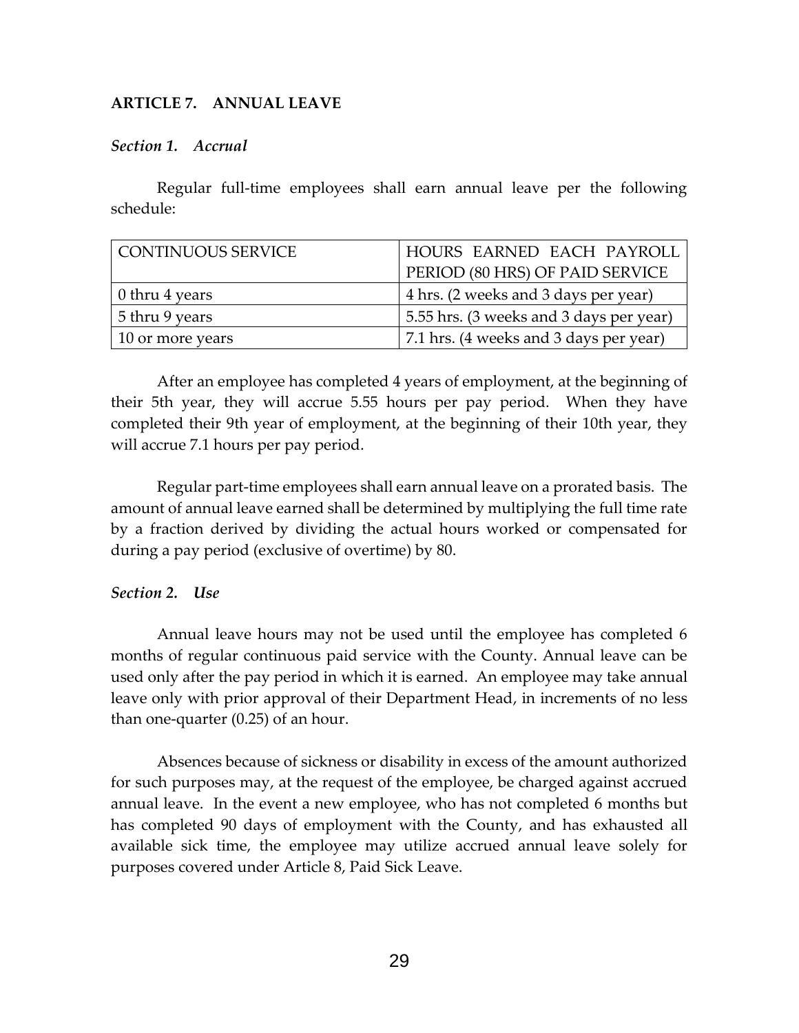## ARTICLE 7. ANNUAL LEAVE

### *Section 1. Accrual*

Regular full-time employees shall earn annual leave per the following schedule:

| CONTINUOUS SERVICE | HOURS EARNED EACH PAYROLL PERIOD (80 HRS) OF PAID SERVICE |
|---|---|
| 0 thru 4 years | 4 hrs. (2 weeks and 3 days per year) |
| 5 thru 9 years | 5.55 hrs. (3 weeks and 3 days per year) |
| 10 or more years | 7.1 hrs. (4 weeks and 3 days per year) |

After an employee has completed 4 years of employment, at the beginning of their 5th year, they will accrue 5.55 hours per pay period. When they have completed their 9th year of employment, at the beginning of their 10th year, they will accrue 7.1 hours per pay period.

Regular part-time employees shall earn annual leave on a prorated basis. The amount of annual leave earned shall be determined by multiplying the full time rate by a fraction derived by dividing the actual hours worked or compensated for during a pay period (exclusive of overtime) by 80.

### *Section 2. Use*

Annual leave hours may not be used until the employee has completed 6 months of regular continuous paid service with the County. Annual leave can be used only after the pay period in which it is earned. An employee may take annual leave only with prior approval of their Department Head, in increments of no less than one-quarter (0.25) of an hour.

Absences because of sickness or disability in excess of the amount authorized for such purposes may, at the request of the employee, be charged against accrued annual leave. In the event a new employee, who has not completed 6 months but has completed 90 days of employment with the County, and has exhausted all available sick time, the employee may utilize accrued annual leave solely for purposes covered under Article 8, Paid Sick Leave.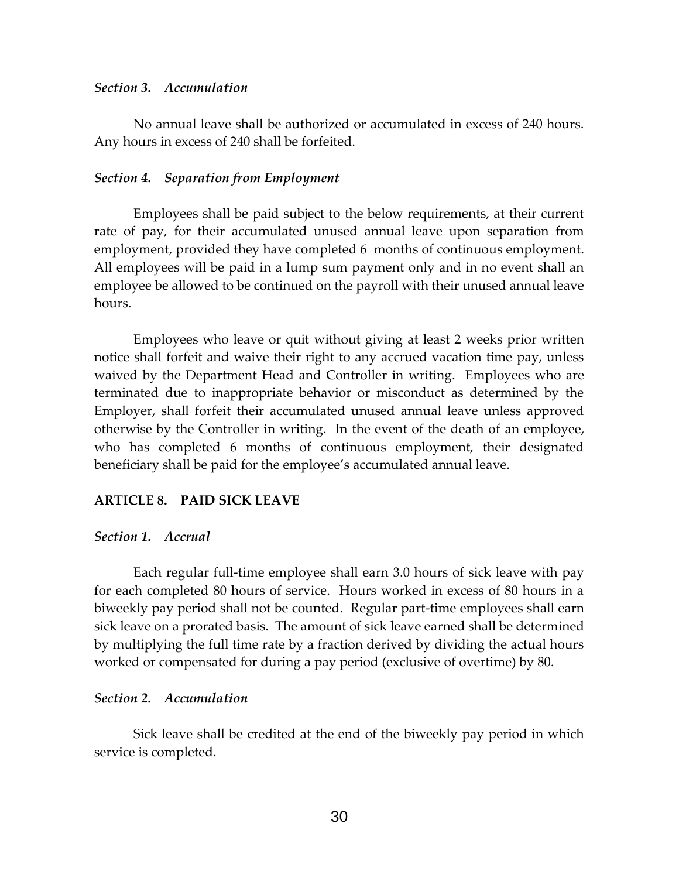*Section 3. Accumulation*

No annual leave shall be authorized or accumulated in excess of 240 hours. Any hours in excess of 240 shall be forfeited.

*Section 4. Separation from Employment*

Employees shall be paid subject to the below requirements, at their current rate of pay, for their accumulated unused annual leave upon separation from employment, provided they have completed 6 months of continuous employment. All employees will be paid in a lump sum payment only and in no event shall an employee be allowed to be continued on the payroll with their unused annual leave hours.

Employees who leave or quit without giving at least 2 weeks prior written notice shall forfeit and waive their right to any accrued vacation time pay, unless waived by the Department Head and Controller in writing. Employees who are terminated due to inappropriate behavior or misconduct as determined by the Employer, shall forfeit their accumulated unused annual leave unless approved otherwise by the Controller in writing. In the event of the death of an employee, who has completed 6 months of continuous employment, their designated beneficiary shall be paid for the employee's accumulated annual leave.

## ARTICLE 8. PAID SICK LEAVE

*Section 1. Accrual*

Each regular full-time employee shall earn 3.0 hours of sick leave with pay for each completed 80 hours of service. Hours worked in excess of 80 hours in a biweekly pay period shall not be counted. Regular part-time employees shall earn sick leave on a prorated basis. The amount of sick leave earned shall be determined by multiplying the full time rate by a fraction derived by dividing the actual hours worked or compensated for during a pay period (exclusive of overtime) by 80.

*Section 2. Accumulation*

Sick leave shall be credited at the end of the biweekly pay period in which service is completed.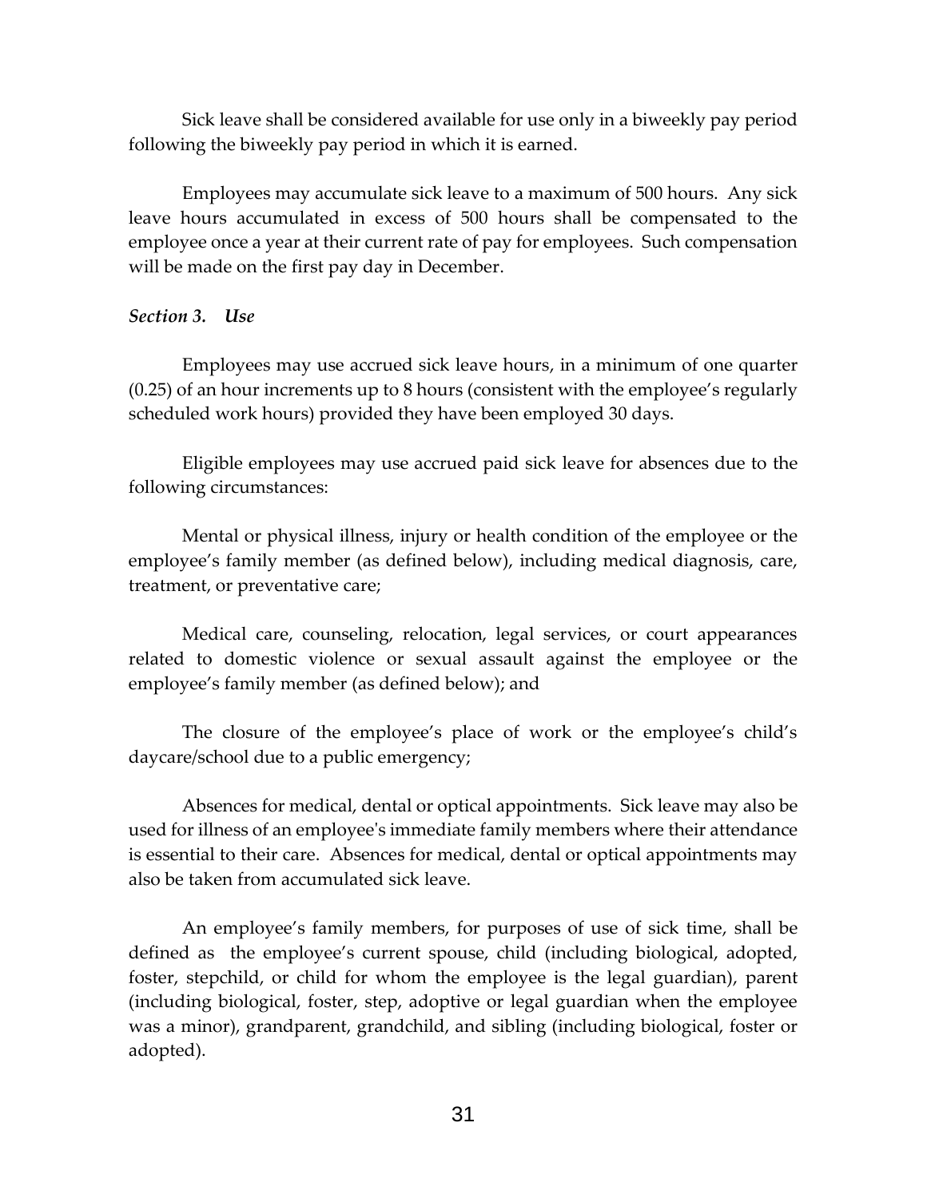Sick leave shall be considered available for use only in a biweekly pay period following the biweekly pay period in which it is earned.

Employees may accumulate sick leave to a maximum of 500 hours. Any sick leave hours accumulated in excess of 500 hours shall be compensated to the employee once a year at their current rate of pay for employees. Such compensation will be made on the first pay day in December.

***Section 3. Use***

Employees may use accrued sick leave hours, in a minimum of one quarter (0.25) of an hour increments up to 8 hours (consistent with the employee's regularly scheduled work hours) provided they have been employed 30 days.

Eligible employees may use accrued paid sick leave for absences due to the following circumstances:

Mental or physical illness, injury or health condition of the employee or the employee's family member (as defined below), including medical diagnosis, care, treatment, or preventative care;

Medical care, counseling, relocation, legal services, or court appearances related to domestic violence or sexual assault against the employee or the employee's family member (as defined below); and

The closure of the employee's place of work or the employee's child's daycare/school due to a public emergency;

Absences for medical, dental or optical appointments. Sick leave may also be used for illness of an employee's immediate family members where their attendance is essential to their care. Absences for medical, dental or optical appointments may also be taken from accumulated sick leave.

An employee's family members, for purposes of use of sick time, shall be defined as the employee's current spouse, child (including biological, adopted, foster, stepchild, or child for whom the employee is the legal guardian), parent (including biological, foster, step, adoptive or legal guardian when the employee was a minor), grandparent, grandchild, and sibling (including biological, foster or adopted).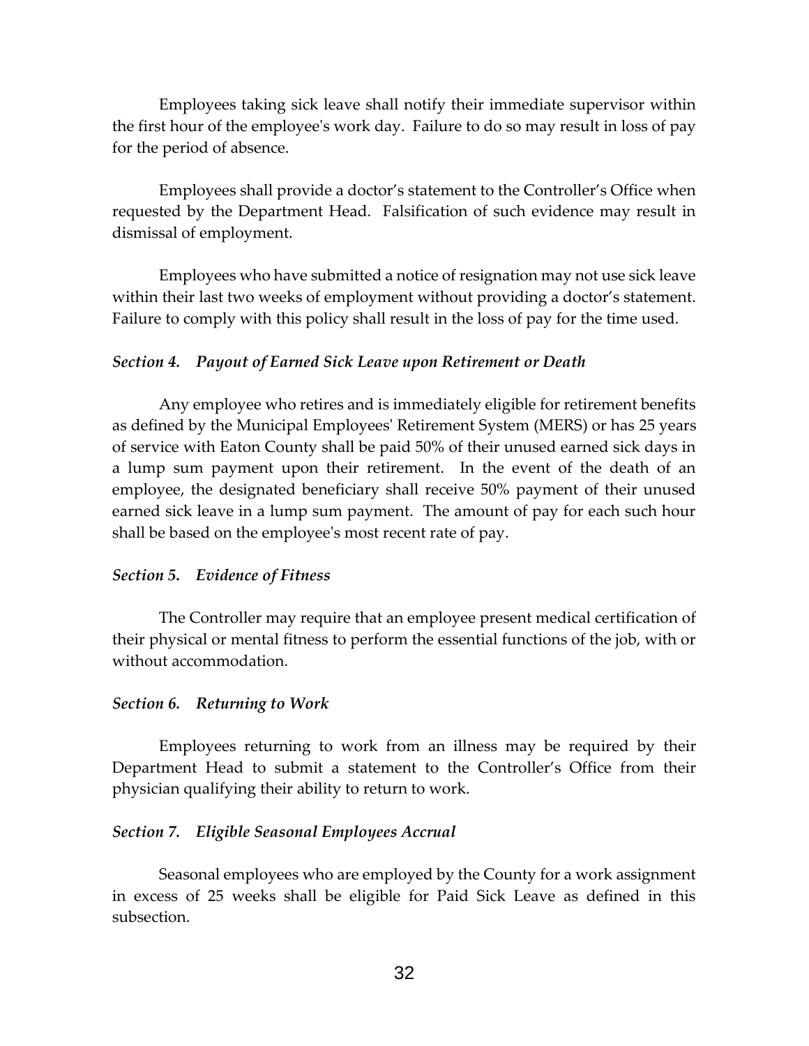Employees taking sick leave shall notify their immediate supervisor within the first hour of the employee's work day. Failure to do so may result in loss of pay for the period of absence.

Employees shall provide a doctor's statement to the Controller's Office when requested by the Department Head. Falsification of such evidence may result in dismissal of employment.

Employees who have submitted a notice of resignation may not use sick leave within their last two weeks of employment without providing a doctor's statement. Failure to comply with this policy shall result in the loss of pay for the time used.

### *Section 4. Payout of Earned Sick Leave upon Retirement or Death*

Any employee who retires and is immediately eligible for retirement benefits as defined by the Municipal Employees' Retirement System (MERS) or has 25 years of service with Eaton County shall be paid 50% of their unused earned sick days in a lump sum payment upon their retirement. In the event of the death of an employee, the designated beneficiary shall receive 50% payment of their unused earned sick leave in a lump sum payment. The amount of pay for each such hour shall be based on the employee's most recent rate of pay.

### *Section 5. Evidence of Fitness*

The Controller may require that an employee present medical certification of their physical or mental fitness to perform the essential functions of the job, with or without accommodation.

### *Section 6. Returning to Work*

Employees returning to work from an illness may be required by their Department Head to submit a statement to the Controller's Office from their physician qualifying their ability to return to work.

### *Section 7. Eligible Seasonal Employees Accrual*

Seasonal employees who are employed by the County for a work assignment in excess of 25 weeks shall be eligible for Paid Sick Leave as defined in this subsection.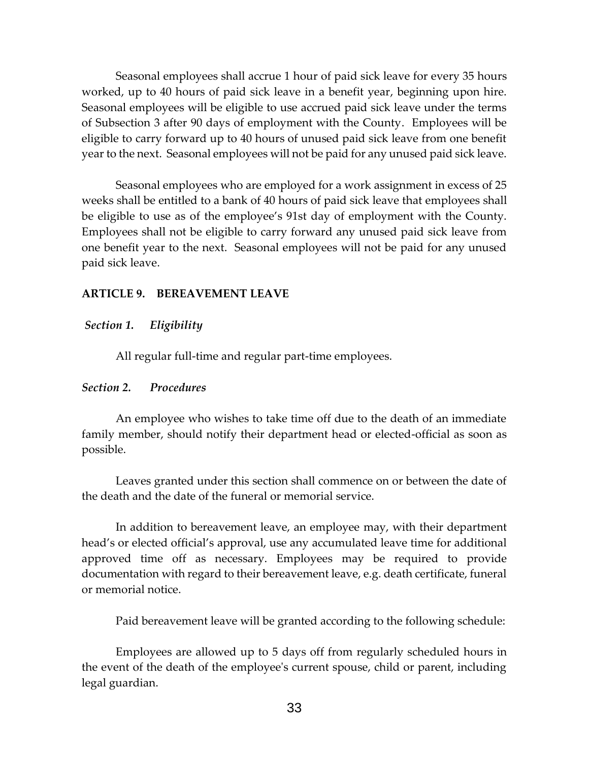Seasonal employees shall accrue 1 hour of paid sick leave for every 35 hours worked, up to 40 hours of paid sick leave in a benefit year, beginning upon hire. Seasonal employees will be eligible to use accrued paid sick leave under the terms of Subsection 3 after 90 days of employment with the County. Employees will be eligible to carry forward up to 40 hours of unused paid sick leave from one benefit year to the next. Seasonal employees will not be paid for any unused paid sick leave.

Seasonal employees who are employed for a work assignment in excess of 25 weeks shall be entitled to a bank of 40 hours of paid sick leave that employees shall be eligible to use as of the employee's 91st day of employment with the County. Employees shall not be eligible to carry forward any unused paid sick leave from one benefit year to the next. Seasonal employees will not be paid for any unused paid sick leave.

## ARTICLE 9. BEREAVEMENT LEAVE

### *Section 1. Eligibility*

All regular full-time and regular part-time employees.

### *Section 2. Procedures*

An employee who wishes to take time off due to the death of an immediate family member, should notify their department head or elected-official as soon as possible.

Leaves granted under this section shall commence on or between the date of the death and the date of the funeral or memorial service.

In addition to bereavement leave, an employee may, with their department head's or elected official's approval, use any accumulated leave time for additional approved time off as necessary. Employees may be required to provide documentation with regard to their bereavement leave, e.g. death certificate, funeral or memorial notice.

Paid bereavement leave will be granted according to the following schedule:

Employees are allowed up to 5 days off from regularly scheduled hours in the event of the death of the employee's current spouse, child or parent, including legal guardian.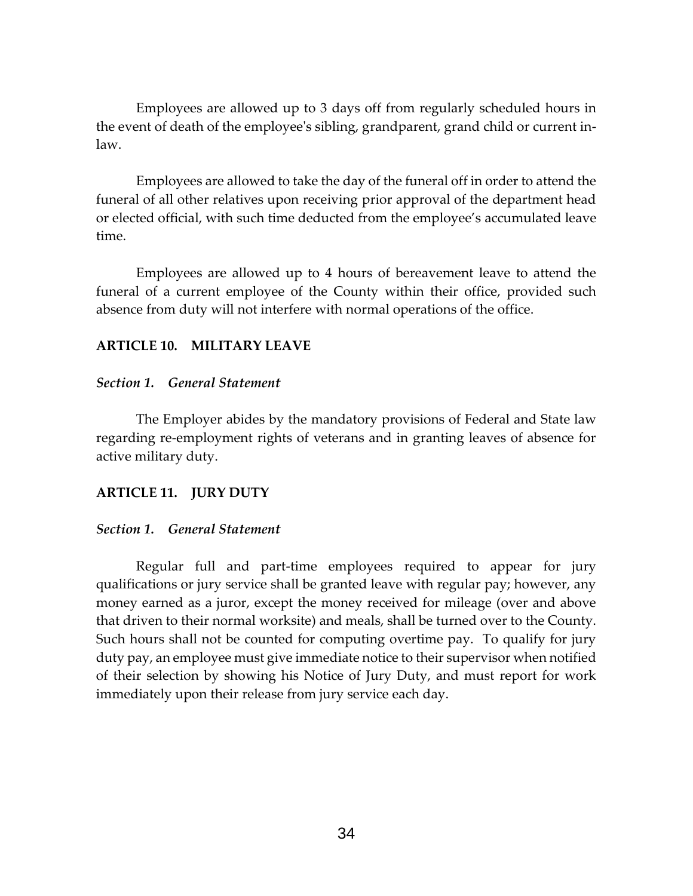Employees are allowed up to 3 days off from regularly scheduled hours in the event of death of the employee's sibling, grandparent, grand child or current in-law.

Employees are allowed to take the day of the funeral off in order to attend the funeral of all other relatives upon receiving prior approval of the department head or elected official, with such time deducted from the employee's accumulated leave time.

Employees are allowed up to 4 hours of bereavement leave to attend the funeral of a current employee of the County within their office, provided such absence from duty will not interfere with normal operations of the office.

## ARTICLE 10. MILITARY LEAVE

### *Section 1. General Statement*

The Employer abides by the mandatory provisions of Federal and State law regarding re-employment rights of veterans and in granting leaves of absence for active military duty.

## ARTICLE 11. JURY DUTY

### *Section 1. General Statement*

Regular full and part-time employees required to appear for jury qualifications or jury service shall be granted leave with regular pay; however, any money earned as a juror, except the money received for mileage (over and above that driven to their normal worksite) and meals, shall be turned over to the County. Such hours shall not be counted for computing overtime pay. To qualify for jury duty pay, an employee must give immediate notice to their supervisor when notified of their selection by showing his Notice of Jury Duty, and must report for work immediately upon their release from jury service each day.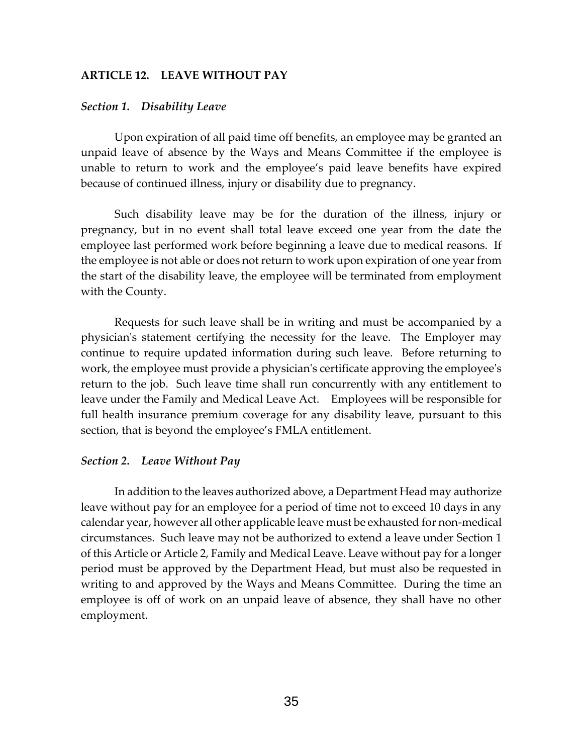## ARTICLE 12. LEAVE WITHOUT PAY

### *Section 1. Disability Leave*

Upon expiration of all paid time off benefits, an employee may be granted an unpaid leave of absence by the Ways and Means Committee if the employee is unable to return to work and the employee's paid leave benefits have expired because of continued illness, injury or disability due to pregnancy.

Such disability leave may be for the duration of the illness, injury or pregnancy, but in no event shall total leave exceed one year from the date the employee last performed work before beginning a leave due to medical reasons. If the employee is not able or does not return to work upon expiration of one year from the start of the disability leave, the employee will be terminated from employment with the County.

Requests for such leave shall be in writing and must be accompanied by a physician's statement certifying the necessity for the leave. The Employer may continue to require updated information during such leave. Before returning to work, the employee must provide a physician's certificate approving the employee's return to the job. Such leave time shall run concurrently with any entitlement to leave under the Family and Medical Leave Act. Employees will be responsible for full health insurance premium coverage for any disability leave, pursuant to this section, that is beyond the employee's FMLA entitlement.

### *Section 2. Leave Without Pay*

In addition to the leaves authorized above, a Department Head may authorize leave without pay for an employee for a period of time not to exceed 10 days in any calendar year, however all other applicable leave must be exhausted for non-medical circumstances. Such leave may not be authorized to extend a leave under Section 1 of this Article or Article 2, Family and Medical Leave. Leave without pay for a longer period must be approved by the Department Head, but must also be requested in writing to and approved by the Ways and Means Committee. During the time an employee is off of work on an unpaid leave of absence, they shall have no other employment.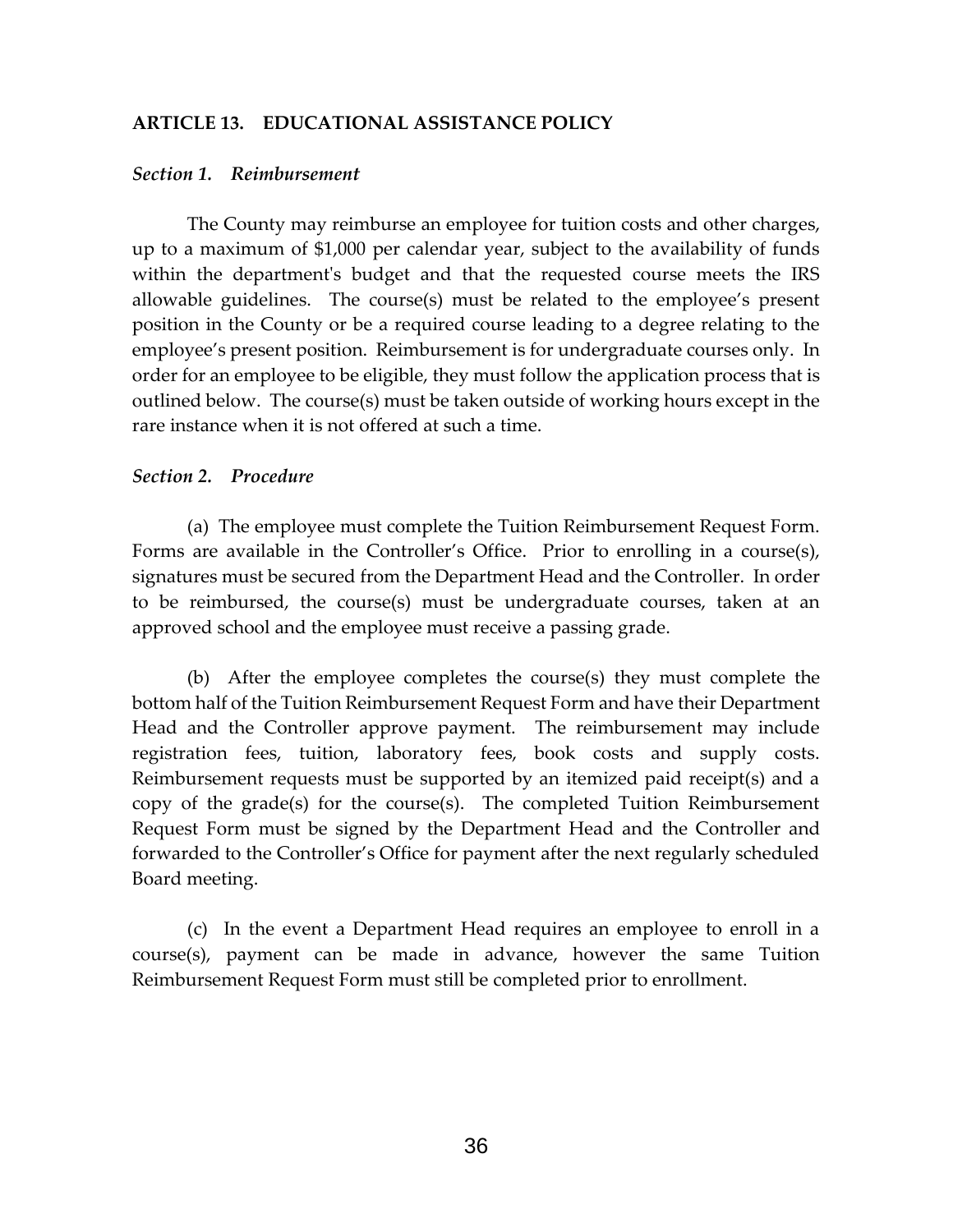## ARTICLE 13. EDUCATIONAL ASSISTANCE POLICY

### *Section 1. Reimbursement*

The County may reimburse an employee for tuition costs and other charges, up to a maximum of $1,000 per calendar year, subject to the availability of funds within the department's budget and that the requested course meets the IRS allowable guidelines. The course(s) must be related to the employee's present position in the County or be a required course leading to a degree relating to the employee's present position. Reimbursement is for undergraduate courses only. In order for an employee to be eligible, they must follow the application process that is outlined below. The course(s) must be taken outside of working hours except in the rare instance when it is not offered at such a time.

### *Section 2. Procedure*

(a) The employee must complete the Tuition Reimbursement Request Form. Forms are available in the Controller's Office. Prior to enrolling in a course(s), signatures must be secured from the Department Head and the Controller. In order to be reimbursed, the course(s) must be undergraduate courses, taken at an approved school and the employee must receive a passing grade.

(b) After the employee completes the course(s) they must complete the bottom half of the Tuition Reimbursement Request Form and have their Department Head and the Controller approve payment. The reimbursement may include registration fees, tuition, laboratory fees, book costs and supply costs. Reimbursement requests must be supported by an itemized paid receipt(s) and a copy of the grade(s) for the course(s). The completed Tuition Reimbursement Request Form must be signed by the Department Head and the Controller and forwarded to the Controller's Office for payment after the next regularly scheduled Board meeting.

(c) In the event a Department Head requires an employee to enroll in a course(s), payment can be made in advance, however the same Tuition Reimbursement Request Form must still be completed prior to enrollment.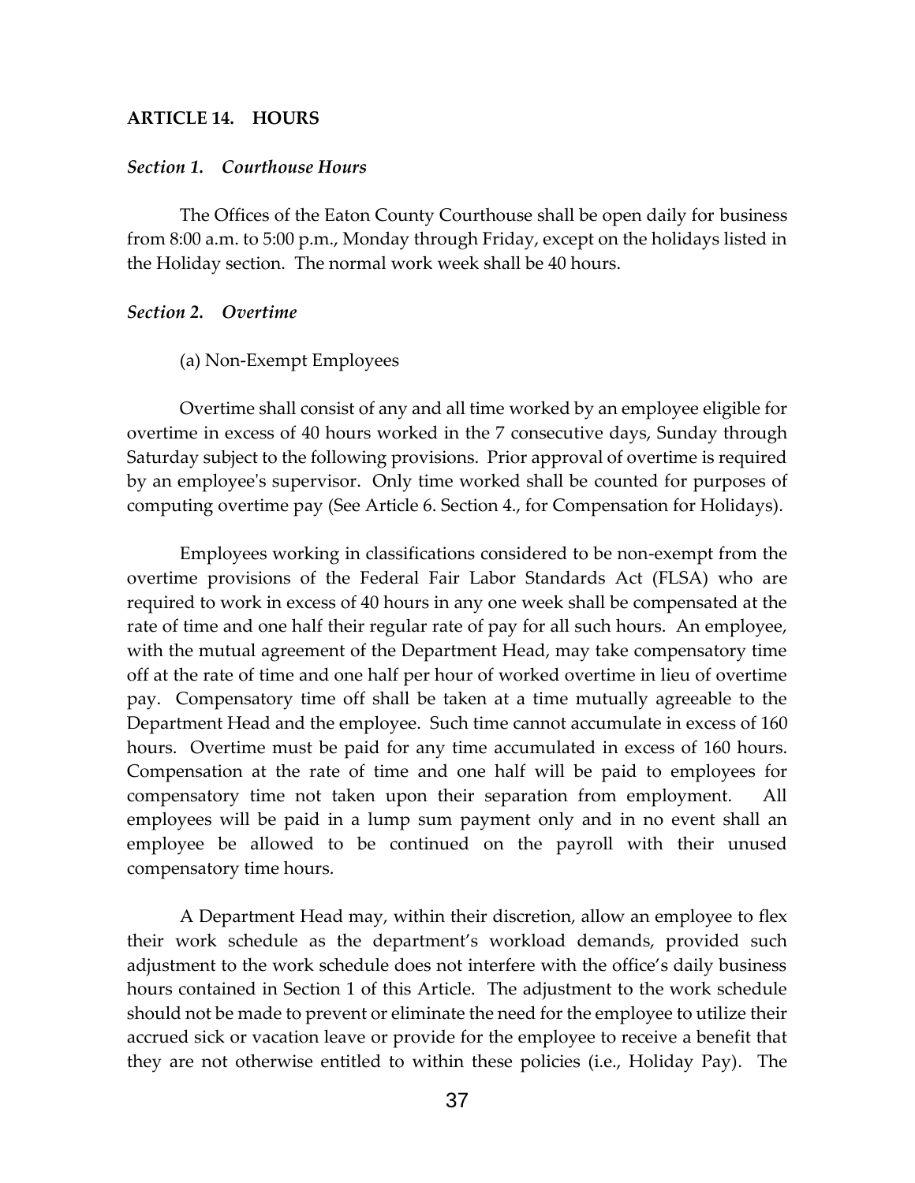## ARTICLE 14. HOURS

### *Section 1. Courthouse Hours*

The Offices of the Eaton County Courthouse shall be open daily for business from 8:00 a.m. to 5:00 p.m., Monday through Friday, except on the holidays listed in the Holiday section. The normal work week shall be 40 hours.

### *Section 2. Overtime*

(a) Non-Exempt Employees

Overtime shall consist of any and all time worked by an employee eligible for overtime in excess of 40 hours worked in the 7 consecutive days, Sunday through Saturday subject to the following provisions. Prior approval of overtime is required by an employee's supervisor. Only time worked shall be counted for purposes of computing overtime pay (See Article 6. Section 4., for Compensation for Holidays).

Employees working in classifications considered to be non-exempt from the overtime provisions of the Federal Fair Labor Standards Act (FLSA) who are required to work in excess of 40 hours in any one week shall be compensated at the rate of time and one half their regular rate of pay for all such hours. An employee, with the mutual agreement of the Department Head, may take compensatory time off at the rate of time and one half per hour of worked overtime in lieu of overtime pay. Compensatory time off shall be taken at a time mutually agreeable to the Department Head and the employee. Such time cannot accumulate in excess of 160 hours. Overtime must be paid for any time accumulated in excess of 160 hours. Compensation at the rate of time and one half will be paid to employees for compensatory time not taken upon their separation from employment. All employees will be paid in a lump sum payment only and in no event shall an employee be allowed to be continued on the payroll with their unused compensatory time hours.

A Department Head may, within their discretion, allow an employee to flex their work schedule as the department's workload demands, provided such adjustment to the work schedule does not interfere with the office's daily business hours contained in Section 1 of this Article. The adjustment to the work schedule should not be made to prevent or eliminate the need for the employee to utilize their accrued sick or vacation leave or provide for the employee to receive a benefit that they are not otherwise entitled to within these policies (i.e., Holiday Pay). The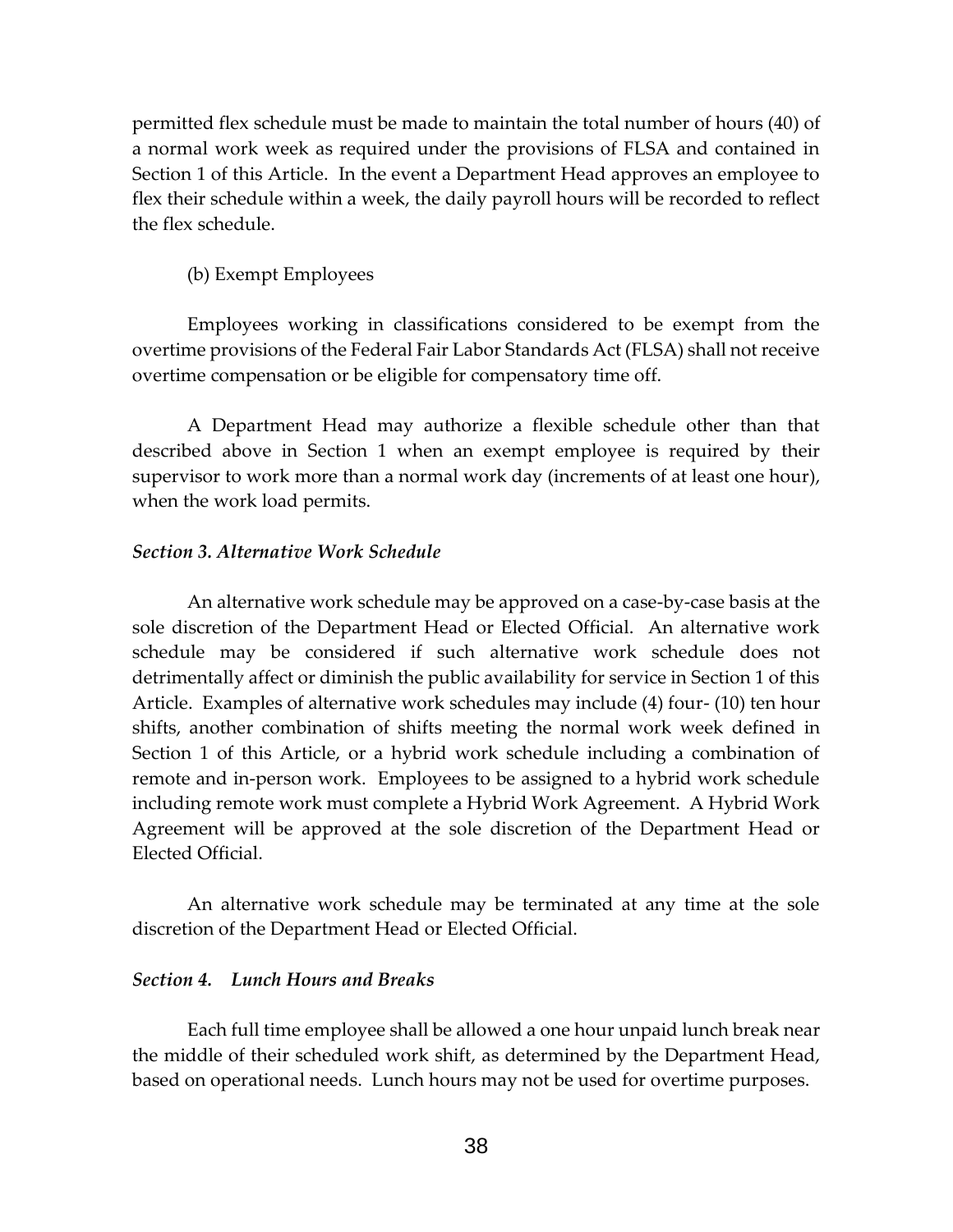permitted flex schedule must be made to maintain the total number of hours (40) of a normal work week as required under the provisions of FLSA and contained in Section 1 of this Article. In the event a Department Head approves an employee to flex their schedule within a week, the daily payroll hours will be recorded to reflect the flex schedule.

(b) Exempt Employees

Employees working in classifications considered to be exempt from the overtime provisions of the Federal Fair Labor Standards Act (FLSA) shall not receive overtime compensation or be eligible for compensatory time off.

A Department Head may authorize a flexible schedule other than that described above in Section 1 when an exempt employee is required by their supervisor to work more than a normal work day (increments of at least one hour), when the work load permits.

***Section 3. Alternative Work Schedule***

An alternative work schedule may be approved on a case-by-case basis at the sole discretion of the Department Head or Elected Official. An alternative work schedule may be considered if such alternative work schedule does not detrimentally affect or diminish the public availability for service in Section 1 of this Article. Examples of alternative work schedules may include (4) four- (10) ten hour shifts, another combination of shifts meeting the normal work week defined in Section 1 of this Article, or a hybrid work schedule including a combination of remote and in-person work. Employees to be assigned to a hybrid work schedule including remote work must complete a Hybrid Work Agreement. A Hybrid Work Agreement will be approved at the sole discretion of the Department Head or Elected Official.

An alternative work schedule may be terminated at any time at the sole discretion of the Department Head or Elected Official.

***Section 4. Lunch Hours and Breaks***

Each full time employee shall be allowed a one hour unpaid lunch break near the middle of their scheduled work shift, as determined by the Department Head, based on operational needs. Lunch hours may not be used for overtime purposes.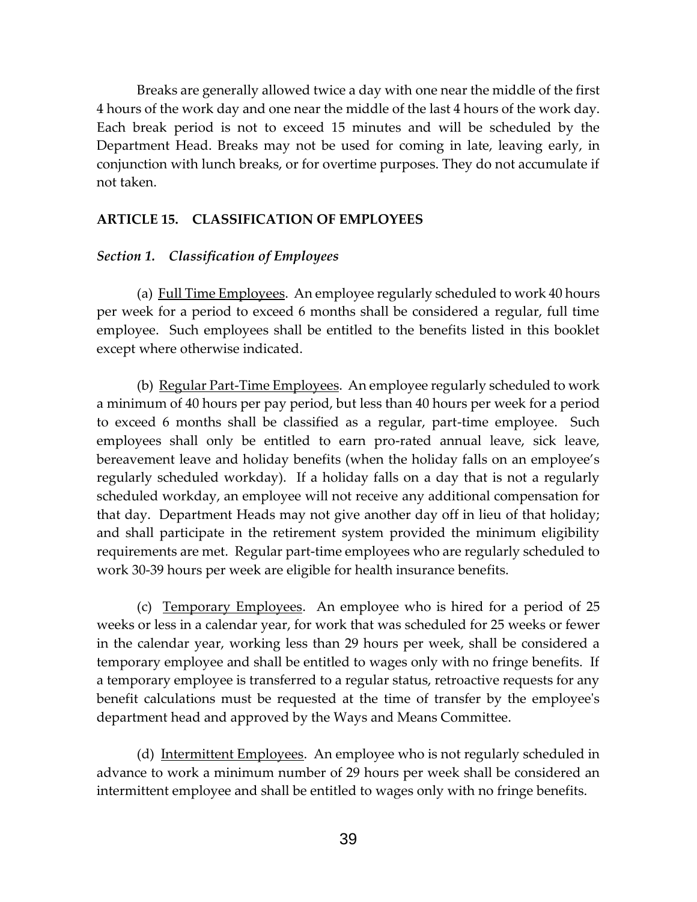Breaks are generally allowed twice a day with one near the middle of the first 4 hours of the work day and one near the middle of the last 4 hours of the work day. Each break period is not to exceed 15 minutes and will be scheduled by the Department Head. Breaks may not be used for coming in late, leaving early, in conjunction with lunch breaks, or for overtime purposes. They do not accumulate if not taken.

## ARTICLE 15. CLASSIFICATION OF EMPLOYEES

### *Section 1. Classification of Employees*

(a) Full Time Employees. An employee regularly scheduled to work 40 hours per week for a period to exceed 6 months shall be considered a regular, full time employee. Such employees shall be entitled to the benefits listed in this booklet except where otherwise indicated.

(b) Regular Part-Time Employees. An employee regularly scheduled to work a minimum of 40 hours per pay period, but less than 40 hours per week for a period to exceed 6 months shall be classified as a regular, part-time employee. Such employees shall only be entitled to earn pro-rated annual leave, sick leave, bereavement leave and holiday benefits (when the holiday falls on an employee's regularly scheduled workday). If a holiday falls on a day that is not a regularly scheduled workday, an employee will not receive any additional compensation for that day. Department Heads may not give another day off in lieu of that holiday; and shall participate in the retirement system provided the minimum eligibility requirements are met. Regular part-time employees who are regularly scheduled to work 30-39 hours per week are eligible for health insurance benefits.

(c) Temporary Employees. An employee who is hired for a period of 25 weeks or less in a calendar year, for work that was scheduled for 25 weeks or fewer in the calendar year, working less than 29 hours per week, shall be considered a temporary employee and shall be entitled to wages only with no fringe benefits. If a temporary employee is transferred to a regular status, retroactive requests for any benefit calculations must be requested at the time of transfer by the employee's department head and approved by the Ways and Means Committee.

(d) Intermittent Employees. An employee who is not regularly scheduled in advance to work a minimum number of 29 hours per week shall be considered an intermittent employee and shall be entitled to wages only with no fringe benefits.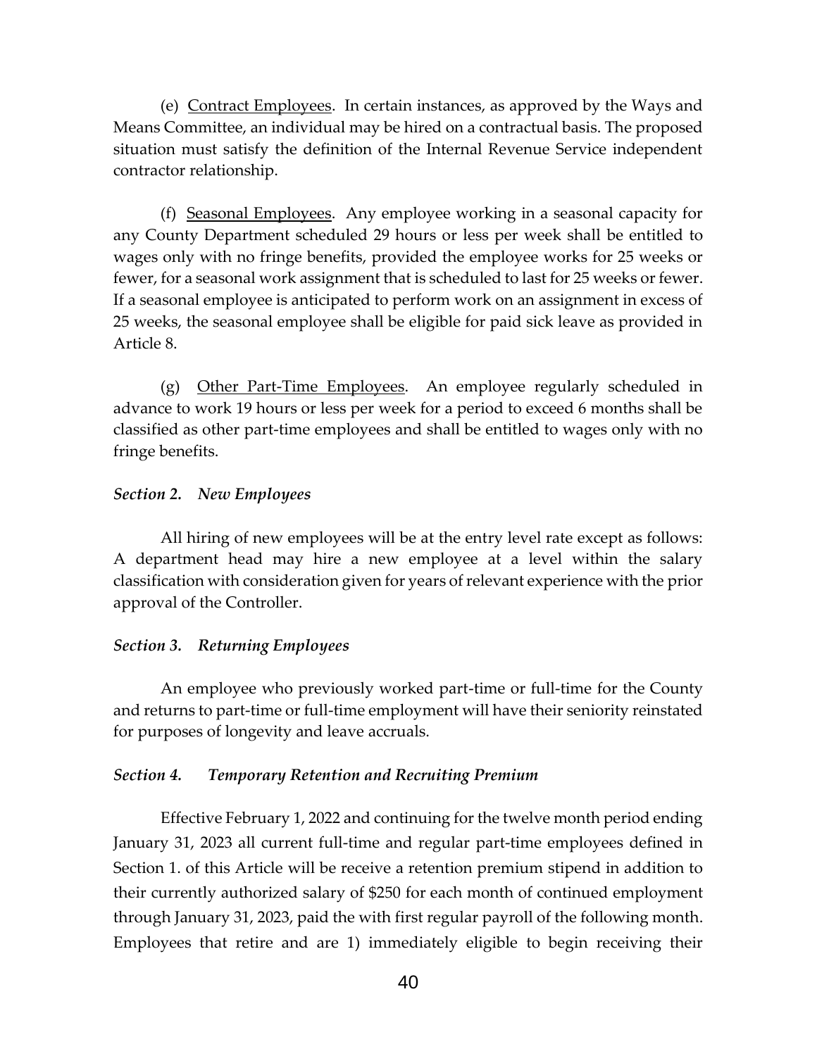(e) Contract Employees. In certain instances, as approved by the Ways and Means Committee, an individual may be hired on a contractual basis. The proposed situation must satisfy the definition of the Internal Revenue Service independent contractor relationship.

(f) Seasonal Employees. Any employee working in a seasonal capacity for any County Department scheduled 29 hours or less per week shall be entitled to wages only with no fringe benefits, provided the employee works for 25 weeks or fewer, for a seasonal work assignment that is scheduled to last for 25 weeks or fewer. If a seasonal employee is anticipated to perform work on an assignment in excess of 25 weeks, the seasonal employee shall be eligible for paid sick leave as provided in Article 8.

(g) Other Part-Time Employees. An employee regularly scheduled in advance to work 19 hours or less per week for a period to exceed 6 months shall be classified as other part-time employees and shall be entitled to wages only with no fringe benefits.

***Section 2. New Employees***

All hiring of new employees will be at the entry level rate except as follows: A department head may hire a new employee at a level within the salary classification with consideration given for years of relevant experience with the prior approval of the Controller.

***Section 3. Returning Employees***

An employee who previously worked part-time or full-time for the County and returns to part-time or full-time employment will have their seniority reinstated for purposes of longevity and leave accruals.

***Section 4. Temporary Retention and Recruiting Premium***

Effective February 1, 2022 and continuing for the twelve month period ending January 31, 2023 all current full-time and regular part-time employees defined in Section 1. of this Article will be receive a retention premium stipend in addition to their currently authorized salary of $250 for each month of continued employment through January 31, 2023, paid the with first regular payroll of the following month. Employees that retire and are 1) immediately eligible to begin receiving their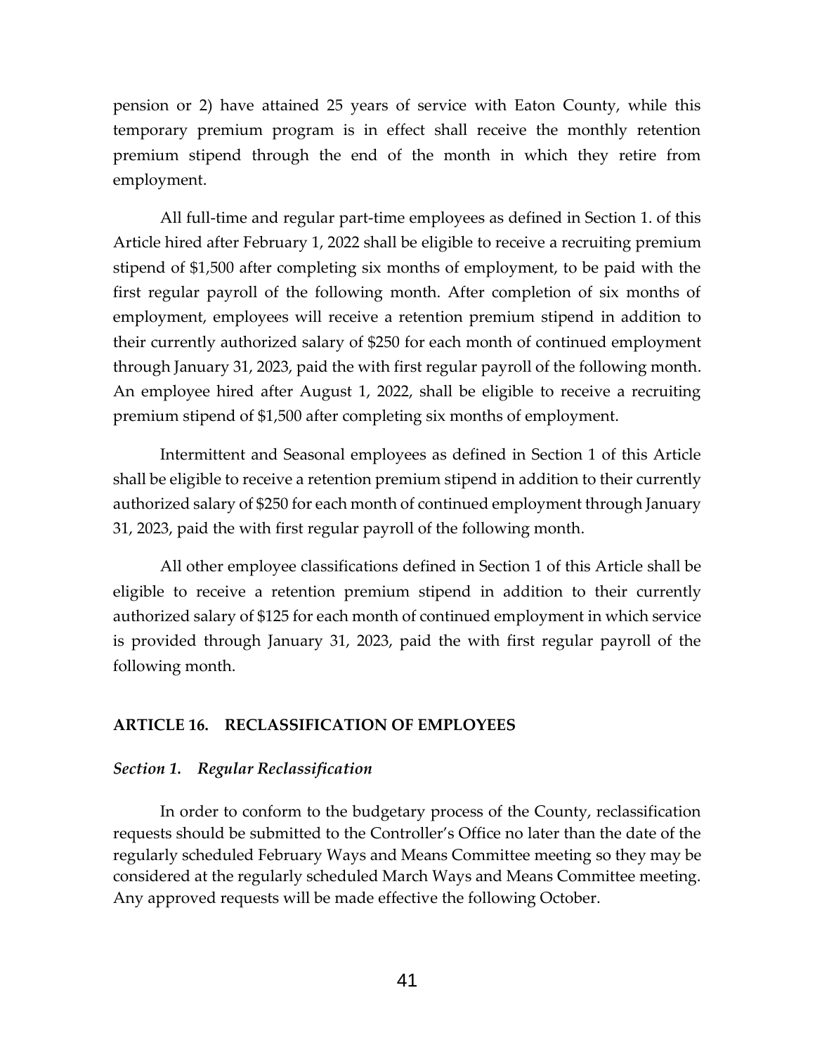pension or 2) have attained 25 years of service with Eaton County, while this temporary premium program is in effect shall receive the monthly retention premium stipend through the end of the month in which they retire from employment.

All full-time and regular part-time employees as defined in Section 1. of this Article hired after February 1, 2022 shall be eligible to receive a recruiting premium stipend of $1,500 after completing six months of employment, to be paid with the first regular payroll of the following month. After completion of six months of employment, employees will receive a retention premium stipend in addition to their currently authorized salary of $250 for each month of continued employment through January 31, 2023, paid the with first regular payroll of the following month. An employee hired after August 1, 2022, shall be eligible to receive a recruiting premium stipend of $1,500 after completing six months of employment.

Intermittent and Seasonal employees as defined in Section 1 of this Article shall be eligible to receive a retention premium stipend in addition to their currently authorized salary of $250 for each month of continued employment through January 31, 2023, paid the with first regular payroll of the following month.

All other employee classifications defined in Section 1 of this Article shall be eligible to receive a retention premium stipend in addition to their currently authorized salary of $125 for each month of continued employment in which service is provided through January 31, 2023, paid the with first regular payroll of the following month.

## ARTICLE 16. RECLASSIFICATION OF EMPLOYEES

### *Section 1. Regular Reclassification*

In order to conform to the budgetary process of the County, reclassification requests should be submitted to the Controller's Office no later than the date of the regularly scheduled February Ways and Means Committee meeting so they may be considered at the regularly scheduled March Ways and Means Committee meeting. Any approved requests will be made effective the following October.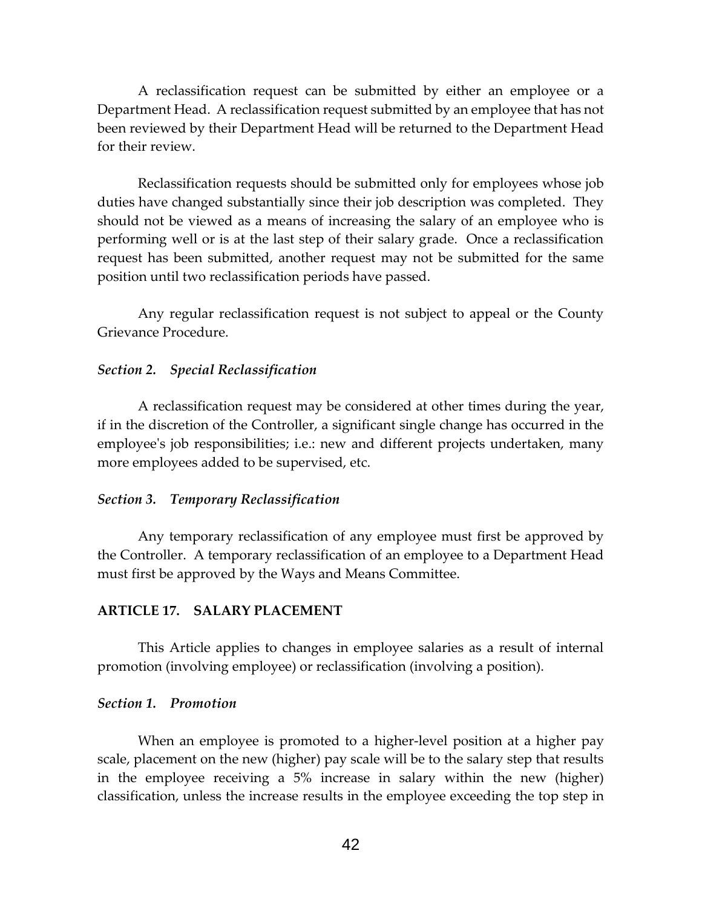A reclassification request can be submitted by either an employee or a Department Head. A reclassification request submitted by an employee that has not been reviewed by their Department Head will be returned to the Department Head for their review.

Reclassification requests should be submitted only for employees whose job duties have changed substantially since their job description was completed. They should not be viewed as a means of increasing the salary of an employee who is performing well or is at the last step of their salary grade. Once a reclassification request has been submitted, another request may not be submitted for the same position until two reclassification periods have passed.

Any regular reclassification request is not subject to appeal or the County Grievance Procedure.

### *Section 2. Special Reclassification*

A reclassification request may be considered at other times during the year, if in the discretion of the Controller, a significant single change has occurred in the employee's job responsibilities; i.e.: new and different projects undertaken, many more employees added to be supervised, etc.

### *Section 3. Temporary Reclassification*

Any temporary reclassification of any employee must first be approved by the Controller. A temporary reclassification of an employee to a Department Head must first be approved by the Ways and Means Committee.

## ARTICLE 17. SALARY PLACEMENT

This Article applies to changes in employee salaries as a result of internal promotion (involving employee) or reclassification (involving a position).

### *Section 1. Promotion*

When an employee is promoted to a higher-level position at a higher pay scale, placement on the new (higher) pay scale will be to the salary step that results in the employee receiving a 5% increase in salary within the new (higher) classification, unless the increase results in the employee exceeding the top step in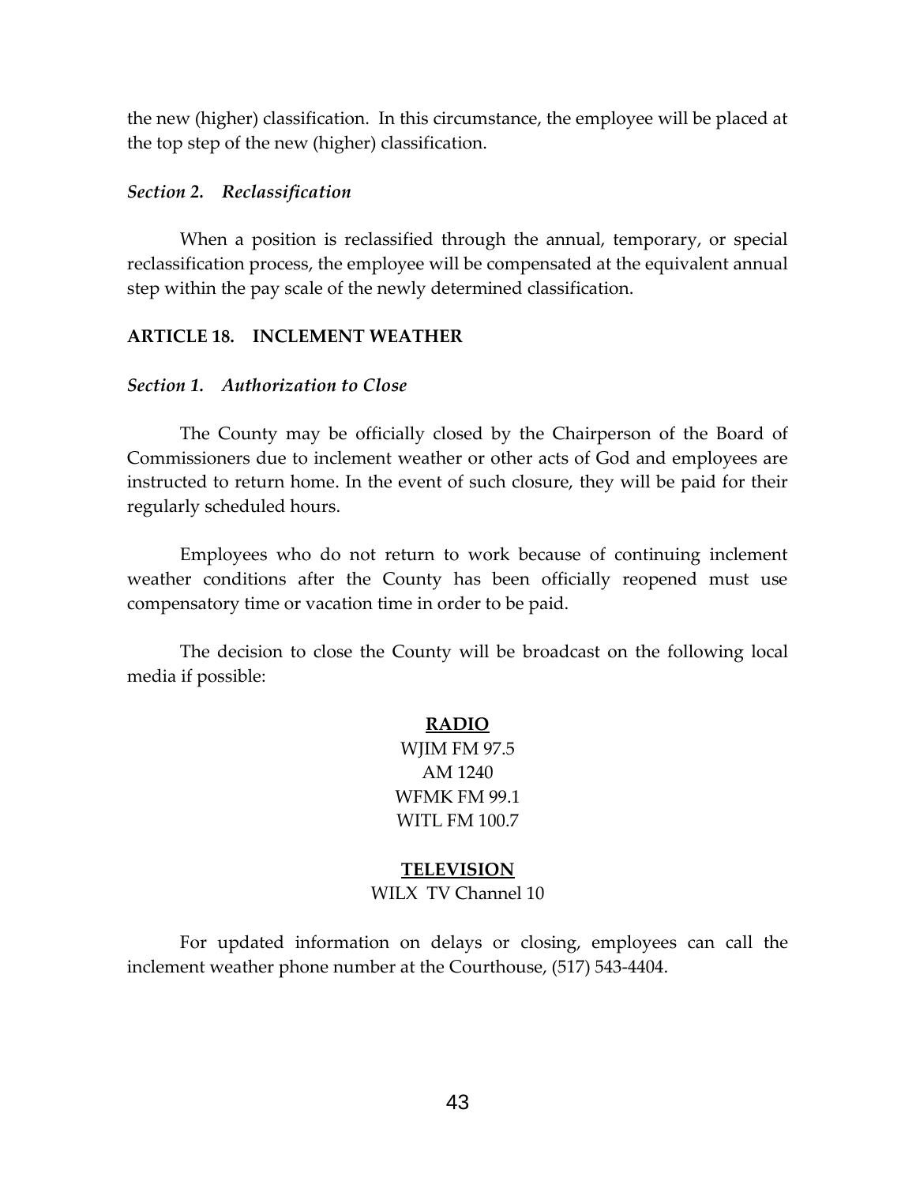the new (higher) classification. In this circumstance, the employee will be placed at the top step of the new (higher) classification.

### *Section 2. Reclassification*

When a position is reclassified through the annual, temporary, or special reclassification process, the employee will be compensated at the equivalent annual step within the pay scale of the newly determined classification.

## ARTICLE 18. INCLEMENT WEATHER

### *Section 1. Authorization to Close*

The County may be officially closed by the Chairperson of the Board of Commissioners due to inclement weather or other acts of God and employees are instructed to return home. In the event of such closure, they will be paid for their regularly scheduled hours.

Employees who do not return to work because of continuing inclement weather conditions after the County has been officially reopened must use compensatory time or vacation time in order to be paid.

The decision to close the County will be broadcast on the following local media if possible:

**RADIO**

WJIM FM 97.5
AM 1240
WFMK FM 99.1
WITL FM 100.7

**TELEVISION**

WILX TV Channel 10

For updated information on delays or closing, employees can call the inclement weather phone number at the Courthouse, (517) 543-4404.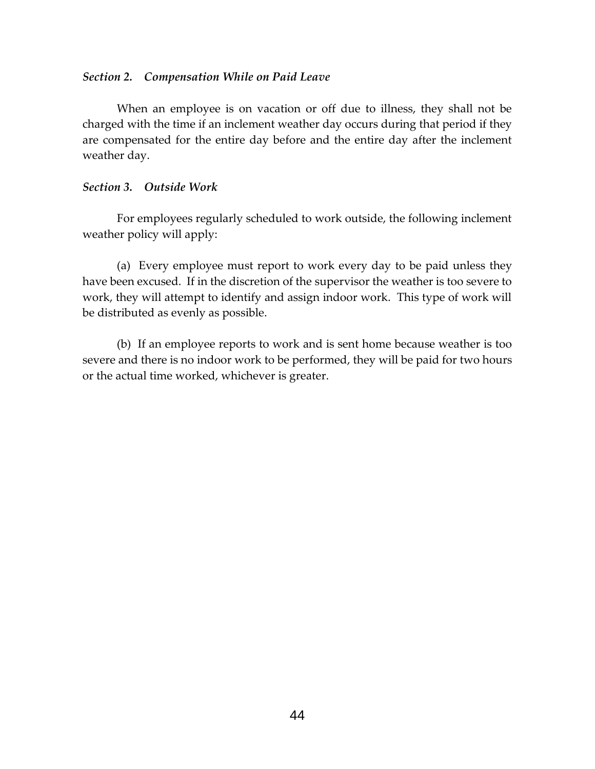*Section 2. Compensation While on Paid Leave*

When an employee is on vacation or off due to illness, they shall not be charged with the time if an inclement weather day occurs during that period if they are compensated for the entire day before and the entire day after the inclement weather day.

*Section 3. Outside Work*

For employees regularly scheduled to work outside, the following inclement weather policy will apply:

(a) Every employee must report to work every day to be paid unless they have been excused. If in the discretion of the supervisor the weather is too severe to work, they will attempt to identify and assign indoor work. This type of work will be distributed as evenly as possible.

(b) If an employee reports to work and is sent home because weather is too severe and there is no indoor work to be performed, they will be paid for two hours or the actual time worked, whichever is greater.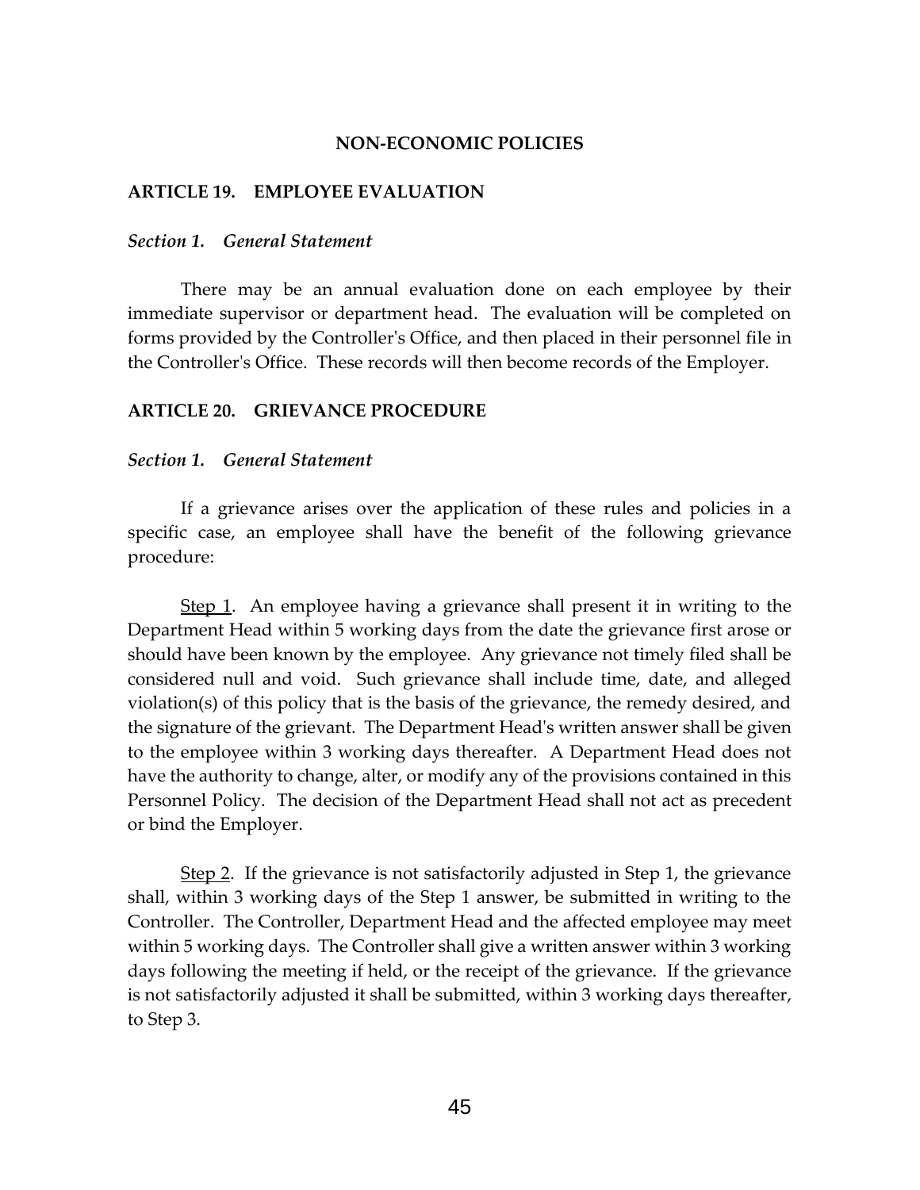## NON-ECONOMIC POLICIES

### ARTICLE 19. EMPLOYEE EVALUATION

*Section 1. General Statement*

There may be an annual evaluation done on each employee by their immediate supervisor or department head. The evaluation will be completed on forms provided by the Controller's Office, and then placed in their personnel file in the Controller's Office. These records will then become records of the Employer.

### ARTICLE 20. GRIEVANCE PROCEDURE

*Section 1. General Statement*

If a grievance arises over the application of these rules and policies in a specific case, an employee shall have the benefit of the following grievance procedure:

<u>Step 1</u>. An employee having a grievance shall present it in writing to the Department Head within 5 working days from the date the grievance first arose or should have been known by the employee. Any grievance not timely filed shall be considered null and void. Such grievance shall include time, date, and alleged violation(s) of this policy that is the basis of the grievance, the remedy desired, and the signature of the grievant. The Department Head's written answer shall be given to the employee within 3 working days thereafter. A Department Head does not have the authority to change, alter, or modify any of the provisions contained in this Personnel Policy. The decision of the Department Head shall not act as precedent or bind the Employer.

<u>Step 2</u>. If the grievance is not satisfactorily adjusted in Step 1, the grievance shall, within 3 working days of the Step 1 answer, be submitted in writing to the Controller. The Controller, Department Head and the affected employee may meet within 5 working days. The Controller shall give a written answer within 3 working days following the meeting if held, or the receipt of the grievance. If the grievance is not satisfactorily adjusted it shall be submitted, within 3 working days thereafter, to Step 3.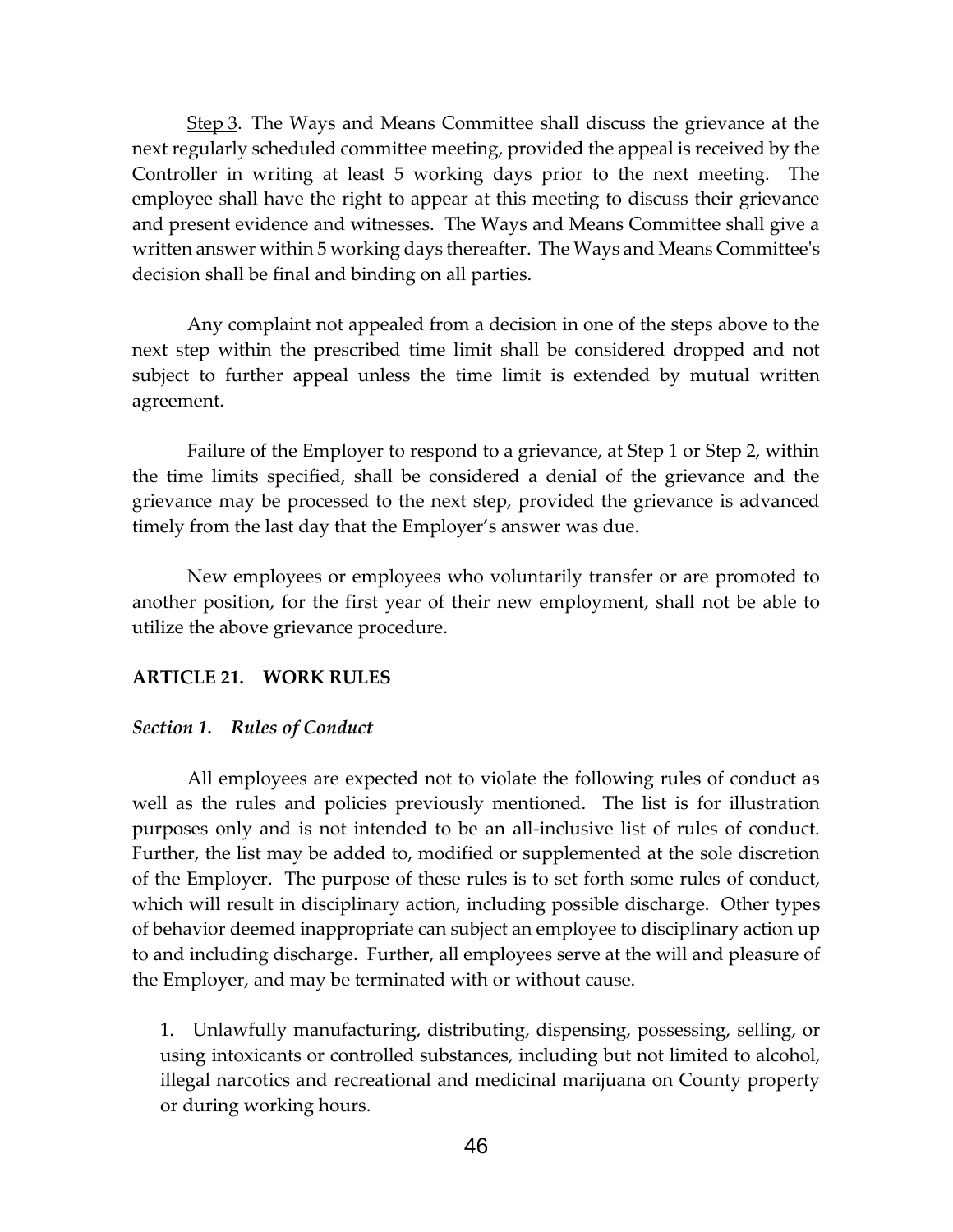<u>Step 3</u>. The Ways and Means Committee shall discuss the grievance at the next regularly scheduled committee meeting, provided the appeal is received by the Controller in writing at least 5 working days prior to the next meeting. The employee shall have the right to appear at this meeting to discuss their grievance and present evidence and witnesses. The Ways and Means Committee shall give a written answer within 5 working days thereafter. The Ways and Means Committee's decision shall be final and binding on all parties.

Any complaint not appealed from a decision in one of the steps above to the next step within the prescribed time limit shall be considered dropped and not subject to further appeal unless the time limit is extended by mutual written agreement.

Failure of the Employer to respond to a grievance, at Step 1 or Step 2, within the time limits specified, shall be considered a denial of the grievance and the grievance may be processed to the next step, provided the grievance is advanced timely from the last day that the Employer's answer was due.

New employees or employees who voluntarily transfer or are promoted to another position, for the first year of their new employment, shall not be able to utilize the above grievance procedure.

## ARTICLE 21. WORK RULES

### *Section 1. Rules of Conduct*

All employees are expected not to violate the following rules of conduct as well as the rules and policies previously mentioned. The list is for illustration purposes only and is not intended to be an all-inclusive list of rules of conduct. Further, the list may be added to, modified or supplemented at the sole discretion of the Employer. The purpose of these rules is to set forth some rules of conduct, which will result in disciplinary action, including possible discharge. Other types of behavior deemed inappropriate can subject an employee to disciplinary action up to and including discharge. Further, all employees serve at the will and pleasure of the Employer, and may be terminated with or without cause.

1. Unlawfully manufacturing, distributing, dispensing, possessing, selling, or using intoxicants or controlled substances, including but not limited to alcohol, illegal narcotics and recreational and medicinal marijuana on County property or during working hours.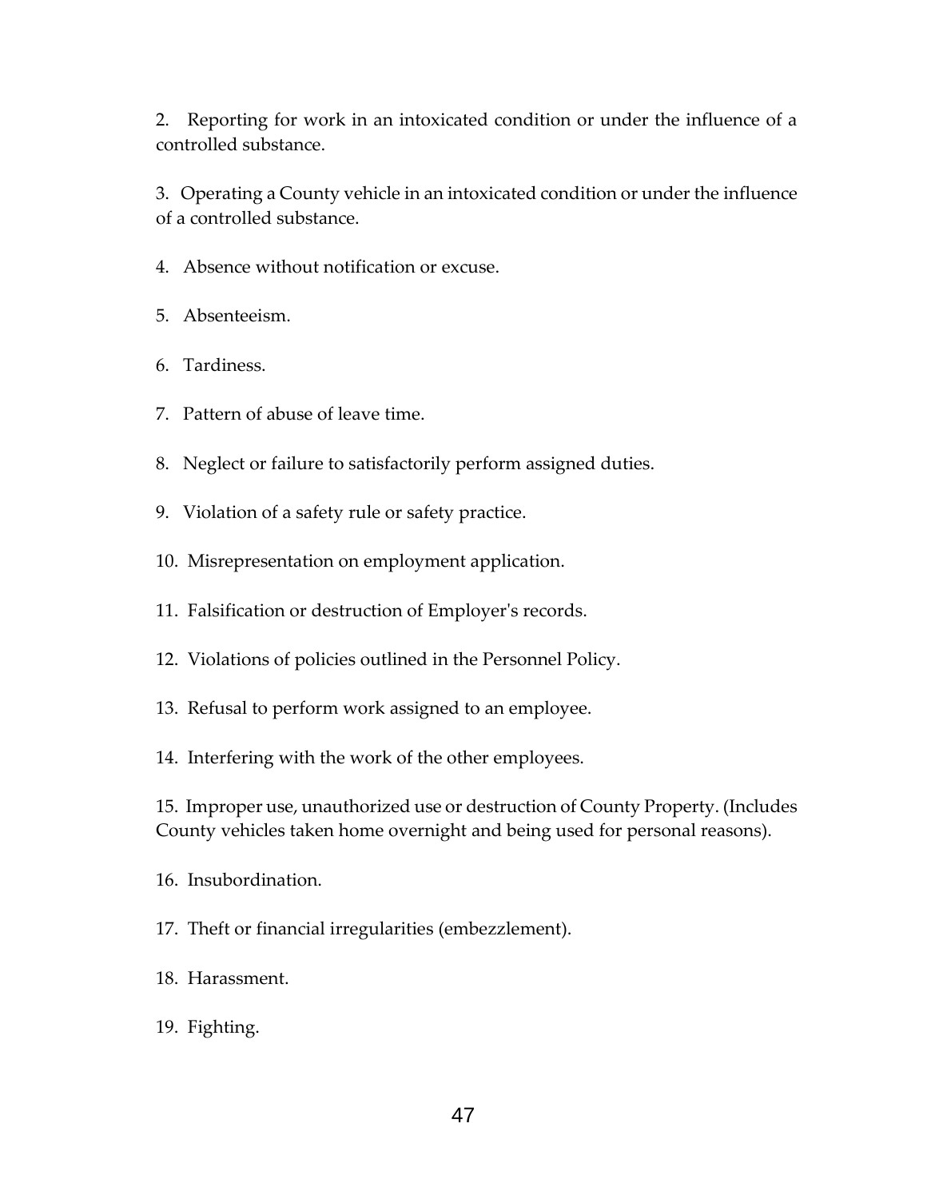2. Reporting for work in an intoxicated condition or under the influence of a controlled substance.

3. Operating a County vehicle in an intoxicated condition or under the influence of a controlled substance.

4. Absence without notification or excuse.

5. Absenteeism.

6. Tardiness.

7. Pattern of abuse of leave time.

8. Neglect or failure to satisfactorily perform assigned duties.

9. Violation of a safety rule or safety practice.

10. Misrepresentation on employment application.

11. Falsification or destruction of Employer's records.

12. Violations of policies outlined in the Personnel Policy.

13. Refusal to perform work assigned to an employee.

14. Interfering with the work of the other employees.

15. Improper use, unauthorized use or destruction of County Property. (Includes County vehicles taken home overnight and being used for personal reasons).

16. Insubordination.

17. Theft or financial irregularities (embezzlement).

18. Harassment.

19. Fighting.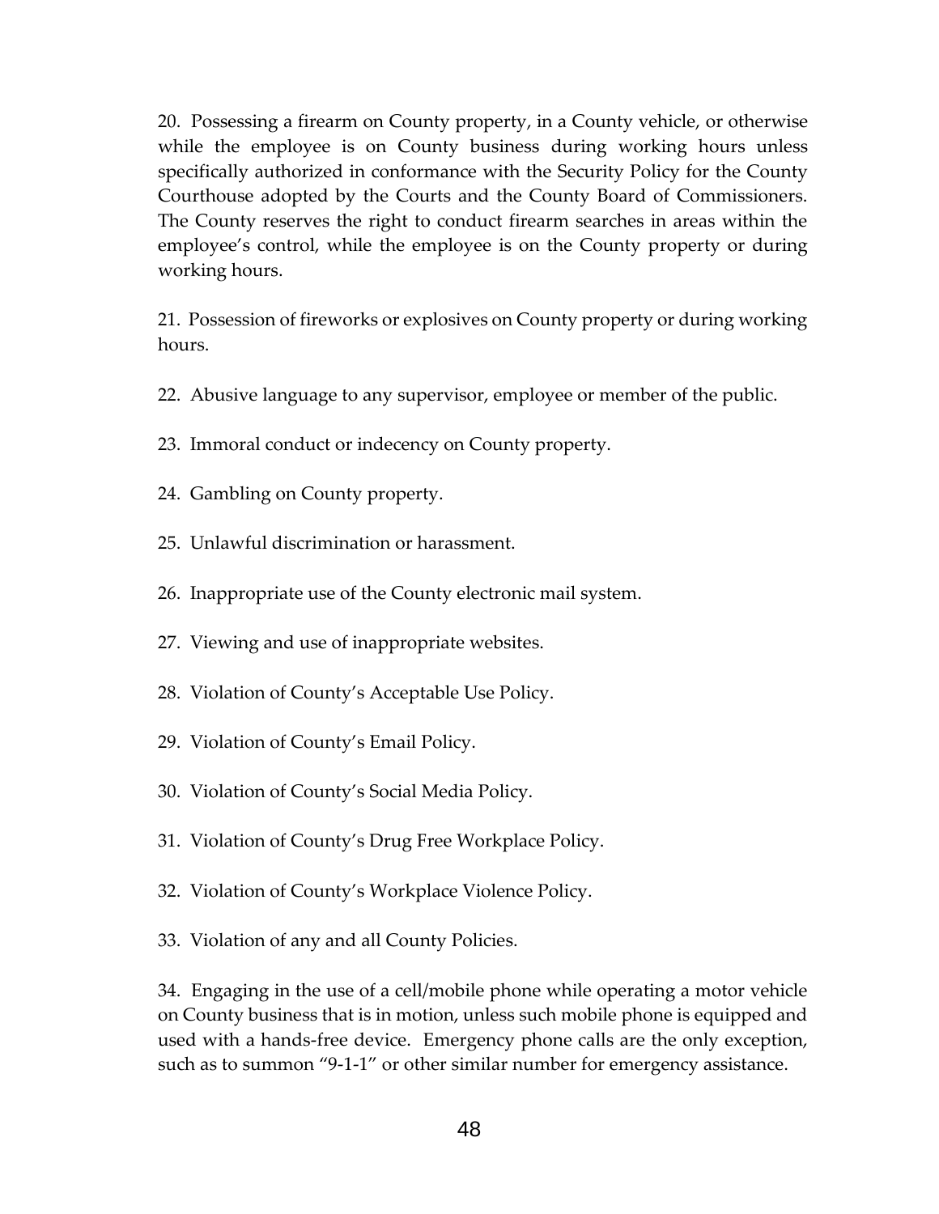20. Possessing a firearm on County property, in a County vehicle, or otherwise while the employee is on County business during working hours unless specifically authorized in conformance with the Security Policy for the County Courthouse adopted by the Courts and the County Board of Commissioners. The County reserves the right to conduct firearm searches in areas within the employee's control, while the employee is on the County property or during working hours.

21. Possession of fireworks or explosives on County property or during working hours.

22. Abusive language to any supervisor, employee or member of the public.

23. Immoral conduct or indecency on County property.

24. Gambling on County property.

25. Unlawful discrimination or harassment.

26. Inappropriate use of the County electronic mail system.

27. Viewing and use of inappropriate websites.

28. Violation of County's Acceptable Use Policy.

29. Violation of County's Email Policy.

30. Violation of County's Social Media Policy.

31. Violation of County's Drug Free Workplace Policy.

32. Violation of County's Workplace Violence Policy.

33. Violation of any and all County Policies.

34. Engaging in the use of a cell/mobile phone while operating a motor vehicle on County business that is in motion, unless such mobile phone is equipped and used with a hands-free device. Emergency phone calls are the only exception, such as to summon "9-1-1" or other similar number for emergency assistance.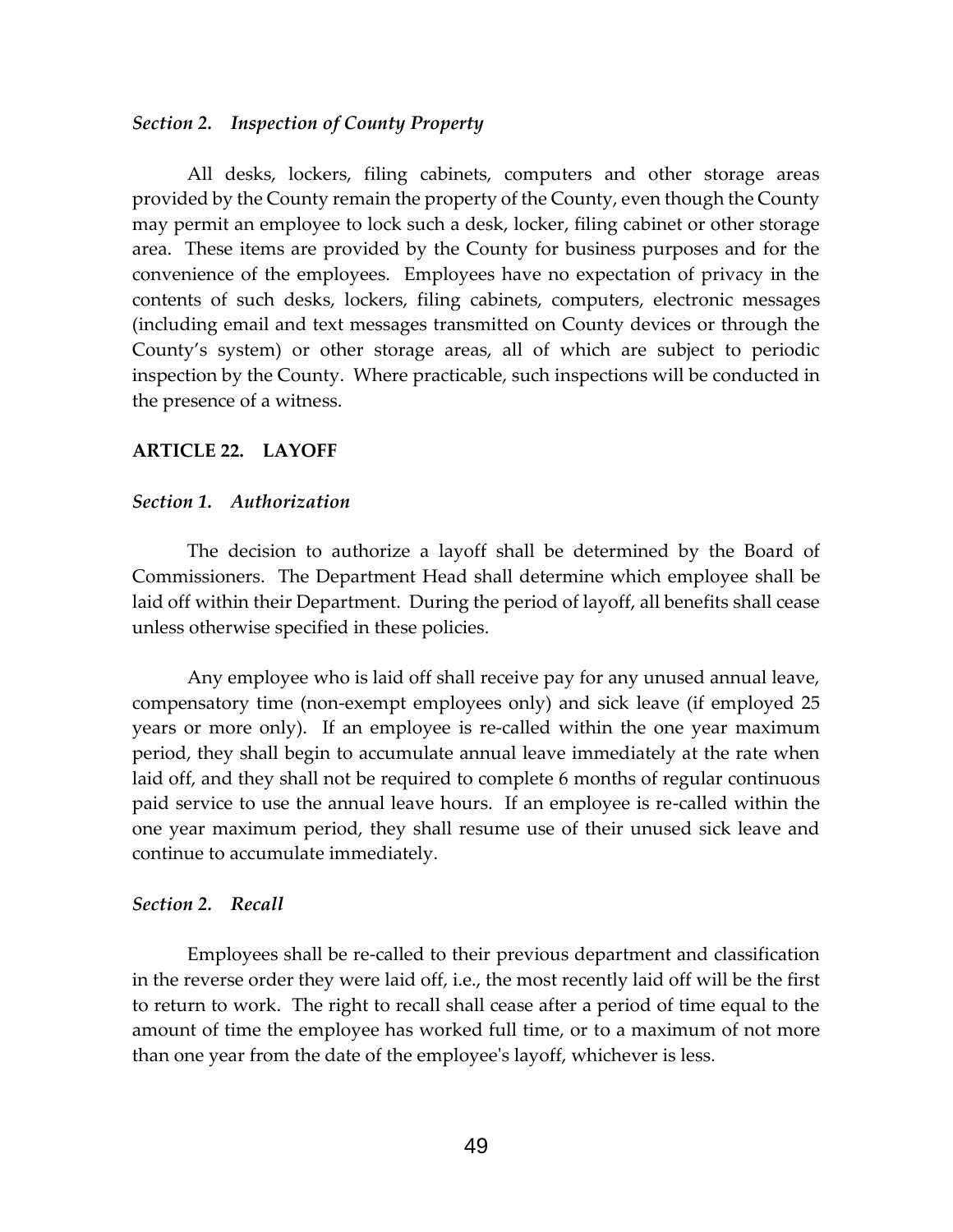### *Section 2. Inspection of County Property*

All desks, lockers, filing cabinets, computers and other storage areas provided by the County remain the property of the County, even though the County may permit an employee to lock such a desk, locker, filing cabinet or other storage area. These items are provided by the County for business purposes and for the convenience of the employees. Employees have no expectation of privacy in the contents of such desks, lockers, filing cabinets, computers, electronic messages (including email and text messages transmitted on County devices or through the County's system) or other storage areas, all of which are subject to periodic inspection by the County. Where practicable, such inspections will be conducted in the presence of a witness.

## ARTICLE 22. LAYOFF

### *Section 1. Authorization*

The decision to authorize a layoff shall be determined by the Board of Commissioners. The Department Head shall determine which employee shall be laid off within their Department. During the period of layoff, all benefits shall cease unless otherwise specified in these policies.

Any employee who is laid off shall receive pay for any unused annual leave, compensatory time (non-exempt employees only) and sick leave (if employed 25 years or more only). If an employee is re-called within the one year maximum period, they shall begin to accumulate annual leave immediately at the rate when laid off, and they shall not be required to complete 6 months of regular continuous paid service to use the annual leave hours. If an employee is re-called within the one year maximum period, they shall resume use of their unused sick leave and continue to accumulate immediately.

### *Section 2. Recall*

Employees shall be re-called to their previous department and classification in the reverse order they were laid off, i.e., the most recently laid off will be the first to return to work. The right to recall shall cease after a period of time equal to the amount of time the employee has worked full time, or to a maximum of not more than one year from the date of the employee's layoff, whichever is less.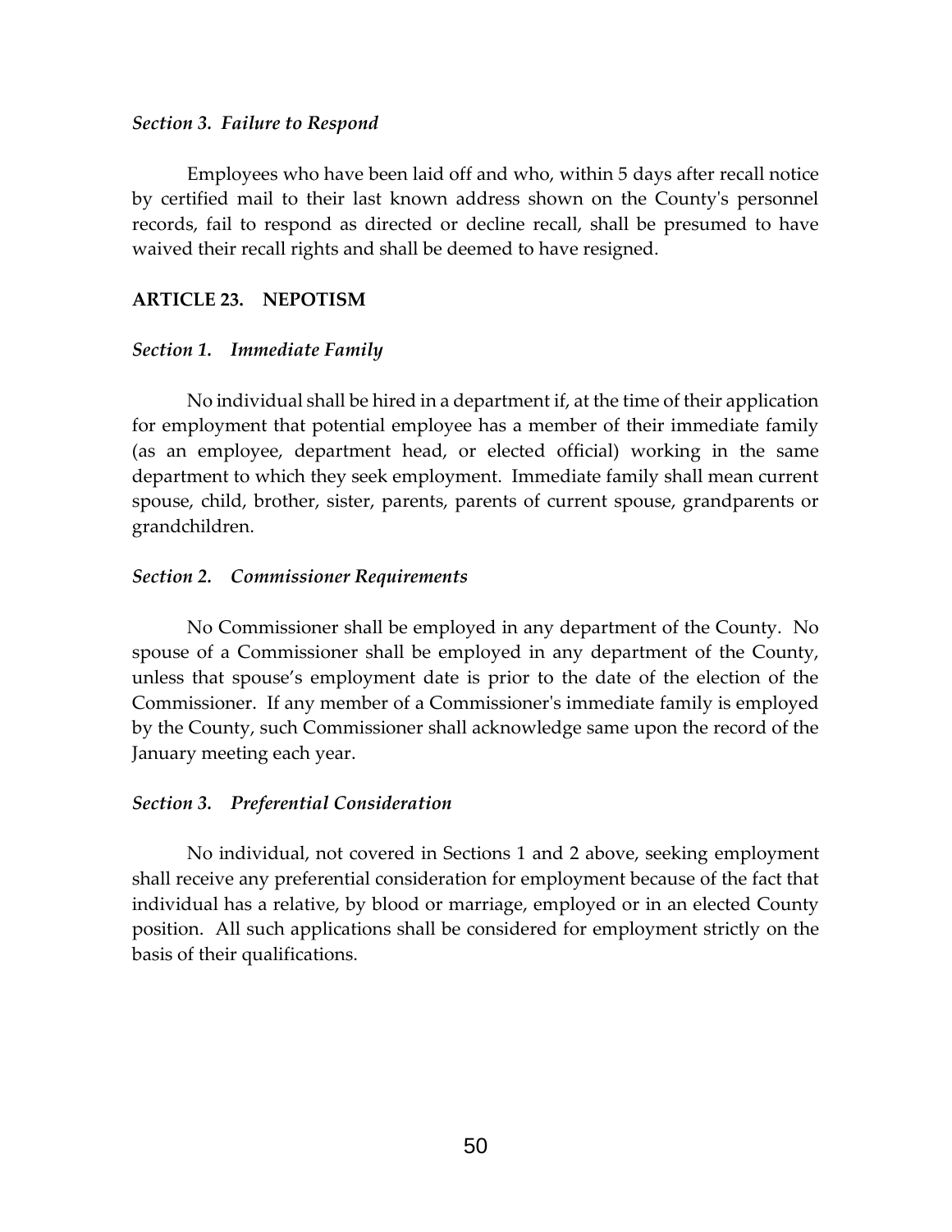*Section 3. Failure to Respond*

Employees who have been laid off and who, within 5 days after recall notice by certified mail to their last known address shown on the County's personnel records, fail to respond as directed or decline recall, shall be presumed to have waived their recall rights and shall be deemed to have resigned.

## ARTICLE 23. NEPOTISM

*Section 1. Immediate Family*

No individual shall be hired in a department if, at the time of their application for employment that potential employee has a member of their immediate family (as an employee, department head, or elected official) working in the same department to which they seek employment. Immediate family shall mean current spouse, child, brother, sister, parents, parents of current spouse, grandparents or grandchildren.

*Section 2. Commissioner Requirements*

No Commissioner shall be employed in any department of the County. No spouse of a Commissioner shall be employed in any department of the County, unless that spouse's employment date is prior to the date of the election of the Commissioner. If any member of a Commissioner's immediate family is employed by the County, such Commissioner shall acknowledge same upon the record of the January meeting each year.

*Section 3. Preferential Consideration*

No individual, not covered in Sections 1 and 2 above, seeking employment shall receive any preferential consideration for employment because of the fact that individual has a relative, by blood or marriage, employed or in an elected County position. All such applications shall be considered for employment strictly on the basis of their qualifications.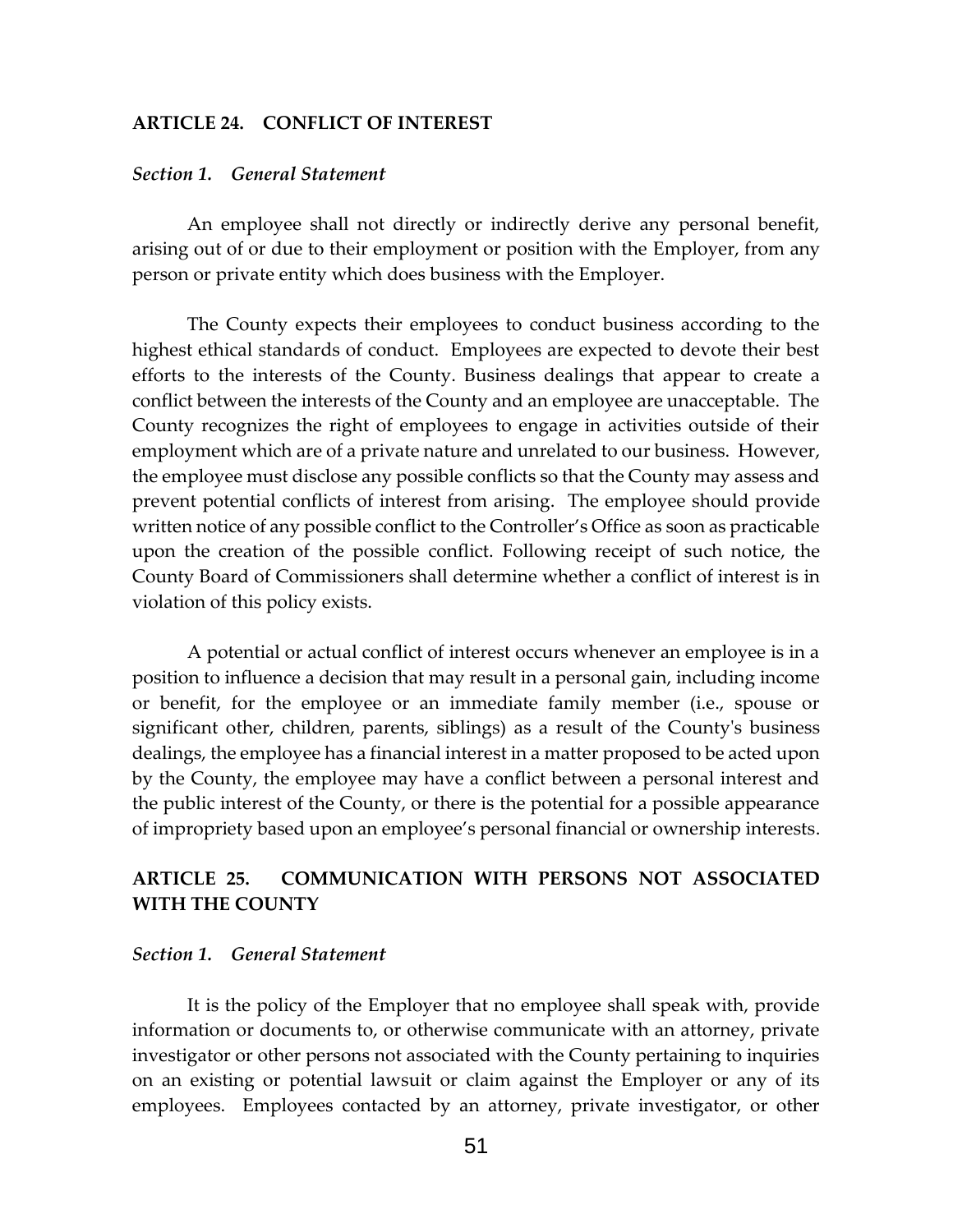## ARTICLE 24. CONFLICT OF INTEREST

### *Section 1. General Statement*

An employee shall not directly or indirectly derive any personal benefit, arising out of or due to their employment or position with the Employer, from any person or private entity which does business with the Employer.

The County expects their employees to conduct business according to the highest ethical standards of conduct. Employees are expected to devote their best efforts to the interests of the County. Business dealings that appear to create a conflict between the interests of the County and an employee are unacceptable. The County recognizes the right of employees to engage in activities outside of their employment which are of a private nature and unrelated to our business. However, the employee must disclose any possible conflicts so that the County may assess and prevent potential conflicts of interest from arising. The employee should provide written notice of any possible conflict to the Controller's Office as soon as practicable upon the creation of the possible conflict. Following receipt of such notice, the County Board of Commissioners shall determine whether a conflict of interest is in violation of this policy exists.

A potential or actual conflict of interest occurs whenever an employee is in a position to influence a decision that may result in a personal gain, including income or benefit, for the employee or an immediate family member (i.e., spouse or significant other, children, parents, siblings) as a result of the County's business dealings, the employee has a financial interest in a matter proposed to be acted upon by the County, the employee may have a conflict between a personal interest and the public interest of the County, or there is the potential for a possible appearance of impropriety based upon an employee's personal financial or ownership interests.

## ARTICLE 25. COMMUNICATION WITH PERSONS NOT ASSOCIATED WITH THE COUNTY

### *Section 1. General Statement*

It is the policy of the Employer that no employee shall speak with, provide information or documents to, or otherwise communicate with an attorney, private investigator or other persons not associated with the County pertaining to inquiries on an existing or potential lawsuit or claim against the Employer or any of its employees. Employees contacted by an attorney, private investigator, or other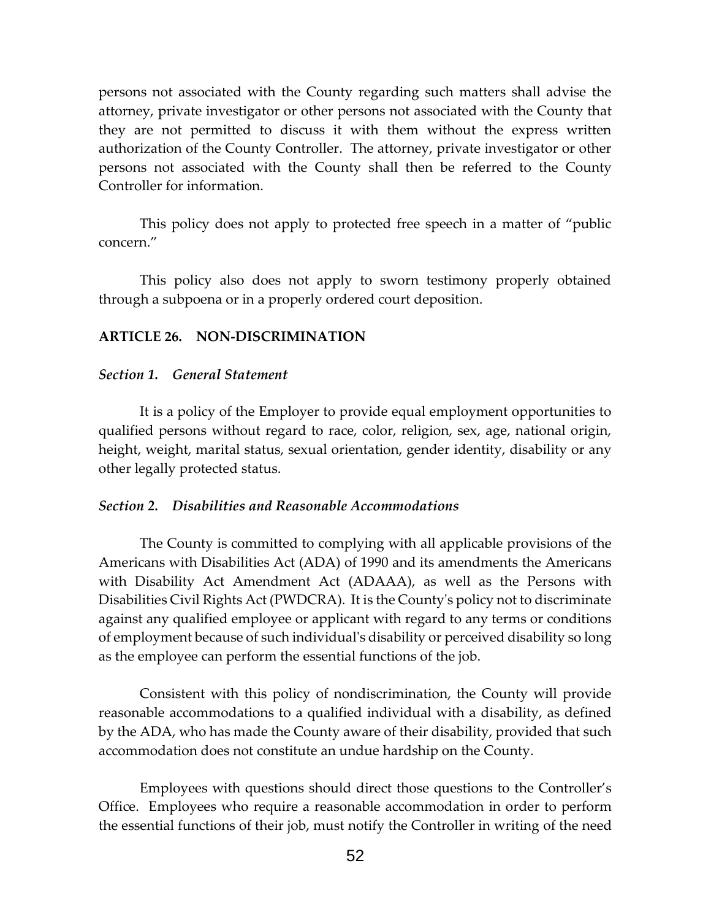persons not associated with the County regarding such matters shall advise the attorney, private investigator or other persons not associated with the County that they are not permitted to discuss it with them without the express written authorization of the County Controller. The attorney, private investigator or other persons not associated with the County shall then be referred to the County Controller for information.

This policy does not apply to protected free speech in a matter of "public concern."

This policy also does not apply to sworn testimony properly obtained through a subpoena or in a properly ordered court deposition.

## ARTICLE 26. NON-DISCRIMINATION

### *Section 1. General Statement*

It is a policy of the Employer to provide equal employment opportunities to qualified persons without regard to race, color, religion, sex, age, national origin, height, weight, marital status, sexual orientation, gender identity, disability or any other legally protected status.

### *Section 2. Disabilities and Reasonable Accommodations*

The County is committed to complying with all applicable provisions of the Americans with Disabilities Act (ADA) of 1990 and its amendments the Americans with Disability Act Amendment Act (ADAAA), as well as the Persons with Disabilities Civil Rights Act (PWDCRA). It is the County's policy not to discriminate against any qualified employee or applicant with regard to any terms or conditions of employment because of such individual's disability or perceived disability so long as the employee can perform the essential functions of the job.

Consistent with this policy of nondiscrimination, the County will provide reasonable accommodations to a qualified individual with a disability, as defined by the ADA, who has made the County aware of their disability, provided that such accommodation does not constitute an undue hardship on the County.

Employees with questions should direct those questions to the Controller's Office. Employees who require a reasonable accommodation in order to perform the essential functions of their job, must notify the Controller in writing of the need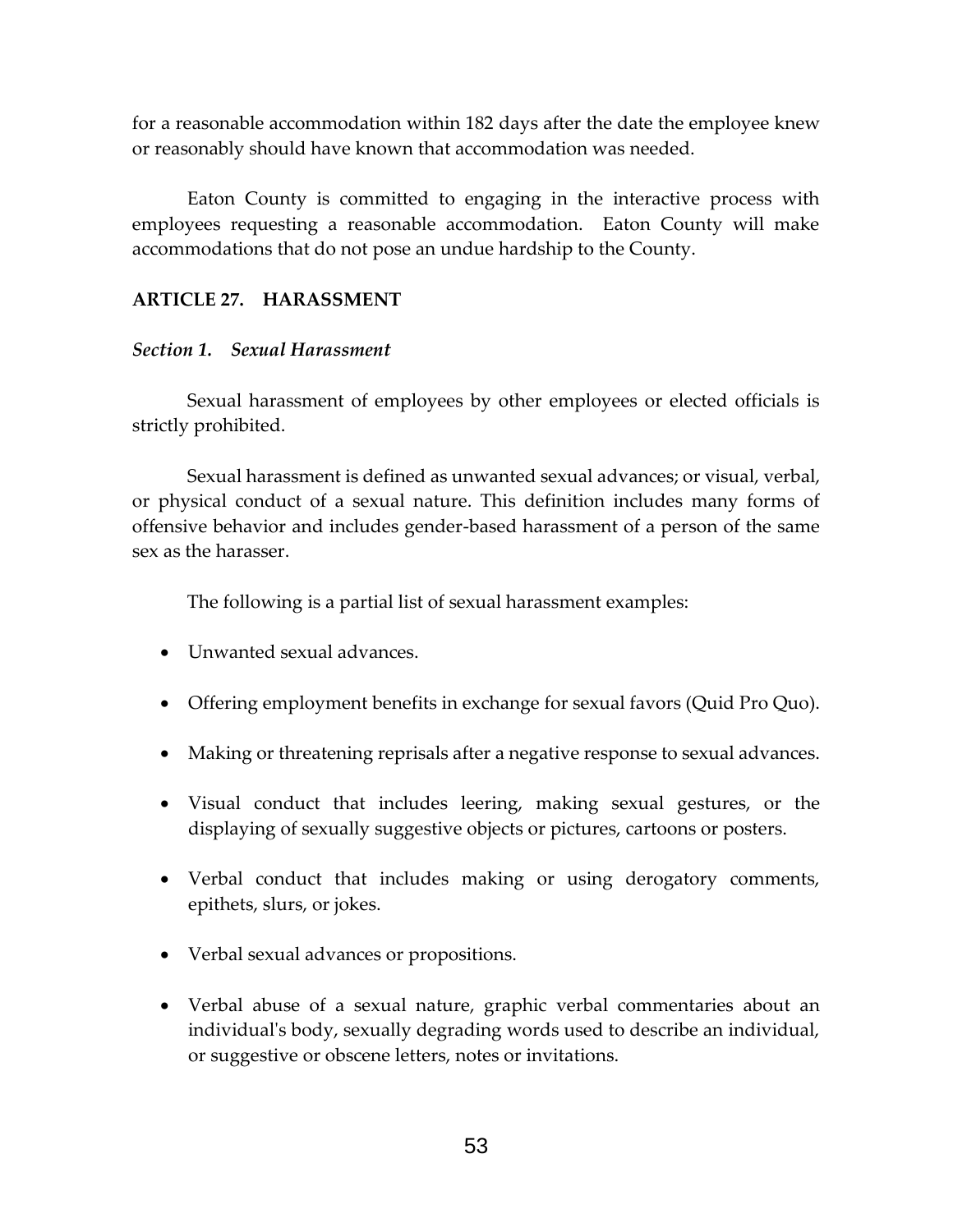for a reasonable accommodation within 182 days after the date the employee knew or reasonably should have known that accommodation was needed.

Eaton County is committed to engaging in the interactive process with employees requesting a reasonable accommodation. Eaton County will make accommodations that do not pose an undue hardship to the County.

## ARTICLE 27. HARASSMENT

### *Section 1. Sexual Harassment*

Sexual harassment of employees by other employees or elected officials is strictly prohibited.

Sexual harassment is defined as unwanted sexual advances; or visual, verbal, or physical conduct of a sexual nature. This definition includes many forms of offensive behavior and includes gender-based harassment of a person of the same sex as the harasser.

The following is a partial list of sexual harassment examples:

- Unwanted sexual advances.
- Offering employment benefits in exchange for sexual favors (Quid Pro Quo).
- Making or threatening reprisals after a negative response to sexual advances.
- Visual conduct that includes leering, making sexual gestures, or the displaying of sexually suggestive objects or pictures, cartoons or posters.
- Verbal conduct that includes making or using derogatory comments, epithets, slurs, or jokes.
- Verbal sexual advances or propositions.
- Verbal abuse of a sexual nature, graphic verbal commentaries about an individual's body, sexually degrading words used to describe an individual, or suggestive or obscene letters, notes or invitations.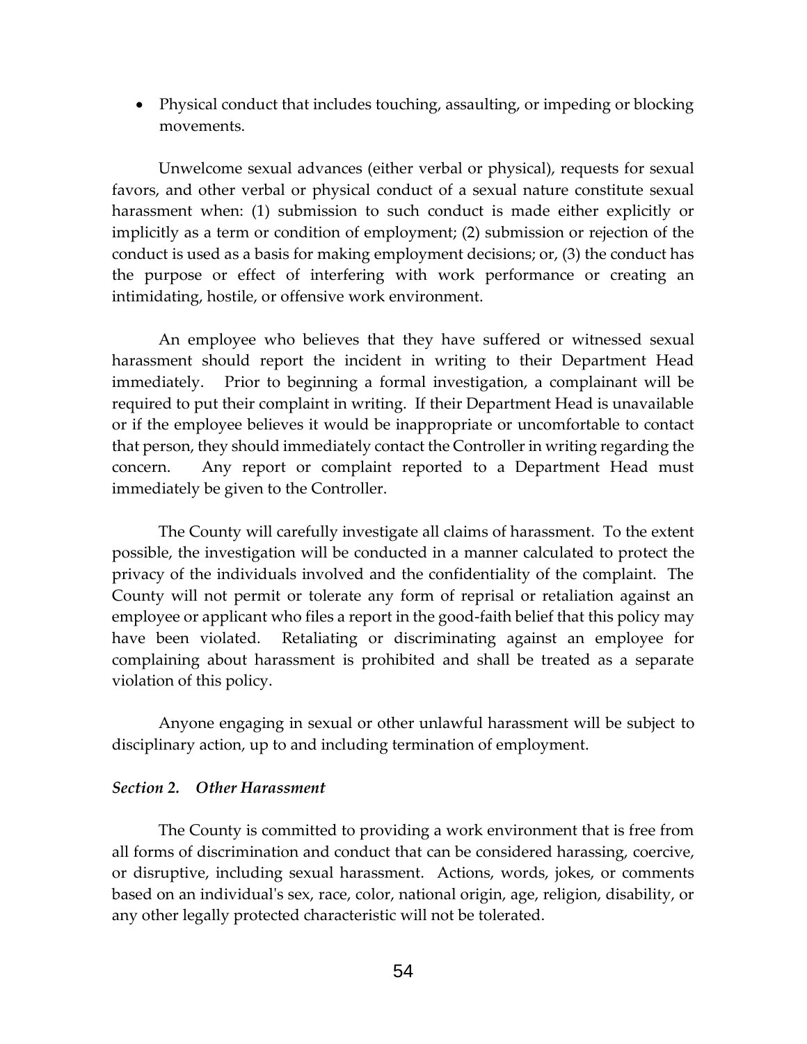- Physical conduct that includes touching, assaulting, or impeding or blocking movements.

Unwelcome sexual advances (either verbal or physical), requests for sexual favors, and other verbal or physical conduct of a sexual nature constitute sexual harassment when: (1) submission to such conduct is made either explicitly or implicitly as a term or condition of employment; (2) submission or rejection of the conduct is used as a basis for making employment decisions; or, (3) the conduct has the purpose or effect of interfering with work performance or creating an intimidating, hostile, or offensive work environment.

An employee who believes that they have suffered or witnessed sexual harassment should report the incident in writing to their Department Head immediately. Prior to beginning a formal investigation, a complainant will be required to put their complaint in writing. If their Department Head is unavailable or if the employee believes it would be inappropriate or uncomfortable to contact that person, they should immediately contact the Controller in writing regarding the concern. Any report or complaint reported to a Department Head must immediately be given to the Controller.

The County will carefully investigate all claims of harassment. To the extent possible, the investigation will be conducted in a manner calculated to protect the privacy of the individuals involved and the confidentiality of the complaint. The County will not permit or tolerate any form of reprisal or retaliation against an employee or applicant who files a report in the good-faith belief that this policy may have been violated. Retaliating or discriminating against an employee for complaining about harassment is prohibited and shall be treated as a separate violation of this policy.

Anyone engaging in sexual or other unlawful harassment will be subject to disciplinary action, up to and including termination of employment.

### *Section 2. Other Harassment*

The County is committed to providing a work environment that is free from all forms of discrimination and conduct that can be considered harassing, coercive, or disruptive, including sexual harassment. Actions, words, jokes, or comments based on an individual's sex, race, color, national origin, age, religion, disability, or any other legally protected characteristic will not be tolerated.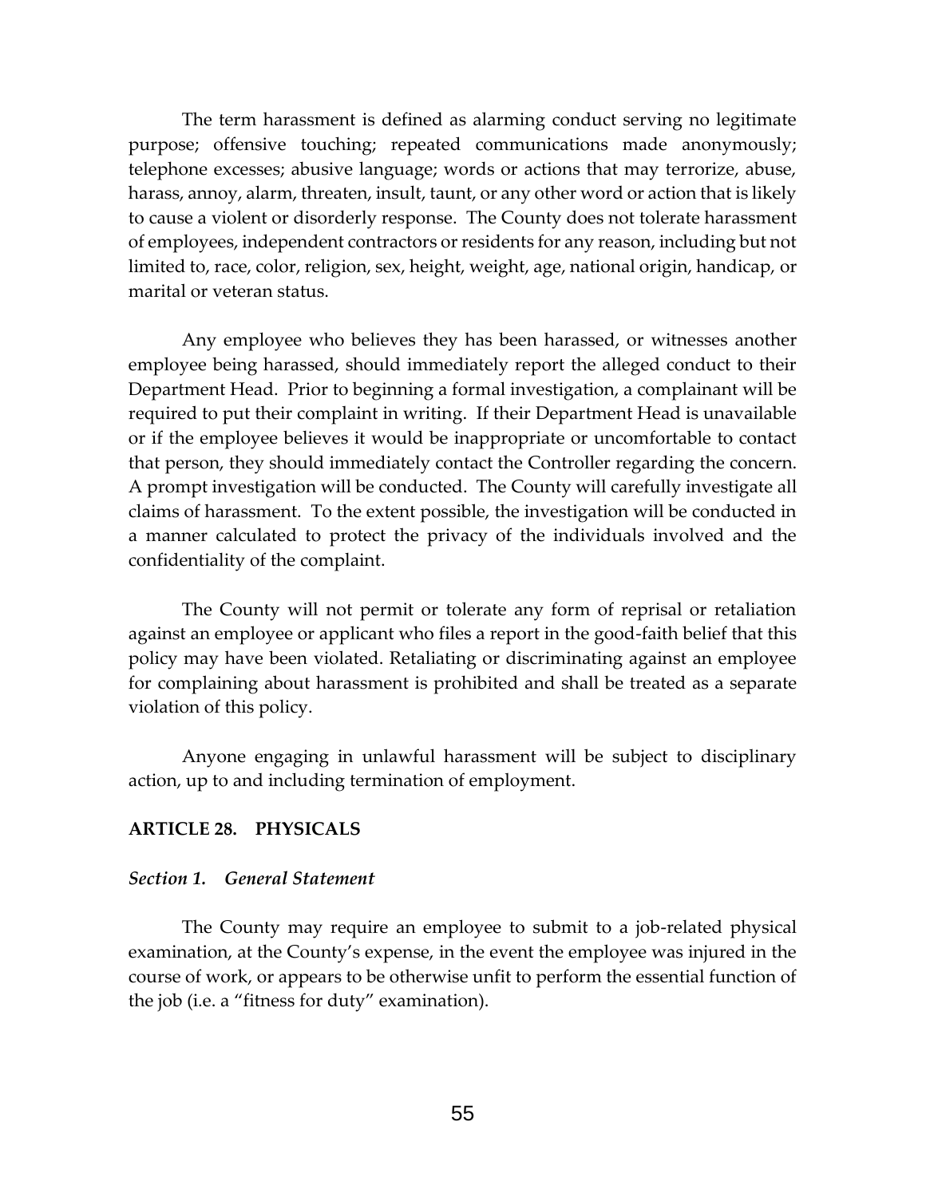The term harassment is defined as alarming conduct serving no legitimate purpose; offensive touching; repeated communications made anonymously; telephone excesses; abusive language; words or actions that may terrorize, abuse, harass, annoy, alarm, threaten, insult, taunt, or any other word or action that is likely to cause a violent or disorderly response. The County does not tolerate harassment of employees, independent contractors or residents for any reason, including but not limited to, race, color, religion, sex, height, weight, age, national origin, handicap, or marital or veteran status.

Any employee who believes they has been harassed, or witnesses another employee being harassed, should immediately report the alleged conduct to their Department Head. Prior to beginning a formal investigation, a complainant will be required to put their complaint in writing. If their Department Head is unavailable or if the employee believes it would be inappropriate or uncomfortable to contact that person, they should immediately contact the Controller regarding the concern. A prompt investigation will be conducted. The County will carefully investigate all claims of harassment. To the extent possible, the investigation will be conducted in a manner calculated to protect the privacy of the individuals involved and the confidentiality of the complaint.

The County will not permit or tolerate any form of reprisal or retaliation against an employee or applicant who files a report in the good-faith belief that this policy may have been violated. Retaliating or discriminating against an employee for complaining about harassment is prohibited and shall be treated as a separate violation of this policy.

Anyone engaging in unlawful harassment will be subject to disciplinary action, up to and including termination of employment.

## ARTICLE 28. PHYSICALS

### *Section 1. General Statement*

The County may require an employee to submit to a job-related physical examination, at the County's expense, in the event the employee was injured in the course of work, or appears to be otherwise unfit to perform the essential function of the job (i.e. a "fitness for duty" examination).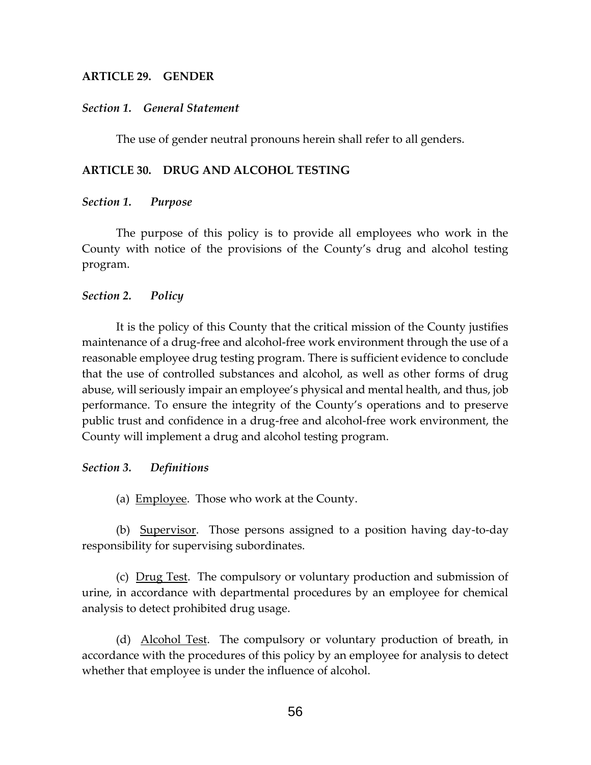## ARTICLE 29. GENDER

### *Section 1. General Statement*

The use of gender neutral pronouns herein shall refer to all genders.

## ARTICLE 30. DRUG AND ALCOHOL TESTING

### *Section 1. Purpose*

The purpose of this policy is to provide all employees who work in the County with notice of the provisions of the County's drug and alcohol testing program.

### *Section 2. Policy*

It is the policy of this County that the critical mission of the County justifies maintenance of a drug-free and alcohol-free work environment through the use of a reasonable employee drug testing program. There is sufficient evidence to conclude that the use of controlled substances and alcohol, as well as other forms of drug abuse, will seriously impair an employee's physical and mental health, and thus, job performance. To ensure the integrity of the County's operations and to preserve public trust and confidence in a drug-free and alcohol-free work environment, the County will implement a drug and alcohol testing program.

### *Section 3. Definitions*

(a) Employee. Those who work at the County.

(b) Supervisor. Those persons assigned to a position having day-to-day responsibility for supervising subordinates.

(c) Drug Test. The compulsory or voluntary production and submission of urine, in accordance with departmental procedures by an employee for chemical analysis to detect prohibited drug usage.

(d) Alcohol Test. The compulsory or voluntary production of breath, in accordance with the procedures of this policy by an employee for analysis to detect whether that employee is under the influence of alcohol.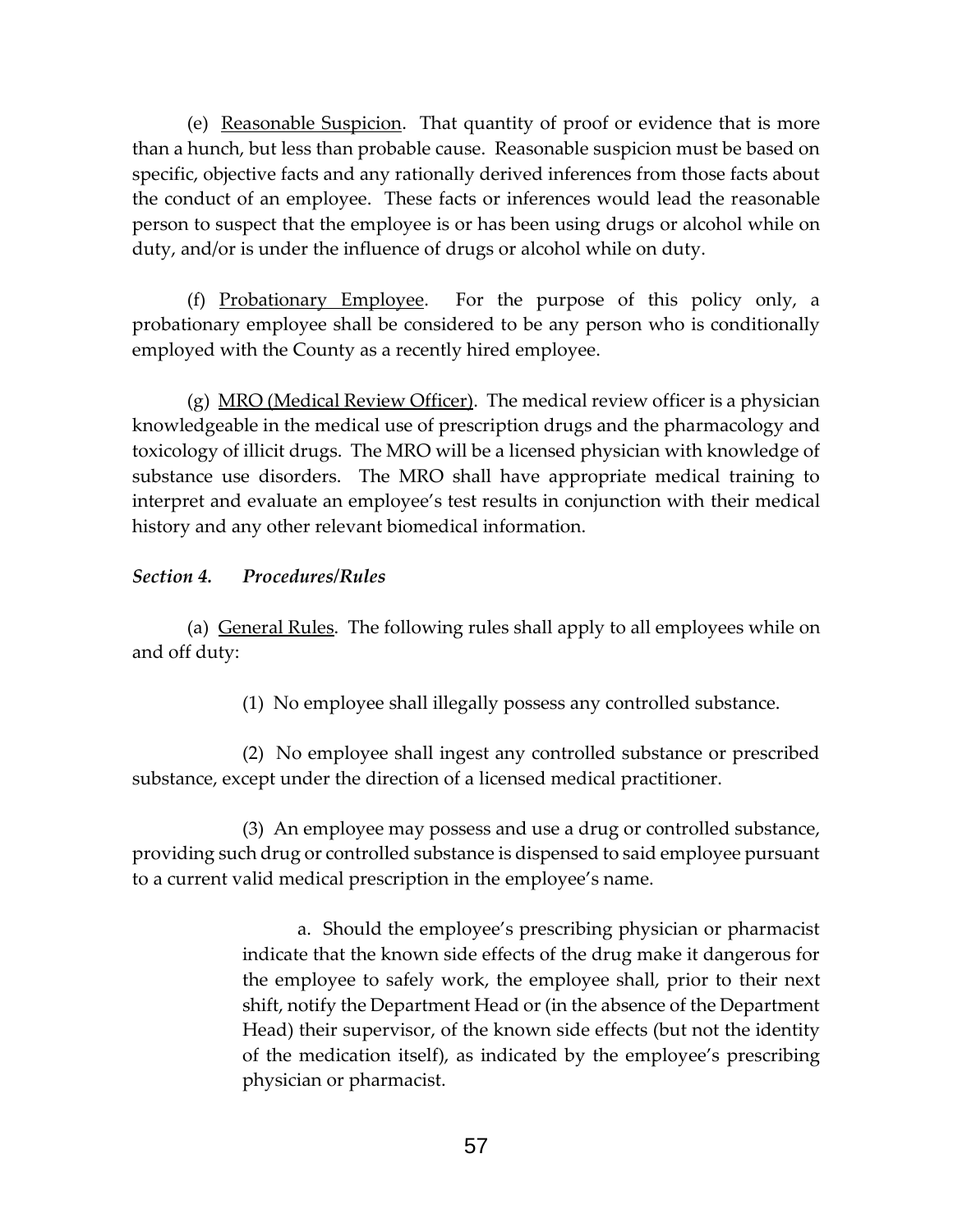(e) <u>Reasonable Suspicion</u>. That quantity of proof or evidence that is more than a hunch, but less than probable cause. Reasonable suspicion must be based on specific, objective facts and any rationally derived inferences from those facts about the conduct of an employee. These facts or inferences would lead the reasonable person to suspect that the employee is or has been using drugs or alcohol while on duty, and/or is under the influence of drugs or alcohol while on duty.

(f) <u>Probationary Employee</u>. For the purpose of this policy only, a probationary employee shall be considered to be any person who is conditionally employed with the County as a recently hired employee.

(g) <u>MRO (Medical Review Officer)</u>. The medical review officer is a physician knowledgeable in the medical use of prescription drugs and the pharmacology and toxicology of illicit drugs. The MRO will be a licensed physician with knowledge of substance use disorders. The MRO shall have appropriate medical training to interpret and evaluate an employee's test results in conjunction with their medical history and any other relevant biomedical information.

*Section 4. Procedures/Rules*

(a) <u>General Rules</u>. The following rules shall apply to all employees while on and off duty:

(1) No employee shall illegally possess any controlled substance.

(2) No employee shall ingest any controlled substance or prescribed substance, except under the direction of a licensed medical practitioner.

(3) An employee may possess and use a drug or controlled substance, providing such drug or controlled substance is dispensed to said employee pursuant to a current valid medical prescription in the employee's name.

a. Should the employee's prescribing physician or pharmacist indicate that the known side effects of the drug make it dangerous for the employee to safely work, the employee shall, prior to their next shift, notify the Department Head or (in the absence of the Department Head) their supervisor, of the known side effects (but not the identity of the medication itself), as indicated by the employee's prescribing physician or pharmacist.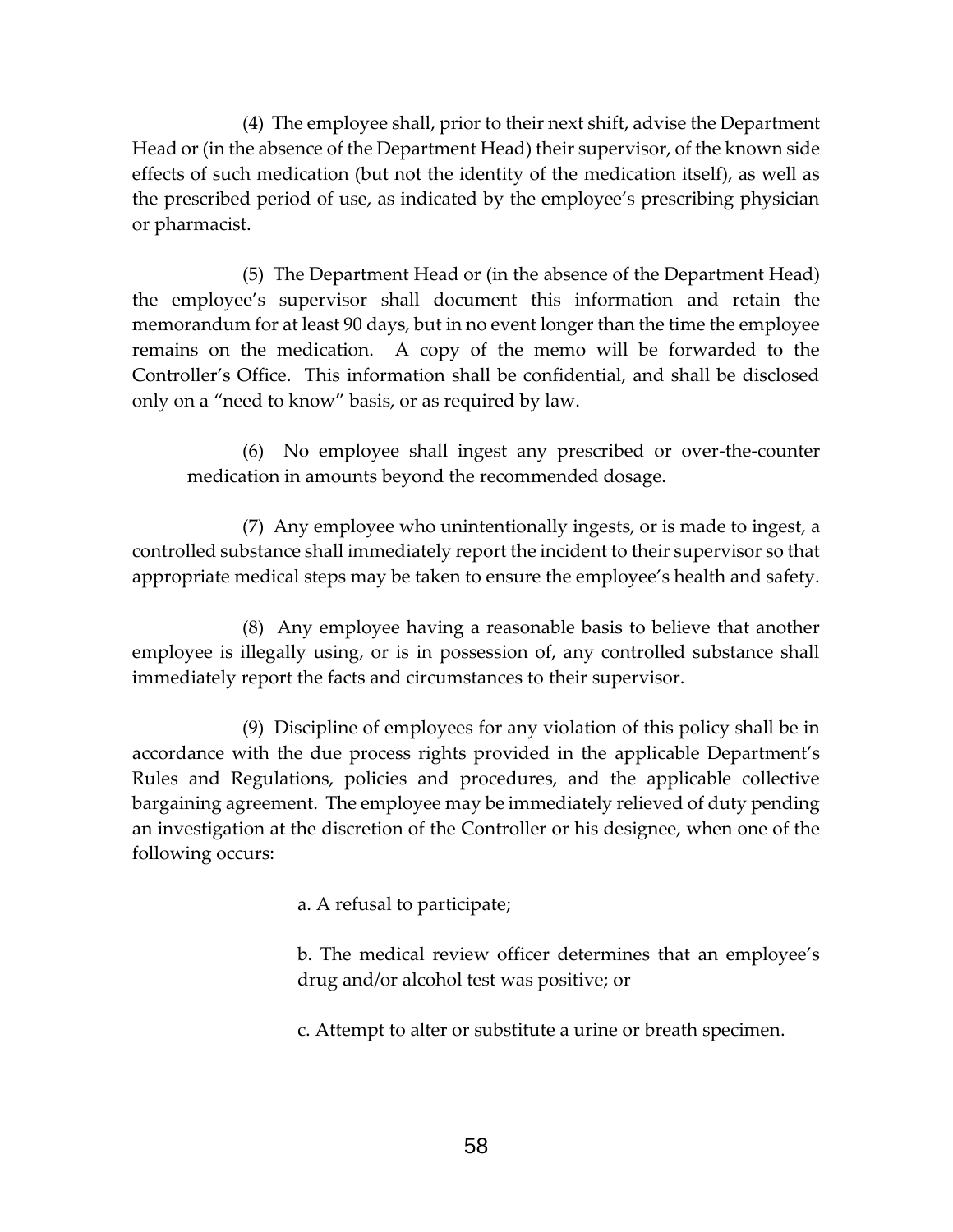(4) The employee shall, prior to their next shift, advise the Department Head or (in the absence of the Department Head) their supervisor, of the known side effects of such medication (but not the identity of the medication itself), as well as the prescribed period of use, as indicated by the employee's prescribing physician or pharmacist.

(5) The Department Head or (in the absence of the Department Head) the employee's supervisor shall document this information and retain the memorandum for at least 90 days, but in no event longer than the time the employee remains on the medication. A copy of the memo will be forwarded to the Controller's Office. This information shall be confidential, and shall be disclosed only on a "need to know" basis, or as required by law.

(6) No employee shall ingest any prescribed or over-the-counter medication in amounts beyond the recommended dosage.

(7) Any employee who unintentionally ingests, or is made to ingest, a controlled substance shall immediately report the incident to their supervisor so that appropriate medical steps may be taken to ensure the employee's health and safety.

(8) Any employee having a reasonable basis to believe that another employee is illegally using, or is in possession of, any controlled substance shall immediately report the facts and circumstances to their supervisor.

(9) Discipline of employees for any violation of this policy shall be in accordance with the due process rights provided in the applicable Department's Rules and Regulations, policies and procedures, and the applicable collective bargaining agreement. The employee may be immediately relieved of duty pending an investigation at the discretion of the Controller or his designee, when one of the following occurs:

a. A refusal to participate;

b. The medical review officer determines that an employee's drug and/or alcohol test was positive; or

c. Attempt to alter or substitute a urine or breath specimen.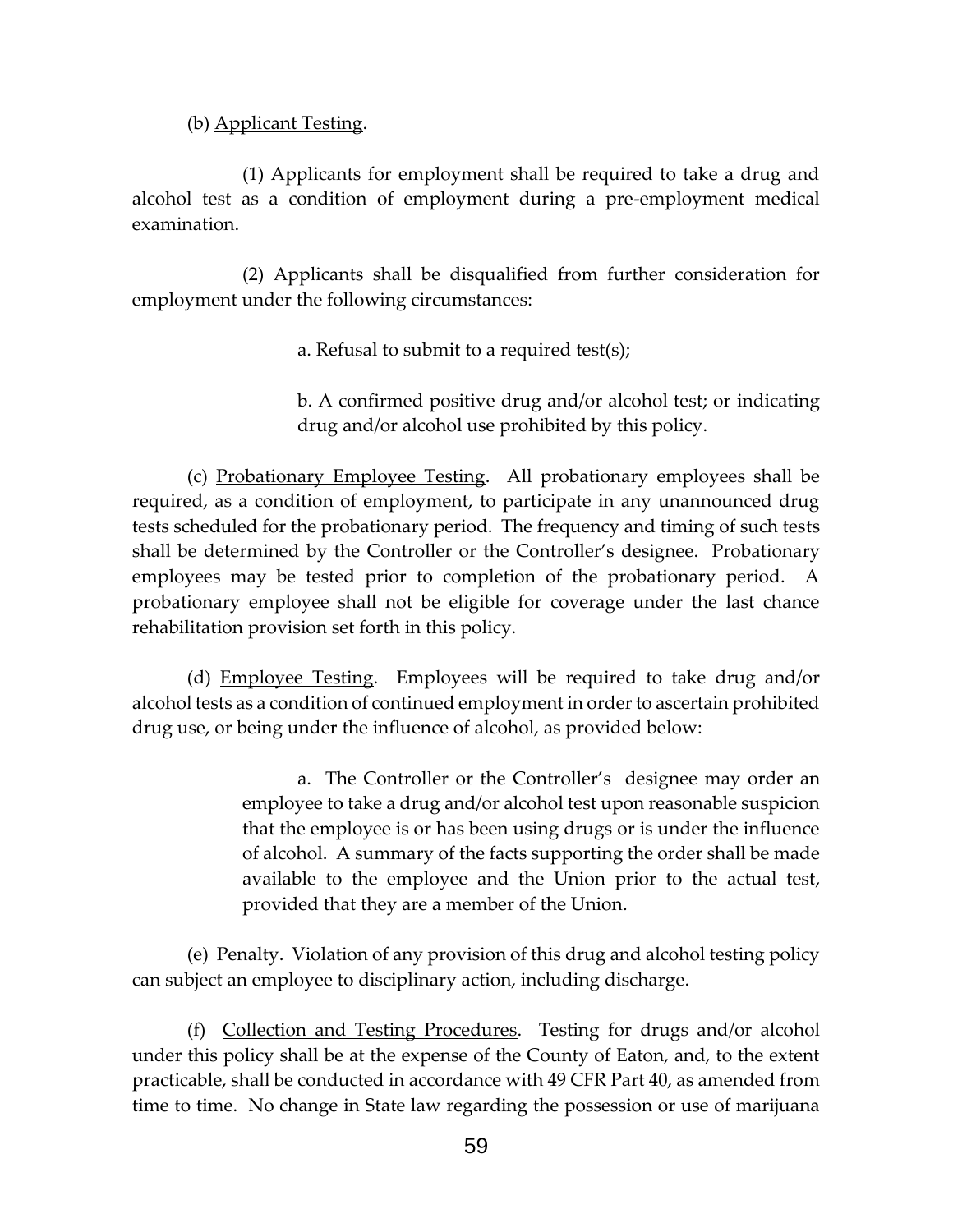(b) Applicant Testing.

(1) Applicants for employment shall be required to take a drug and alcohol test as a condition of employment during a pre-employment medical examination.

(2) Applicants shall be disqualified from further consideration for employment under the following circumstances:

a. Refusal to submit to a required test(s);

b. A confirmed positive drug and/or alcohol test; or indicating drug and/or alcohol use prohibited by this policy.

(c) Probationary Employee Testing. All probationary employees shall be required, as a condition of employment, to participate in any unannounced drug tests scheduled for the probationary period. The frequency and timing of such tests shall be determined by the Controller or the Controller's designee. Probationary employees may be tested prior to completion of the probationary period. A probationary employee shall not be eligible for coverage under the last chance rehabilitation provision set forth in this policy.

(d) Employee Testing. Employees will be required to take drug and/or alcohol tests as a condition of continued employment in order to ascertain prohibited drug use, or being under the influence of alcohol, as provided below:

a. The Controller or the Controller's designee may order an employee to take a drug and/or alcohol test upon reasonable suspicion that the employee is or has been using drugs or is under the influence of alcohol. A summary of the facts supporting the order shall be made available to the employee and the Union prior to the actual test, provided that they are a member of the Union.

(e) Penalty. Violation of any provision of this drug and alcohol testing policy can subject an employee to disciplinary action, including discharge.

(f) Collection and Testing Procedures. Testing for drugs and/or alcohol under this policy shall be at the expense of the County of Eaton, and, to the extent practicable, shall be conducted in accordance with 49 CFR Part 40, as amended from time to time. No change in State law regarding the possession or use of marijuana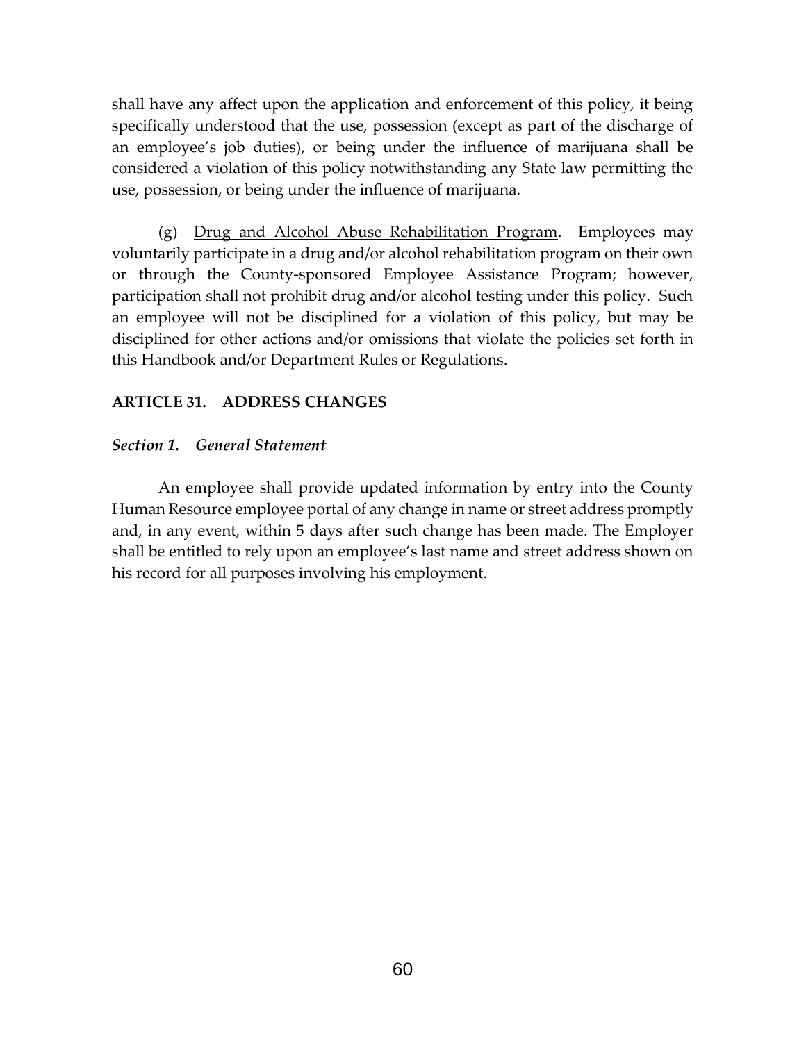shall have any affect upon the application and enforcement of this policy, it being specifically understood that the use, possession (except as part of the discharge of an employee's job duties), or being under the influence of marijuana shall be considered a violation of this policy notwithstanding any State law permitting the use, possession, or being under the influence of marijuana.

(g) <u>Drug and Alcohol Abuse Rehabilitation Program</u>. Employees may voluntarily participate in a drug and/or alcohol rehabilitation program on their own or through the County-sponsored Employee Assistance Program; however, participation shall not prohibit drug and/or alcohol testing under this policy. Such an employee will not be disciplined for a violation of this policy, but may be disciplined for other actions and/or omissions that violate the policies set forth in this Handbook and/or Department Rules or Regulations.

## ARTICLE 31. ADDRESS CHANGES

### *Section 1. General Statement*

An employee shall provide updated information by entry into the County Human Resource employee portal of any change in name or street address promptly and, in any event, within 5 days after such change has been made. The Employer shall be entitled to rely upon an employee's last name and street address shown on his record for all purposes involving his employment.